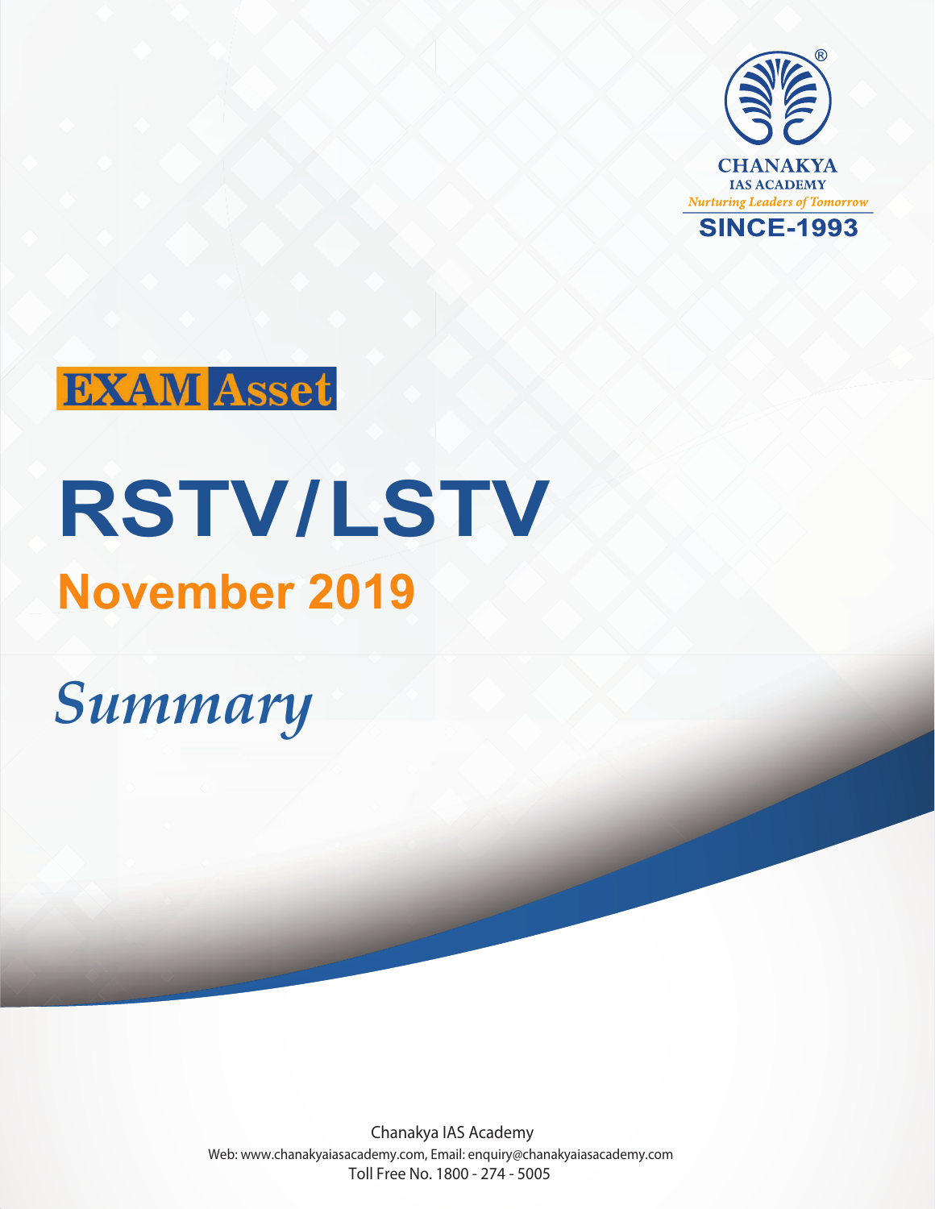CHANAKYA
IAS ACADEMY
*Nurturing Leaders of Tomorrow*
SINCE-1993

**EXAM Asset**

# RSTV/LSTV

## November 2019

*Summary*

Chanakya IAS Academy
Web: www.chanakyaiasacademy.com, Email: enquiry@chanakyaiasacademy.com
Toll Free No. 1800 - 274 - 5005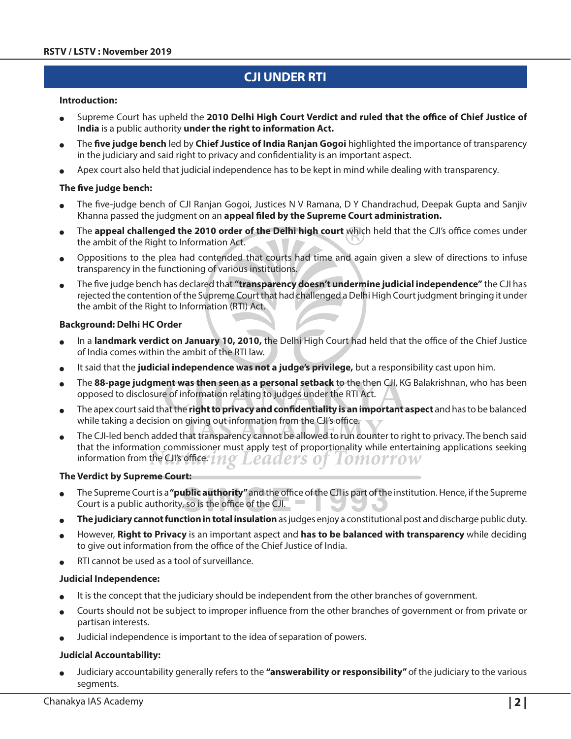# CJI UNDER RTI

**Introduction:**

- Supreme Court has upheld the **2010 Delhi High Court Verdict and ruled that the office of Chief Justice of India** is a public authority **under the right to information Act.**
- The **five judge bench** led by **Chief Justice of India Ranjan Gogoi** highlighted the importance of transparency in the judiciary and said right to privacy and confidentiality is an important aspect.
- Apex court also held that judicial independence has to be kept in mind while dealing with transparency.

**The five judge bench:**

- The five-judge bench of CJI Ranjan Gogoi, Justices N V Ramana, D Y Chandrachud, Deepak Gupta and Sanjiv Khanna passed the judgment on an **appeal filed by the Supreme Court administration.**
- The **appeal challenged the 2010 order of the Delhi high court** which held that the CJI's office comes under the ambit of the Right to Information Act.
- Oppositions to the plea had contended that courts had time and again given a slew of directions to infuse transparency in the functioning of various institutions.
- The five judge bench has declared that **"transparency doesn't undermine judicial independence"** the CJI has rejected the contention of the Supreme Court that had challenged a Delhi High Court judgment bringing it under the ambit of the Right to Information (RTI) Act.

**Background: Delhi HC Order**

- In a **landmark verdict on January 10, 2010,** the Delhi High Court had held that the office of the Chief Justice of India comes within the ambit of the RTI law.
- It said that the **judicial independence was not a judge's privilege,** but a responsibility cast upon him.
- The **88-page judgment was then seen as a personal setback** to the then CJI, KG Balakrishnan, who has been opposed to disclosure of information relating to judges under the RTI Act.
- The apex court said that the **right to privacy and confidentiality is an important aspect** and has to be balanced while taking a decision on giving out information from the CJI's office.
- The CJI-led bench added that transparency cannot be allowed to run counter to right to privacy. The bench said that the information commissioner must apply test of proportionality while entertaining applications seeking information from the CJI's office.

**The Verdict by Supreme Court:**

- The Supreme Court is a **"public authority"** and the office of the CJI is part of the institution. Hence, if the Supreme Court is a public authority, so is the office of the CJI.
- **The judiciary cannot function in total insulation** as judges enjoy a constitutional post and discharge public duty.
- However, **Right to Privacy** is an important aspect and **has to be balanced with transparency** while deciding to give out information from the office of the Chief Justice of India.
- RTI cannot be used as a tool of surveillance.

**Judicial Independence:**

- It is the concept that the judiciary should be independent from the other branches of government.
- Courts should not be subject to improper influence from the other branches of government or from private or partisan interests.
- Judicial independence is important to the idea of separation of powers.

**Judicial Accountability:**

- Judiciary accountability generally refers to the **"answerability or responsibility"** of the judiciary to the various segments.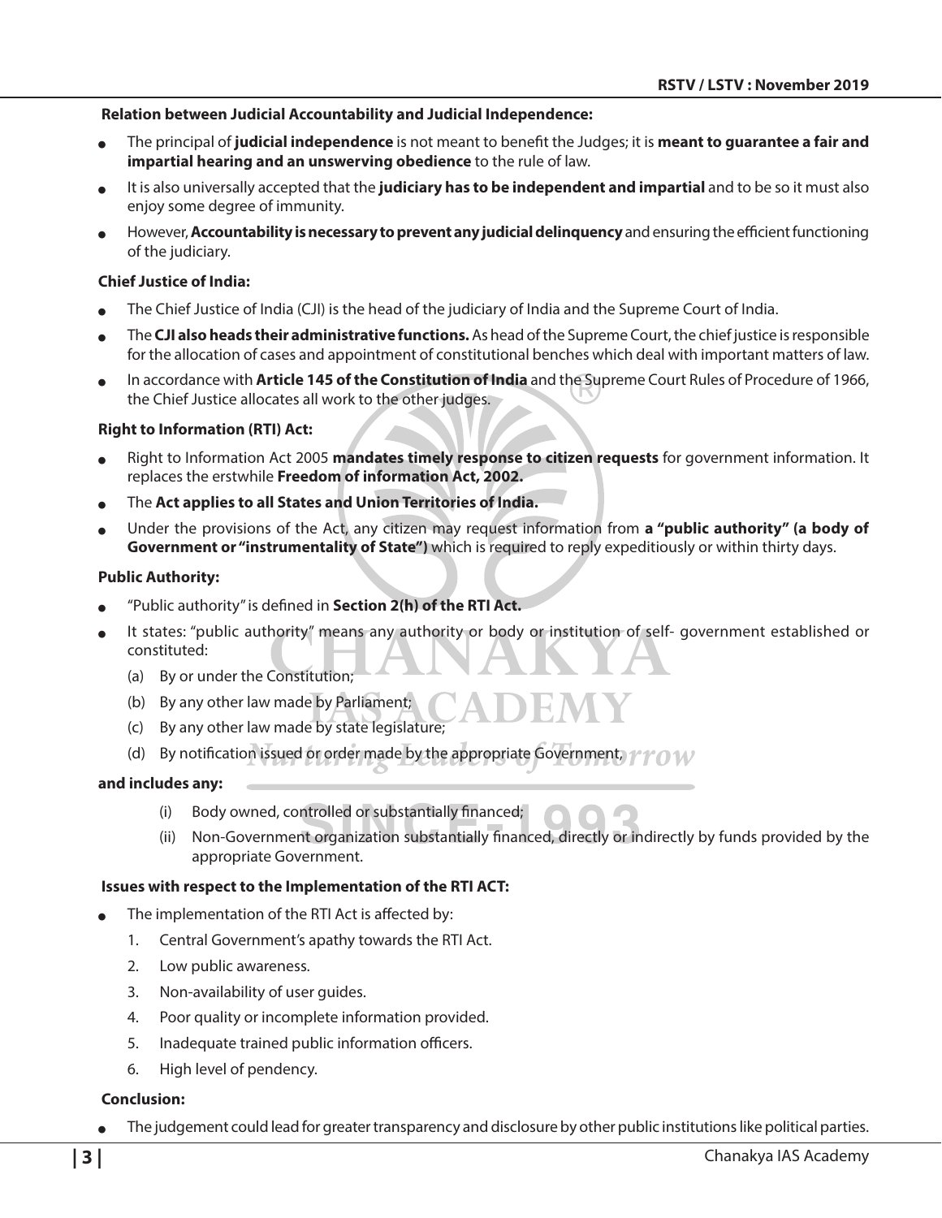**Relation between Judicial Accountability and Judicial Independence:**

- The principal of **judicial independence** is not meant to benefit the Judges; it is **meant to guarantee a fair and impartial hearing and an unswerving obedience** to the rule of law.
- It is also universally accepted that the **judiciary has to be independent and impartial** and to be so it must also enjoy some degree of immunity.
- However, **Accountability is necessary to prevent any judicial delinquency** and ensuring the efficient functioning of the judiciary.

**Chief Justice of India:**

- The Chief Justice of India (CJI) is the head of the judiciary of India and the Supreme Court of India.
- The **CJI also heads their administrative functions.** As head of the Supreme Court, the chief justice is responsible for the allocation of cases and appointment of constitutional benches which deal with important matters of law.
- In accordance with **Article 145 of the Constitution of India** and the Supreme Court Rules of Procedure of 1966, the Chief Justice allocates all work to the other judges.

**Right to Information (RTI) Act:**

- Right to Information Act 2005 **mandates timely response to citizen requests** for government information. It replaces the erstwhile **Freedom of information Act, 2002.**
- The **Act applies to all States and Union Territories of India.**
- Under the provisions of the Act, any citizen may request information from **a "public authority" (a body of Government or "instrumentality of State")** which is required to reply expeditiously or within thirty days.

**Public Authority:**

- "Public authority" is defined in **Section 2(h) of the RTI Act.**
- It states: "public authority" means any authority or body or institution of self- government established or constituted:
  - (a) By or under the Constitution;
  - (b) By any other law made by Parliament;
  - (c) By any other law made by state legislature;
  - (d) By notification issued or order made by the appropriate Government,

**and includes any:**

- (i) Body owned, controlled or substantially financed;
- (ii) Non-Government organization substantially financed, directly or indirectly by funds provided by the appropriate Government.

**Issues with respect to the Implementation of the RTI ACT:**

- The implementation of the RTI Act is affected by:
  1. Central Government's apathy towards the RTI Act.
  2. Low public awareness.
  3. Non-availability of user guides.
  4. Poor quality or incomplete information provided.
  5. Inadequate trained public information officers.
  6. High level of pendency.

**Conclusion:**

- The judgement could lead for greater transparency and disclosure by other public institutions like political parties.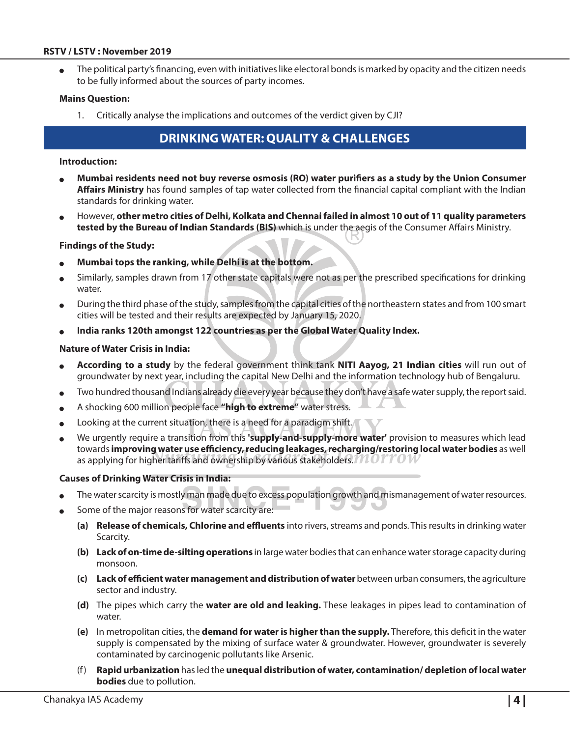- The political party's financing, even with initiatives like electoral bonds is marked by opacity and the citizen needs to be fully informed about the sources of party incomes.

**Mains Question:**

1. Critically analyse the implications and outcomes of the verdict given by CJI?

## DRINKING WATER: QUALITY & CHALLENGES

**Introduction:**

- **Mumbai residents need not buy reverse osmosis (RO) water purifiers as a study by the Union Consumer Affairs Ministry** has found samples of tap water collected from the financial capital compliant with the Indian standards for drinking water.
- However, **other metro cities of Delhi, Kolkata and Chennai failed in almost 10 out of 11 quality parameters tested by the Bureau of Indian Standards (BIS)** which is under the aegis of the Consumer Affairs Ministry.

**Findings of the Study:**

- **Mumbai tops the ranking, while Delhi is at the bottom.**
- Similarly, samples drawn from 17 other state capitals were not as per the prescribed specifications for drinking water.
- During the third phase of the study, samples from the capital cities of the northeastern states and from 100 smart cities will be tested and their results are expected by January 15, 2020.
- **India ranks 120th amongst 122 countries as per the Global Water Quality Index.**

**Nature of Water Crisis in India:**

- **According to a study** by the federal government think tank **NITI Aayog, 21 Indian cities** will run out of groundwater by next year, including the capital New Delhi and the information technology hub of Bengaluru.
- Two hundred thousand Indians already die every year because they don't have a safe water supply, the report said.
- A shocking 600 million people face **"high to extreme"** water stress.
- Looking at the current situation, there is a need for a paradigm shift.
- We urgently require a transition from this **'supply-and-supply-more water'** provision to measures which lead towards **improving water use efficiency, reducing leakages, recharging/restoring local water bodies** as well as applying for higher tariffs and ownership by various stakeholders.

**Causes of Drinking Water Crisis in India:**

- The water scarcity is mostly man made due to excess population growth and mismanagement of water resources.
- Some of the major reasons for water scarcity are:
  - **(a)** **Release of chemicals, Chlorine and effluents** into rivers, streams and ponds. This results in drinking water Scarcity.
  - **(b)** **Lack of on-time de-silting operations** in large water bodies that can enhance water storage capacity during monsoon.
  - **(c)** **Lack of efficient water management and distribution of water** between urban consumers, the agriculture sector and industry.
  - **(d)** The pipes which carry the **water are old and leaking.** These leakages in pipes lead to contamination of water.
  - **(e)** In metropolitan cities, the **demand for water is higher than the supply.** Therefore, this deficit in the water supply is compensated by the mixing of surface water & groundwater. However, groundwater is severely contaminated by carcinogenic pollutants like Arsenic.
  - (f) **Rapid urbanization** has led the **unequal distribution of water, contamination/ depletion of local water bodies** due to pollution.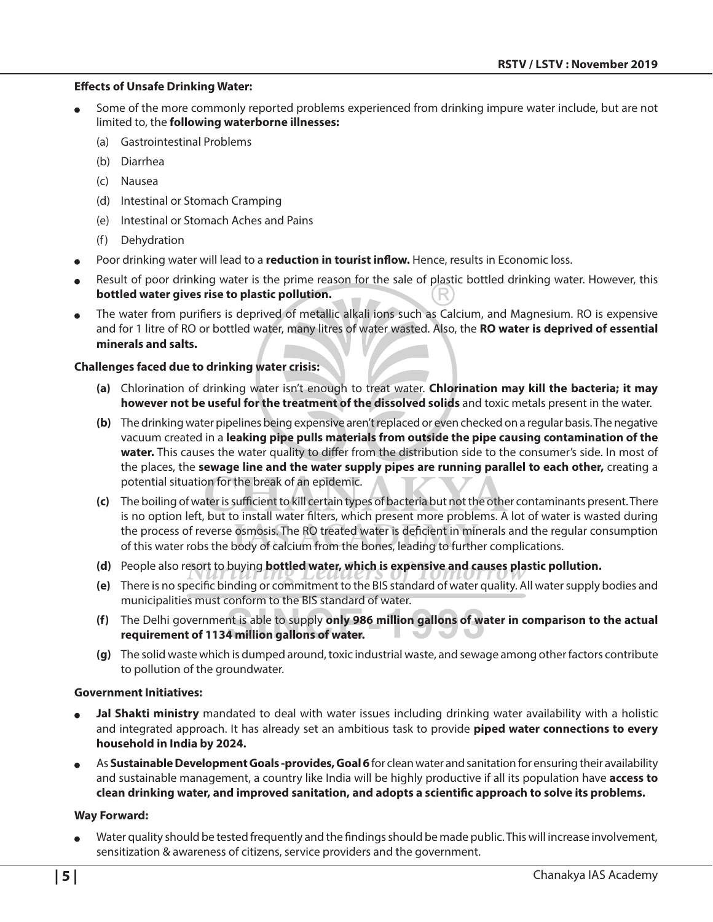**Effects of Unsafe Drinking Water:**

- Some of the more commonly reported problems experienced from drinking impure water include, but are not limited to, the **following waterborne illnesses:**
  - (a) Gastrointestinal Problems
  - (b) Diarrhea
  - (c) Nausea
  - (d) Intestinal or Stomach Cramping
  - (e) Intestinal or Stomach Aches and Pains
  - (f) Dehydration
- Poor drinking water will lead to a **reduction in tourist inflow.** Hence, results in Economic loss.
- Result of poor drinking water is the prime reason for the sale of plastic bottled drinking water. However, this **bottled water gives rise to plastic pollution.**
- The water from purifiers is deprived of metallic alkali ions such as Calcium, and Magnesium. RO is expensive and for 1 litre of RO or bottled water, many litres of water wasted. Also, the **RO water is deprived of essential minerals and salts.**

**Challenges faced due to drinking water crisis:**

**(a)** Chlorination of drinking water isn't enough to treat water. **Chlorination may kill the bacteria; it may however not be useful for the treatment of the dissolved solids** and toxic metals present in the water.

**(b)** The drinking water pipelines being expensive aren't replaced or even checked on a regular basis. The negative vacuum created in a **leaking pipe pulls materials from outside the pipe causing contamination of the water.** This causes the water quality to differ from the distribution side to the consumer's side. In most of the places, the **sewage line and the water supply pipes are running parallel to each other,** creating a potential situation for the break of an epidemic.

**(c)** The boiling of water is sufficient to kill certain types of bacteria but not the other contaminants present. There is no option left, but to install water filters, which present more problems. A lot of water is wasted during the process of reverse osmosis. The RO treated water is deficient in minerals and the regular consumption of this water robs the body of calcium from the bones, leading to further complications.

**(d)** People also resort to buying **bottled water, which is expensive and causes plastic pollution.**

**(e)** There is no specific binding or commitment to the BIS standard of water quality. All water supply bodies and municipalities must conform to the BIS standard of water.

**(f)** The Delhi government is able to supply **only 986 million gallons of water in comparison to the actual requirement of 1134 million gallons of water.**

**(g)** The solid waste which is dumped around, toxic industrial waste, and sewage among other factors contribute to pollution of the groundwater.

**Government Initiatives:**

- **Jal Shakti ministry** mandated to deal with water issues including drinking water availability with a holistic and integrated approach. It has already set an ambitious task to provide **piped water connections to every household in India by 2024.**
- As **Sustainable Development Goals -provides, Goal 6** for clean water and sanitation for ensuring their availability and sustainable management, a country like India will be highly productive if all its population have **access to clean drinking water, and improved sanitation, and adopts a scientific approach to solve its problems.**

**Way Forward:**

- Water quality should be tested frequently and the findings should be made public. This will increase involvement, sensitization & awareness of citizens, service providers and the government.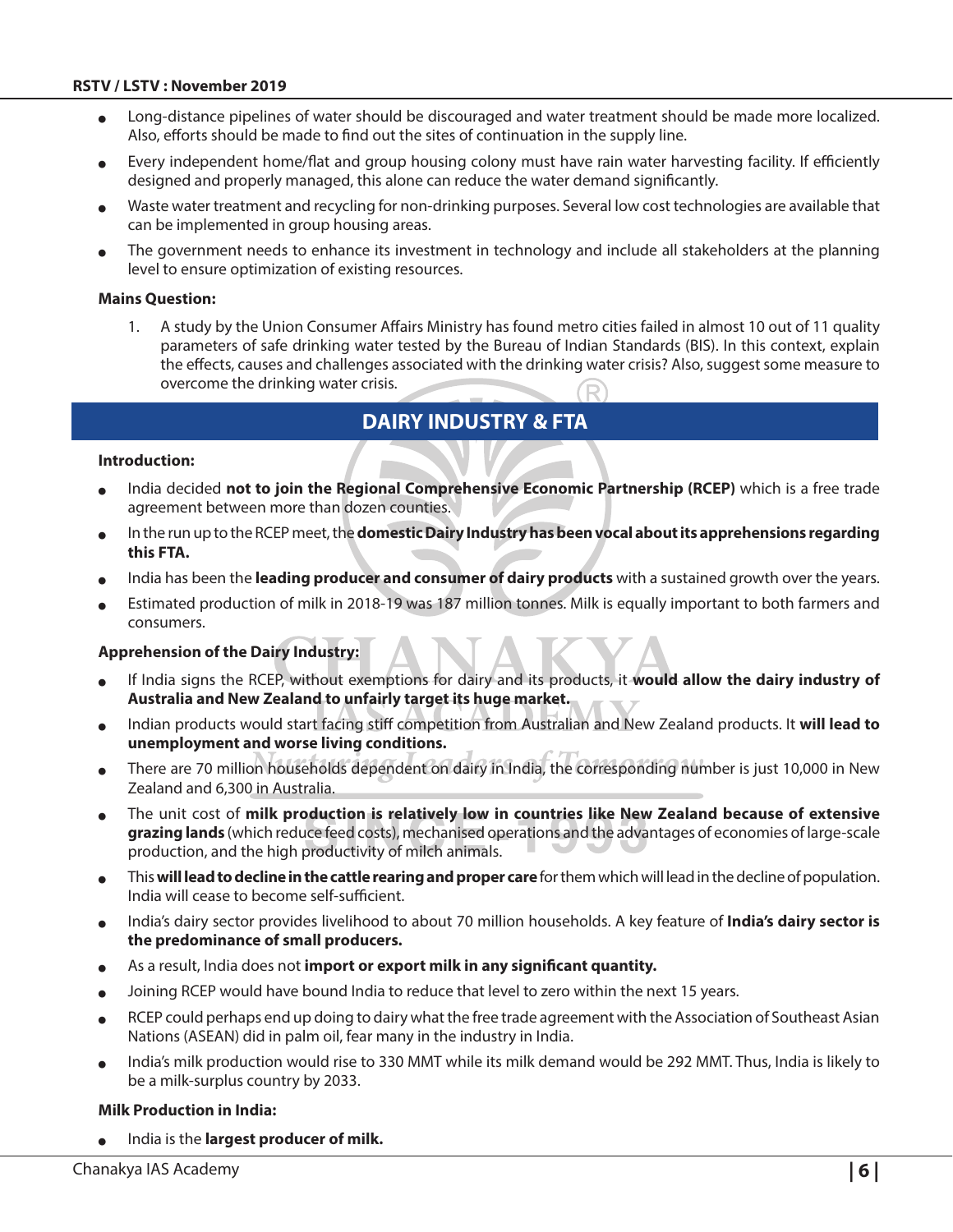- Long-distance pipelines of water should be discouraged and water treatment should be made more localized. Also, efforts should be made to find out the sites of continuation in the supply line.
- Every independent home/flat and group housing colony must have rain water harvesting facility. If efficiently designed and properly managed, this alone can reduce the water demand significantly.
- Waste water treatment and recycling for non-drinking purposes. Several low cost technologies are available that can be implemented in group housing areas.
- The government needs to enhance its investment in technology and include all stakeholders at the planning level to ensure optimization of existing resources.

**Mains Question:**

1. A study by the Union Consumer Affairs Ministry has found metro cities failed in almost 10 out of 11 quality parameters of safe drinking water tested by the Bureau of Indian Standards (BIS). In this context, explain the effects, causes and challenges associated with the drinking water crisis? Also, suggest some measure to overcome the drinking water crisis.

## DAIRY INDUSTRY & FTA

**Introduction:**

- India decided **not to join the Regional Comprehensive Economic Partnership (RCEP)** which is a free trade agreement between more than dozen counties.
- In the run up to the RCEP meet, the **domestic Dairy Industry has been vocal about its apprehensions regarding this FTA.**
- India has been the **leading producer and consumer of dairy products** with a sustained growth over the years.
- Estimated production of milk in 2018-19 was 187 million tonnes. Milk is equally important to both farmers and consumers.

**Apprehension of the Dairy Industry:**

- If India signs the RCEP, without exemptions for dairy and its products, it **would allow the dairy industry of Australia and New Zealand to unfairly target its huge market.**
- Indian products would start facing stiff competition from Australian and New Zealand products. It **will lead to unemployment and worse living conditions.**
- There are 70 million households dependent on dairy in India, the corresponding number is just 10,000 in New Zealand and 6,300 in Australia.
- The unit cost of **milk production is relatively low in countries like New Zealand because of extensive grazing lands** (which reduce feed costs), mechanised operations and the advantages of economies of large-scale production, and the high productivity of milch animals.
- This **will lead to decline in the cattle rearing and proper care** for them which will lead in the decline of population. India will cease to become self-sufficient.
- India's dairy sector provides livelihood to about 70 million households. A key feature of **India's dairy sector is the predominance of small producers.**
- As a result, India does not **import or export milk in any significant quantity.**
- Joining RCEP would have bound India to reduce that level to zero within the next 15 years.
- RCEP could perhaps end up doing to dairy what the free trade agreement with the Association of Southeast Asian Nations (ASEAN) did in palm oil, fear many in the industry in India.
- India's milk production would rise to 330 MMT while its milk demand would be 292 MMT. Thus, India is likely to be a milk-surplus country by 2033.

**Milk Production in India:**

- India is the **largest producer of milk.**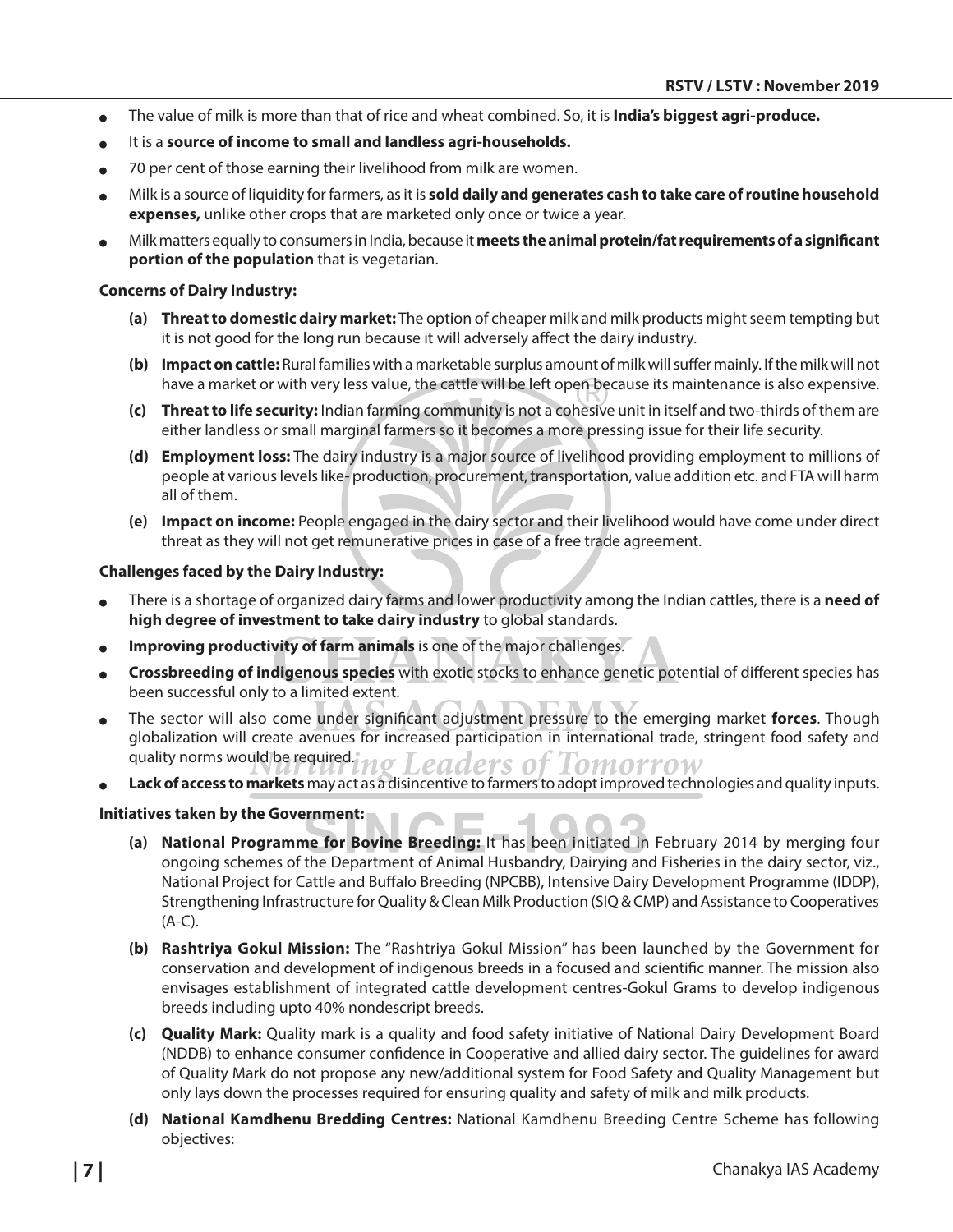- The value of milk is more than that of rice and wheat combined. So, it is **India's biggest agri-produce.**
- It is a **source of income to small and landless agri-households.**
- 70 per cent of those earning their livelihood from milk are women.
- Milk is a source of liquidity for farmers, as it is **sold daily and generates cash to take care of routine household expenses,** unlike other crops that are marketed only once or twice a year.
- Milk matters equally to consumers in India, because it **meets the animal protein/fat requirements of a significant portion of the population** that is vegetarian.

**Concerns of Dairy Industry:**

(a) **Threat to domestic dairy market:** The option of cheaper milk and milk products might seem tempting but it is not good for the long run because it will adversely affect the dairy industry.

(b) **Impact on cattle:** Rural families with a marketable surplus amount of milk will suffer mainly. If the milk will not have a market or with very less value, the cattle will be left open because its maintenance is also expensive.

(c) **Threat to life security:** Indian farming community is not a cohesive unit in itself and two-thirds of them are either landless or small marginal farmers so it becomes a more pressing issue for their life security.

(d) **Employment loss:** The dairy industry is a major source of livelihood providing employment to millions of people at various levels like- production, procurement, transportation, value addition etc. and FTA will harm all of them.

(e) **Impact on income:** People engaged in the dairy sector and their livelihood would have come under direct threat as they will not get remunerative prices in case of a free trade agreement.

**Challenges faced by the Dairy Industry:**

- There is a shortage of organized dairy farms and lower productivity among the Indian cattles, there is a **need of high degree of investment to take dairy industry** to global standards.
- **Improving productivity of farm animals** is one of the major challenges.
- **Crossbreeding of indigenous species** with exotic stocks to enhance genetic potential of different species has been successful only to a limited extent.
- The sector will also come under significant adjustment pressure to the emerging market **forces**. Though globalization will create avenues for increased participation in international trade, stringent food safety and quality norms would be required.
- **Lack of access to markets** may act as a disincentive to farmers to adopt improved technologies and quality inputs.

**Initiatives taken by the Government:**

(a) **National Programme for Bovine Breeding:** It has been initiated in February 2014 by merging four ongoing schemes of the Department of Animal Husbandry, Dairying and Fisheries in the dairy sector, viz., National Project for Cattle and Buffalo Breeding (NPCBB), Intensive Dairy Development Programme (IDDP), Strengthening Infrastructure for Quality & Clean Milk Production (SIQ & CMP) and Assistance to Cooperatives (A-C).

(b) **Rashtriya Gokul Mission:** The "Rashtriya Gokul Mission" has been launched by the Government for conservation and development of indigenous breeds in a focused and scientific manner. The mission also envisages establishment of integrated cattle development centres-Gokul Grams to develop indigenous breeds including upto 40% nondescript breeds.

(c) **Quality Mark:** Quality mark is a quality and food safety initiative of National Dairy Development Board (NDDB) to enhance consumer confidence in Cooperative and allied dairy sector. The guidelines for award of Quality Mark do not propose any new/additional system for Food Safety and Quality Management but only lays down the processes required for ensuring quality and safety of milk and milk products.

(d) **National Kamdhenu Bredding Centres:** National Kamdhenu Breeding Centre Scheme has following objectives: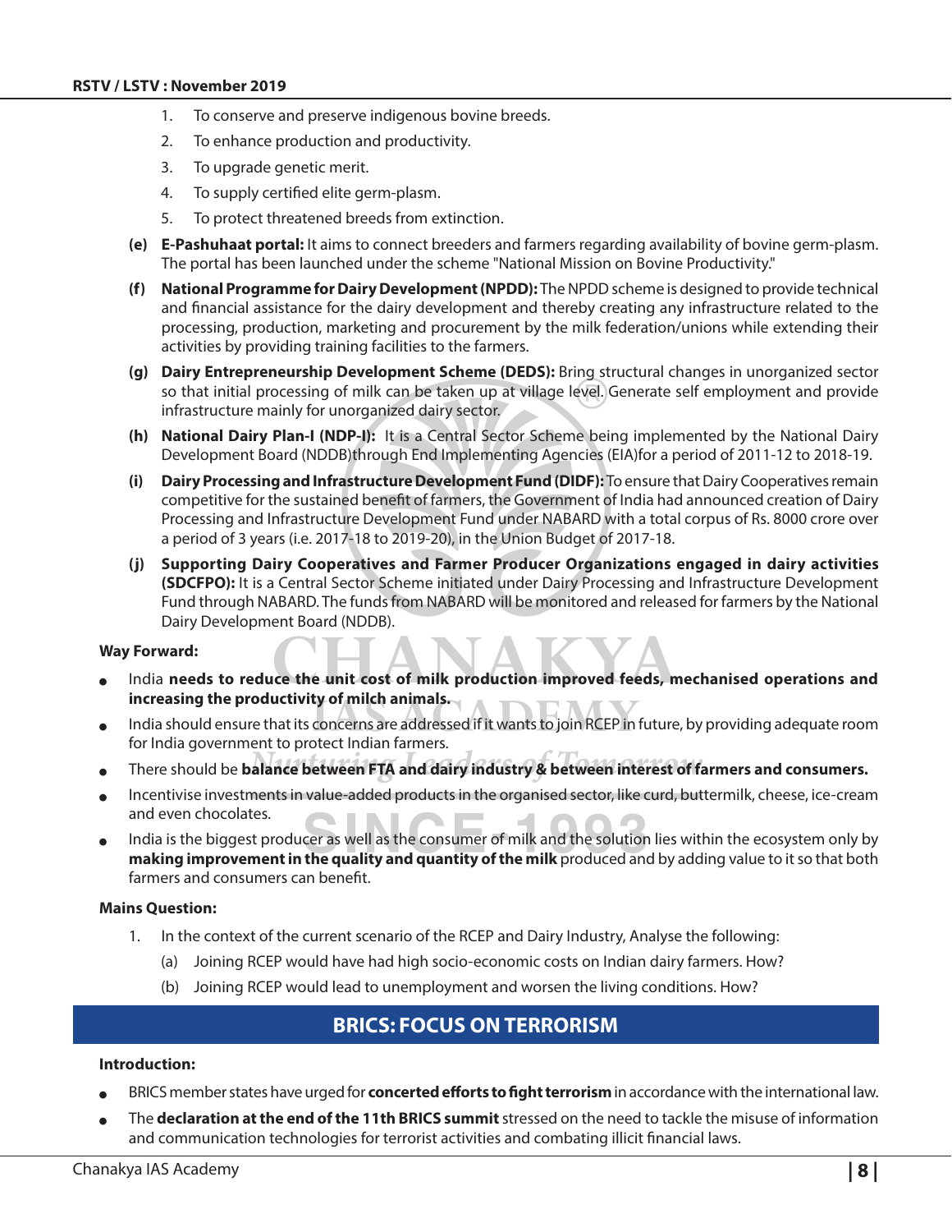1. To conserve and preserve indigenous bovine breeds.
2. To enhance production and productivity.
3. To upgrade genetic merit.
4. To supply certified elite germ-plasm.
5. To protect threatened breeds from extinction.

**(e) E-Pashuhaat portal:** It aims to connect breeders and farmers regarding availability of bovine germ-plasm. The portal has been launched under the scheme "National Mission on Bovine Productivity."

**(f) National Programme for Dairy Development (NPDD):** The NPDD scheme is designed to provide technical and financial assistance for the dairy development and thereby creating any infrastructure related to the processing, production, marketing and procurement by the milk federation/unions while extending their activities by providing training facilities to the farmers.

**(g) Dairy Entrepreneurship Development Scheme (DEDS):** Bring structural changes in unorganized sector so that initial processing of milk can be taken up at village level. Generate self employment and provide infrastructure mainly for unorganized dairy sector.

**(h) National Dairy Plan-I (NDP-I):** It is a Central Sector Scheme being implemented by the National Dairy Development Board (NDDB)through End Implementing Agencies (EIA)for a period of 2011-12 to 2018-19.

**(i) Dairy Processing and Infrastructure Development Fund (DIDF):** To ensure that Dairy Cooperatives remain competitive for the sustained benefit of farmers, the Government of India had announced creation of Dairy Processing and Infrastructure Development Fund under NABARD with a total corpus of Rs. 8000 crore over a period of 3 years (i.e. 2017-18 to 2019-20), in the Union Budget of 2017-18.

**(j) Supporting Dairy Cooperatives and Farmer Producer Organizations engaged in dairy activities (SDCFPO):** It is a Central Sector Scheme initiated under Dairy Processing and Infrastructure Development Fund through NABARD. The funds from NABARD will be monitored and released for farmers by the National Dairy Development Board (NDDB).

**Way Forward:**

- India **needs to reduce the unit cost of milk production improved feeds, mechanised operations and increasing the productivity of milch animals.**
- India should ensure that its concerns are addressed if it wants to join RCEP in future, by providing adequate room for India government to protect Indian farmers.
- There should be **balance between FTA and dairy industry & between interest of farmers and consumers.**
- Incentivise investments in value-added products in the organised sector, like curd, buttermilk, cheese, ice-cream and even chocolates.
- India is the biggest producer as well as the consumer of milk and the solution lies within the ecosystem only by **making improvement in the quality and quantity of the milk** produced and by adding value to it so that both farmers and consumers can benefit.

**Mains Question:**

1. In the context of the current scenario of the RCEP and Dairy Industry, Analyse the following:
   (a) Joining RCEP would have had high socio-economic costs on Indian dairy farmers. How?
   (b) Joining RCEP would lead to unemployment and worsen the living conditions. How?

## BRICS: FOCUS ON TERRORISM

**Introduction:**

- BRICS member states have urged for **concerted efforts to fight terrorism** in accordance with the international law.
- The **declaration at the end of the 11th BRICS summit** stressed on the need to tackle the misuse of information and communication technologies for terrorist activities and combating illicit financial laws.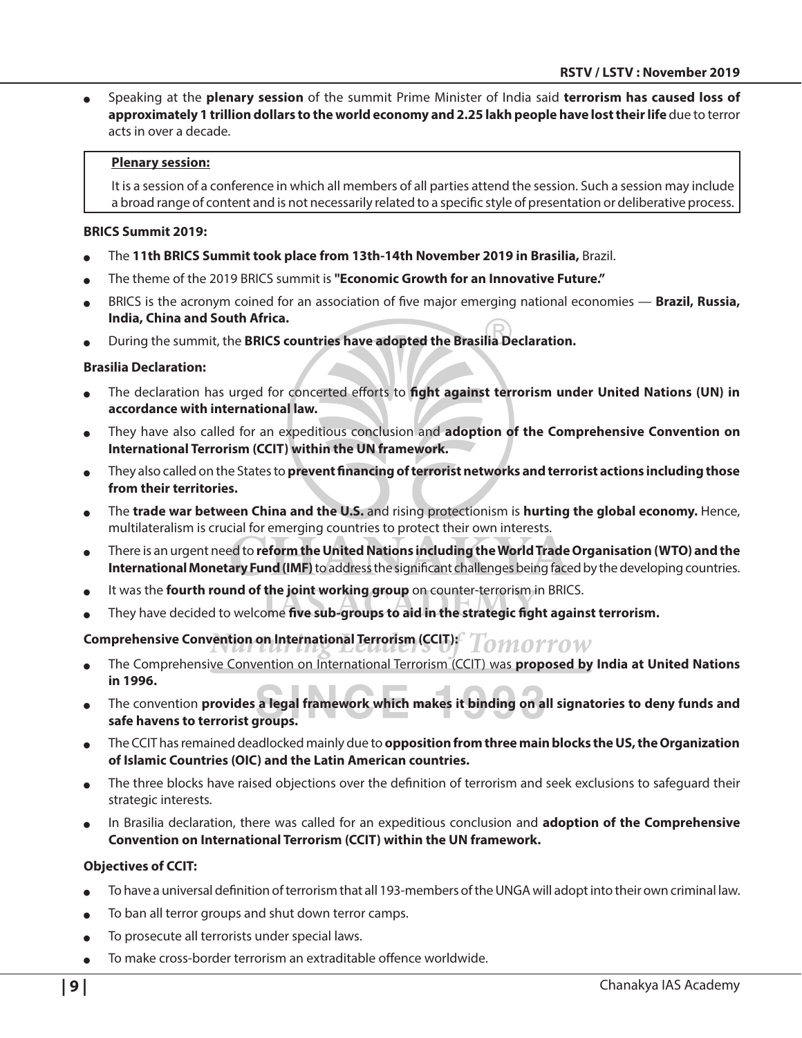- Speaking at the **plenary session** of the summit Prime Minister of India said **terrorism has caused loss of approximately 1 trillion dollars to the world economy and 2.25 lakh people have lost their life** due to terror acts in over a decade.

> **Plenary session:**
>
> It is a session of a conference in which all members of all parties attend the session. Such a session may include a broad range of content and is not necessarily related to a specific style of presentation or deliberative process.

**BRICS Summit 2019:**

- The **11th BRICS Summit took place from 13th-14th November 2019 in Brasilia,** Brazil.
- The theme of the 2019 BRICS summit is **"Economic Growth for an Innovative Future."**
- BRICS is the acronym coined for an association of five major emerging national economies — **Brazil, Russia, India, China and South Africa.**
- During the summit, the **BRICS countries have adopted the Brasilia Declaration.**

**Brasilia Declaration:**

- The declaration has urged for concerted efforts to **fight against terrorism under United Nations (UN) in accordance with international law.**
- They have also called for an expeditious conclusion and **adoption of the Comprehensive Convention on International Terrorism (CCIT) within the UN framework.**
- They also called on the States to **prevent financing of terrorist networks and terrorist actions including those from their territories.**
- The **trade war between China and the U.S.** and rising protectionism is **hurting the global economy.** Hence, multilateralism is crucial for emerging countries to protect their own interests.
- There is an urgent need to **reform the United Nations including the World Trade Organisation (WTO) and the International Monetary Fund (IMF)** to address the significant challenges being faced by the developing countries.
- It was the **fourth round of the joint working group** on counter-terrorism in BRICS.
- They have decided to welcome **five sub-groups to aid in the strategic fight against terrorism.**

**Comprehensive Convention on International Terrorism (CCIT):**

- The Comprehensive Convention on International Terrorism (CCIT) was **proposed by India at United Nations in 1996.**
- The convention **provides a legal framework which makes it binding on all signatories to deny funds and safe havens to terrorist groups.**
- The CCIT has remained deadlocked mainly due to **opposition from three main blocks the US, the Organization of Islamic Countries (OIC) and the Latin American countries.**
- The three blocks have raised objections over the definition of terrorism and seek exclusions to safeguard their strategic interests.
- In Brasilia declaration, there was called for an expeditious conclusion and **adoption of the Comprehensive Convention on International Terrorism (CCIT) within the UN framework.**

**Objectives of CCIT:**

- To have a universal definition of terrorism that all 193-members of the UNGA will adopt into their own criminal law.
- To ban all terror groups and shut down terror camps.
- To prosecute all terrorists under special laws.
- To make cross-border terrorism an extraditable offence worldwide.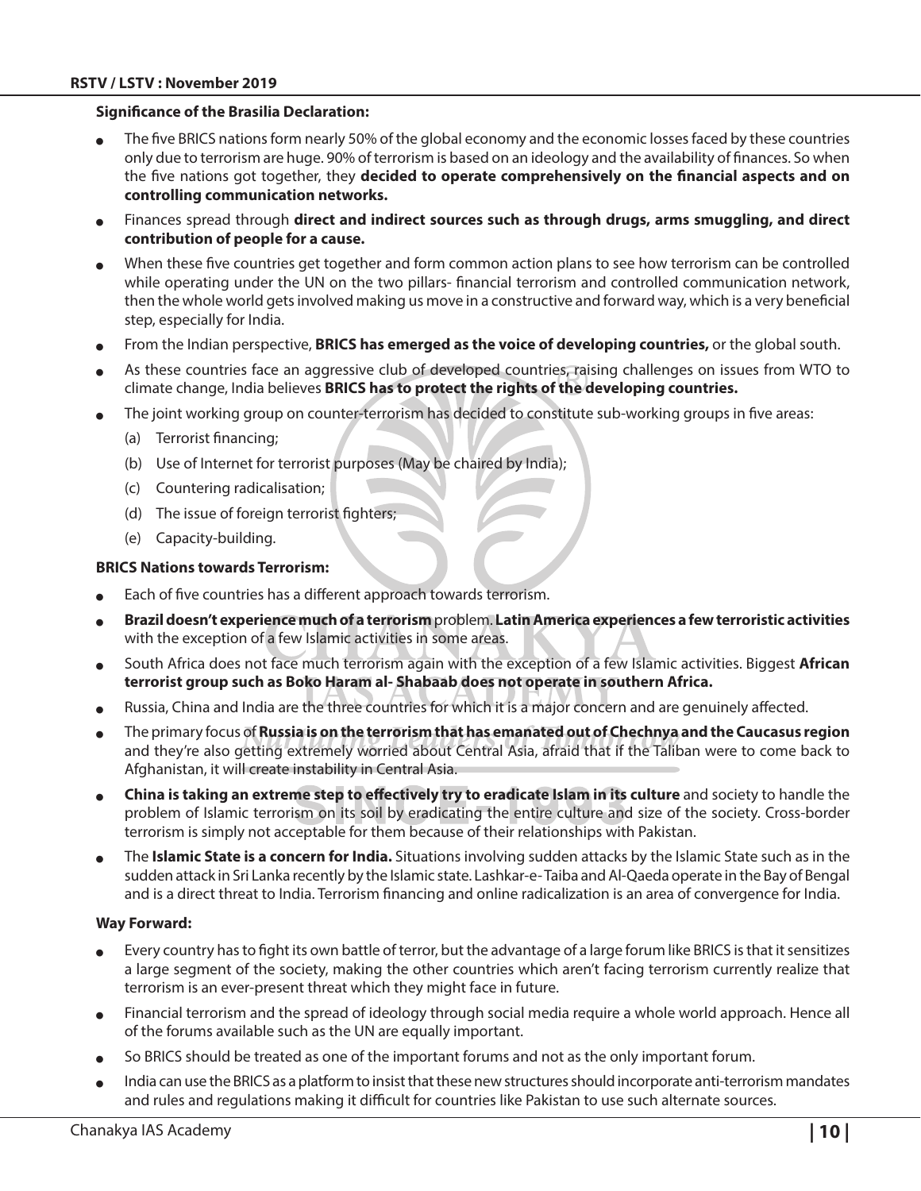**Significance of the Brasilia Declaration:**

- The five BRICS nations form nearly 50% of the global economy and the economic losses faced by these countries only due to terrorism are huge. 90% of terrorism is based on an ideology and the availability of finances. So when the five nations got together, they **decided to operate comprehensively on the financial aspects and on controlling communication networks.**
- Finances spread through **direct and indirect sources such as through drugs, arms smuggling, and direct contribution of people for a cause.**
- When these five countries get together and form common action plans to see how terrorism can be controlled while operating under the UN on the two pillars- financial terrorism and controlled communication network, then the whole world gets involved making us move in a constructive and forward way, which is a very beneficial step, especially for India.
- From the Indian perspective, **BRICS has emerged as the voice of developing countries,** or the global south.
- As these countries face an aggressive club of developed countries, raising challenges on issues from WTO to climate change, India believes **BRICS has to protect the rights of the developing countries.**
- The joint working group on counter-terrorism has decided to constitute sub-working groups in five areas:
  - (a) Terrorist financing;
  - (b) Use of Internet for terrorist purposes (May be chaired by India);
  - (c) Countering radicalisation;
  - (d) The issue of foreign terrorist fighters;
  - (e) Capacity-building.

**BRICS Nations towards Terrorism:**

- Each of five countries has a different approach towards terrorism.
- **Brazil doesn't experience much of a terrorism** problem. **Latin America experiences a few terroristic activities** with the exception of a few Islamic activities in some areas.
- South Africa does not face much terrorism again with the exception of a few Islamic activities. Biggest **African terrorist group such as Boko Haram al- Shabaab does not operate in southern Africa.**
- Russia, China and India are the three countries for which it is a major concern and are genuinely affected.
- The primary focus of **Russia is on the terrorism that has emanated out of Chechnya and the Caucasus region** and they're also getting extremely worried about Central Asia, afraid that if the Taliban were to come back to Afghanistan, it will create instability in Central Asia.
- **China is taking an extreme step to effectively try to eradicate Islam in its culture** and society to handle the problem of Islamic terrorism on its soil by eradicating the entire culture and size of the society. Cross-border terrorism is simply not acceptable for them because of their relationships with Pakistan.
- The **Islamic State is a concern for India.** Situations involving sudden attacks by the Islamic State such as in the sudden attack in Sri Lanka recently by the Islamic state. Lashkar-e- Taiba and Al-Qaeda operate in the Bay of Bengal and is a direct threat to India. Terrorism financing and online radicalization is an area of convergence for India.

**Way Forward:**

- Every country has to fight its own battle of terror, but the advantage of a large forum like BRICS is that it sensitizes a large segment of the society, making the other countries which aren't facing terrorism currently realize that terrorism is an ever-present threat which they might face in future.
- Financial terrorism and the spread of ideology through social media require a whole world approach. Hence all of the forums available such as the UN are equally important.
- So BRICS should be treated as one of the important forums and not as the only important forum.
- India can use the BRICS as a platform to insist that these new structures should incorporate anti-terrorism mandates and rules and regulations making it difficult for countries like Pakistan to use such alternate sources.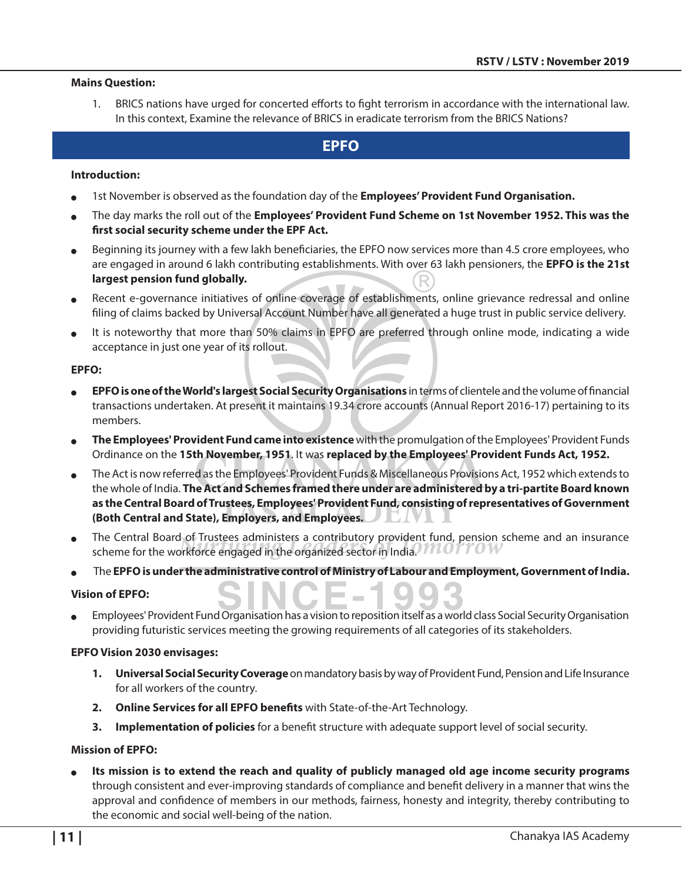**Mains Question:**

1. BRICS nations have urged for concerted efforts to fight terrorism in accordance with the international law. In this context, Examine the relevance of BRICS in eradicate terrorism from the BRICS Nations?

## EPFO

**Introduction:**

- 1st November is observed as the foundation day of the **Employees' Provident Fund Organisation.**
- The day marks the roll out of the **Employees' Provident Fund Scheme on 1st November 1952. This was the first social security scheme under the EPF Act.**
- Beginning its journey with a few lakh beneficiaries, the EPFO now services more than 4.5 crore employees, who are engaged in around 6 lakh contributing establishments. With over 63 lakh pensioners, the **EPFO is the 21st largest pension fund globally.**
- Recent e-governance initiatives of online coverage of establishments, online grievance redressal and online filing of claims backed by Universal Account Number have all generated a huge trust in public service delivery.
- It is noteworthy that more than 50% claims in EPFO are preferred through online mode, indicating a wide acceptance in just one year of its rollout.

**EPFO:**

- **EPFO is one of the World's largest Social Security Organisations** in terms of clientele and the volume of financial transactions undertaken. At present it maintains 19.34 crore accounts (Annual Report 2016-17) pertaining to its members.
- **The Employees' Provident Fund came into existence** with the promulgation of the Employees' Provident Funds Ordinance on the **15th November, 1951**. It was **replaced by the Employees' Provident Funds Act, 1952.**
- The Act is now referred as the Employees' Provident Funds & Miscellaneous Provisions Act, 1952 which extends to the whole of India. **The Act and Schemes framed there under are administered by a tri-partite Board known as the Central Board of Trustees, Employees' Provident Fund, consisting of representatives of Government (Both Central and State), Employers, and Employees.**
- The Central Board of Trustees administers a contributory provident fund, pension scheme and an insurance scheme for the workforce engaged in the organized sector in India.
- The **EPFO is under the administrative control of Ministry of Labour and Employment, Government of India.**

**Vision of EPFO:**

- Employees' Provident Fund Organisation has a vision to reposition itself as a world class Social Security Organisation providing futuristic services meeting the growing requirements of all categories of its stakeholders.

**EPFO Vision 2030 envisages:**

1. **Universal Social Security Coverage** on mandatory basis by way of Provident Fund, Pension and Life Insurance for all workers of the country.
2. **Online Services for all EPFO benefits** with State-of-the-Art Technology.
3. **Implementation of policies** for a benefit structure with adequate support level of social security.

**Mission of EPFO:**

- **Its mission is to extend the reach and quality of publicly managed old age income security programs** through consistent and ever-improving standards of compliance and benefit delivery in a manner that wins the approval and confidence of members in our methods, fairness, honesty and integrity, thereby contributing to the economic and social well-being of the nation.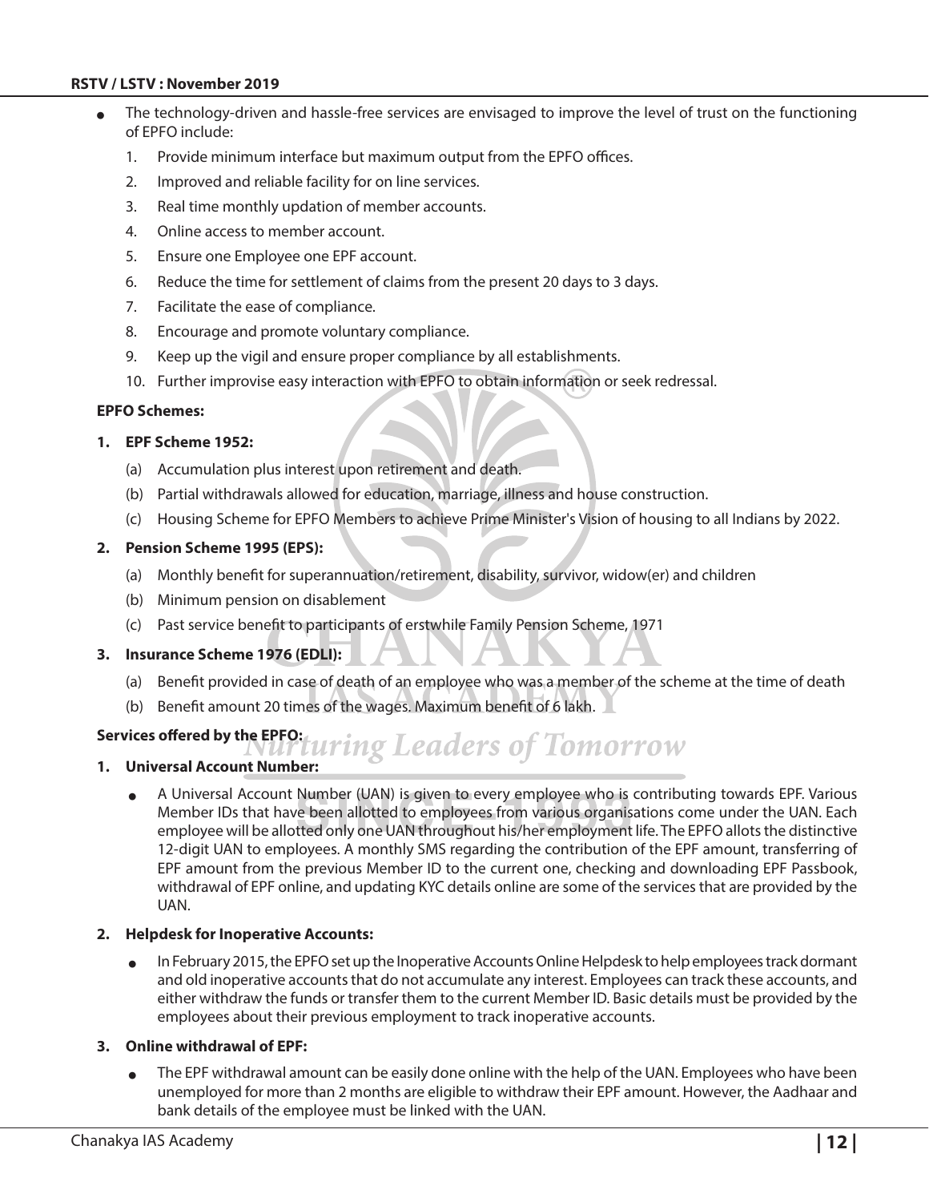- The technology-driven and hassle-free services are envisaged to improve the level of trust on the functioning of EPFO include:
  1. Provide minimum interface but maximum output from the EPFO offices.
  2. Improved and reliable facility for on line services.
  3. Real time monthly updation of member accounts.
  4. Online access to member account.
  5. Ensure one Employee one EPF account.
  6. Reduce the time for settlement of claims from the present 20 days to 3 days.
  7. Facilitate the ease of compliance.
  8. Encourage and promote voluntary compliance.
  9. Keep up the vigil and ensure proper compliance by all establishments.
  10. Further improvise easy interaction with EPFO to obtain information or seek redressal.

**EPFO Schemes:**

**1. EPF Scheme 1952:**

(a) Accumulation plus interest upon retirement and death.

(b) Partial withdrawals allowed for education, marriage, illness and house construction.

(c) Housing Scheme for EPFO Members to achieve Prime Minister's Vision of housing to all Indians by 2022.

**2. Pension Scheme 1995 (EPS):**

(a) Monthly benefit for superannuation/retirement, disability, survivor, widow(er) and children

(b) Minimum pension on disablement

(c) Past service benefit to participants of erstwhile Family Pension Scheme, 1971

**3. Insurance Scheme 1976 (EDLI):**

(a) Benefit provided in case of death of an employee who was a member of the scheme at the time of death

(b) Benefit amount 20 times of the wages. Maximum benefit of 6 lakh.

**Services offered by the EPFO:**

**1. Universal Account Number:**

- A Universal Account Number (UAN) is given to every employee who is contributing towards EPF. Various Member IDs that have been allotted to employees from various organisations come under the UAN. Each employee will be allotted only one UAN throughout his/her employment life. The EPFO allots the distinctive 12-digit UAN to employees. A monthly SMS regarding the contribution of the EPF amount, transferring of EPF amount from the previous Member ID to the current one, checking and downloading EPF Passbook, withdrawal of EPF online, and updating KYC details online are some of the services that are provided by the UAN.

**2. Helpdesk for Inoperative Accounts:**

- In February 2015, the EPFO set up the Inoperative Accounts Online Helpdesk to help employees track dormant and old inoperative accounts that do not accumulate any interest. Employees can track these accounts, and either withdraw the funds or transfer them to the current Member ID. Basic details must be provided by the employees about their previous employment to track inoperative accounts.

**3. Online withdrawal of EPF:**

- The EPF withdrawal amount can be easily done online with the help of the UAN. Employees who have been unemployed for more than 2 months are eligible to withdraw their EPF amount. However, the Aadhaar and bank details of the employee must be linked with the UAN.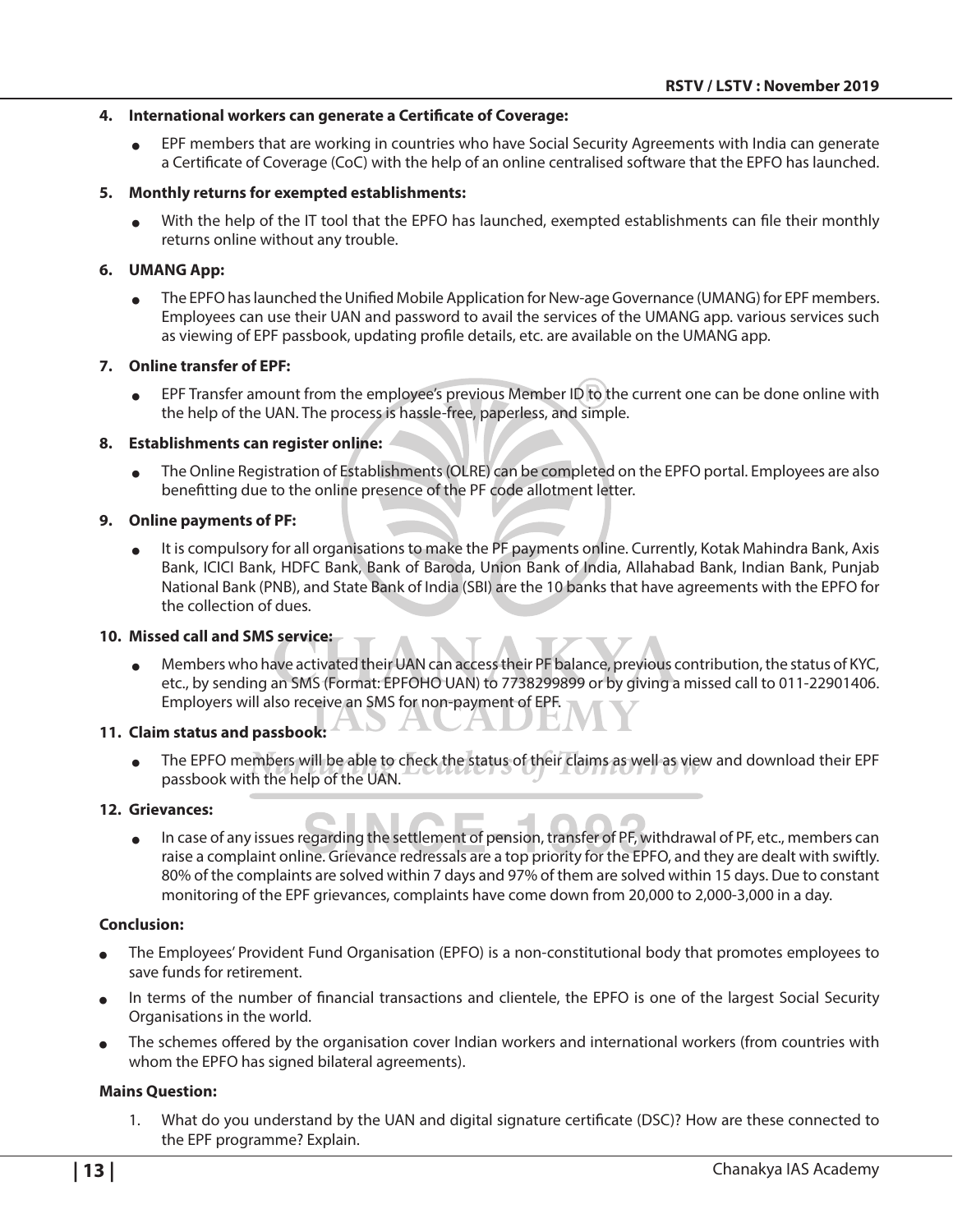**4. International workers can generate a Certificate of Coverage:**

- EPF members that are working in countries who have Social Security Agreements with India can generate a Certificate of Coverage (CoC) with the help of an online centralised software that the EPFO has launched.

**5. Monthly returns for exempted establishments:**

- With the help of the IT tool that the EPFO has launched, exempted establishments can file their monthly returns online without any trouble.

**6. UMANG App:**

- The EPFO has launched the Unified Mobile Application for New-age Governance (UMANG) for EPF members. Employees can use their UAN and password to avail the services of the UMANG app. various services such as viewing of EPF passbook, updating profile details, etc. are available on the UMANG app.

**7. Online transfer of EPF:**

- EPF Transfer amount from the employee's previous Member ID to the current one can be done online with the help of the UAN. The process is hassle-free, paperless, and simple.

**8. Establishments can register online:**

- The Online Registration of Establishments (OLRE) can be completed on the EPFO portal. Employees are also benefitting due to the online presence of the PF code allotment letter.

**9. Online payments of PF:**

- It is compulsory for all organisations to make the PF payments online. Currently, Kotak Mahindra Bank, Axis Bank, ICICI Bank, HDFC Bank, Bank of Baroda, Union Bank of India, Allahabad Bank, Indian Bank, Punjab National Bank (PNB), and State Bank of India (SBI) are the 10 banks that have agreements with the EPFO for the collection of dues.

**10. Missed call and SMS service:**

- Members who have activated their UAN can access their PF balance, previous contribution, the status of KYC, etc., by sending an SMS (Format: EPFOHO UAN) to 7738299899 or by giving a missed call to 011-22901406. Employers will also receive an SMS for non-payment of EPF.

**11. Claim status and passbook:**

- The EPFO members will be able to check the status of their Claims as well as view and download their EPF passbook with the help of the UAN.

**12. Grievances:**

- In case of any issues regarding the settlement of pension, transfer of PF, withdrawal of PF, etc., members can raise a complaint online. Grievance redressals are a top priority for the EPFO, and they are dealt with swiftly. 80% of the complaints are solved within 7 days and 97% of them are solved within 15 days. Due to constant monitoring of the EPF grievances, complaints have come down from 20,000 to 2,000-3,000 in a day.

**Conclusion:**

- The Employees' Provident Fund Organisation (EPFO) is a non-constitutional body that promotes employees to save funds for retirement.
- In terms of the number of financial transactions and clientele, the EPFO is one of the largest Social Security Organisations in the world.
- The schemes offered by the organisation cover Indian workers and international workers (from countries with whom the EPFO has signed bilateral agreements).

**Mains Question:**

1. What do you understand by the UAN and digital signature certificate (DSC)? How are these connected to the EPF programme? Explain.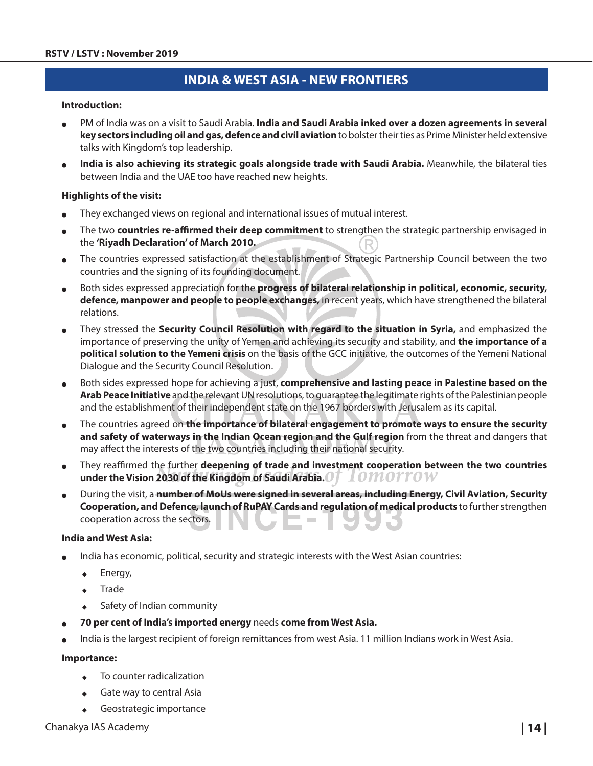## INDIA & WEST ASIA - NEW FRONTIERS

**Introduction:**

- PM of India was on a visit to Saudi Arabia. **India and Saudi Arabia inked over a dozen agreements in several key sectors including oil and gas, defence and civil aviation** to bolster their ties as Prime Minister held extensive talks with Kingdom's top leadership.
- **India is also achieving its strategic goals alongside trade with Saudi Arabia.** Meanwhile, the bilateral ties between India and the UAE too have reached new heights.

**Highlights of the visit:**

- They exchanged views on regional and international issues of mutual interest.
- The two **countries re-affirmed their deep commitment** to strengthen the strategic partnership envisaged in the **'Riyadh Declaration' of March 2010.**
- The countries expressed satisfaction at the establishment of Strategic Partnership Council between the two countries and the signing of its founding document.
- Both sides expressed appreciation for the **progress of bilateral relationship in political, economic, security, defence, manpower and people to people exchanges,** in recent years, which have strengthened the bilateral relations.
- They stressed the **Security Council Resolution with regard to the situation in Syria,** and emphasized the importance of preserving the unity of Yemen and achieving its security and stability, and **the importance of a political solution to the Yemeni crisis** on the basis of the GCC initiative, the outcomes of the Yemeni National Dialogue and the Security Council Resolution.
- Both sides expressed hope for achieving a just, **comprehensive and lasting peace in Palestine based on the Arab Peace Initiative** and the relevant UN resolutions, to guarantee the legitimate rights of the Palestinian people and the establishment of their independent state on the 1967 borders with Jerusalem as its capital.
- The countries agreed on **the importance of bilateral engagement to promote ways to ensure the security and safety of waterways in the Indian Ocean region and the Gulf region** from the threat and dangers that may affect the interests of the two countries including their national security.
- They reaffirmed the further **deepening of trade and investment cooperation between the two countries under the Vision 2030 of the Kingdom of Saudi Arabia.**
- During the visit, a **number of MoUs were signed in several areas, including Energy, Civil Aviation, Security Cooperation, and Defence, launch of RuPAY Cards and regulation of medical products** to further strengthen cooperation across the sectors.

**India and West Asia:**

- India has economic, political, security and strategic interests with the West Asian countries:
  - Energy,
  - Trade
  - Safety of Indian community
- **70 per cent of India's imported energy** needs **come from West Asia.**
- India is the largest recipient of foreign remittances from west Asia. 11 million Indians work in West Asia.

**Importance:**

- To counter radicalization
- Gate way to central Asia
- Geostrategic importance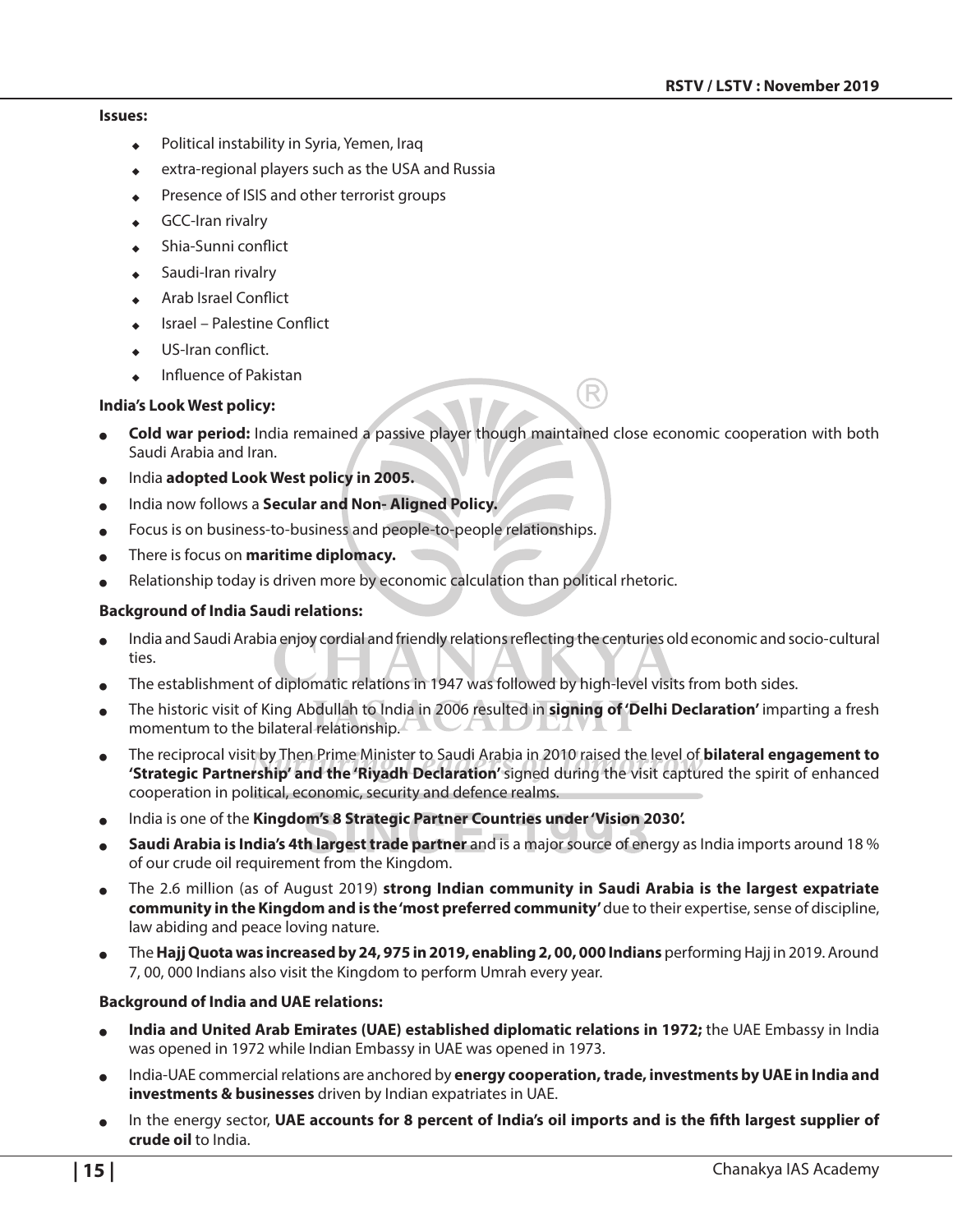**Issues:**

- Political instability in Syria, Yemen, Iraq
- extra-regional players such as the USA and Russia
- Presence of ISIS and other terrorist groups
- GCC-Iran rivalry
- Shia-Sunni conflict
- Saudi-Iran rivalry
- Arab Israel Conflict
- Israel – Palestine Conflict
- US-Iran conflict.
- Influence of Pakistan

**India's Look West policy:**

- **Cold war period:** India remained a passive player though maintained close economic cooperation with both Saudi Arabia and Iran.
- India **adopted Look West policy in 2005.**
- India now follows a **Secular and Non- Aligned Policy.**
- Focus is on business-to-business and people-to-people relationships.
- There is focus on **maritime diplomacy.**
- Relationship today is driven more by economic calculation than political rhetoric.

**Background of India Saudi relations:**

- India and Saudi Arabia enjoy cordial and friendly relations reflecting the centuries old economic and socio-cultural ties.
- The establishment of diplomatic relations in 1947 was followed by high-level visits from both sides.
- The historic visit of King Abdullah to India in 2006 resulted in **signing of 'Delhi Declaration'** imparting a fresh momentum to the bilateral relationship.
- The reciprocal visit by Then Prime Minister to Saudi Arabia in 2010 raised the level of **bilateral engagement to 'Strategic Partnership' and the 'Riyadh Declaration'** signed during the visit captured the spirit of enhanced cooperation in political, economic, security and defence realms.
- India is one of the **Kingdom's 8 Strategic Partner Countries under 'Vision 2030'.**
- **Saudi Arabia is India's 4th largest trade partner** and is a major source of energy as India imports around 18 % of our crude oil requirement from the Kingdom.
- The 2.6 million (as of August 2019) **strong Indian community in Saudi Arabia is the largest expatriate community in the Kingdom and is the 'most preferred community'** due to their expertise, sense of discipline, law abiding and peace loving nature.
- The **Hajj Quota was increased by 24, 975 in 2019, enabling 2, 00, 000 Indians** performing Hajj in 2019. Around 7, 00, 000 Indians also visit the Kingdom to perform Umrah every year.

**Background of India and UAE relations:**

- **India and United Arab Emirates (UAE) established diplomatic relations in 1972;** the UAE Embassy in India was opened in 1972 while Indian Embassy in UAE was opened in 1973.
- India-UAE commercial relations are anchored by **energy cooperation, trade, investments by UAE in India and investments & businesses** driven by Indian expatriates in UAE.
- In the energy sector, **UAE accounts for 8 percent of India's oil imports and is the fifth largest supplier of crude oil** to India.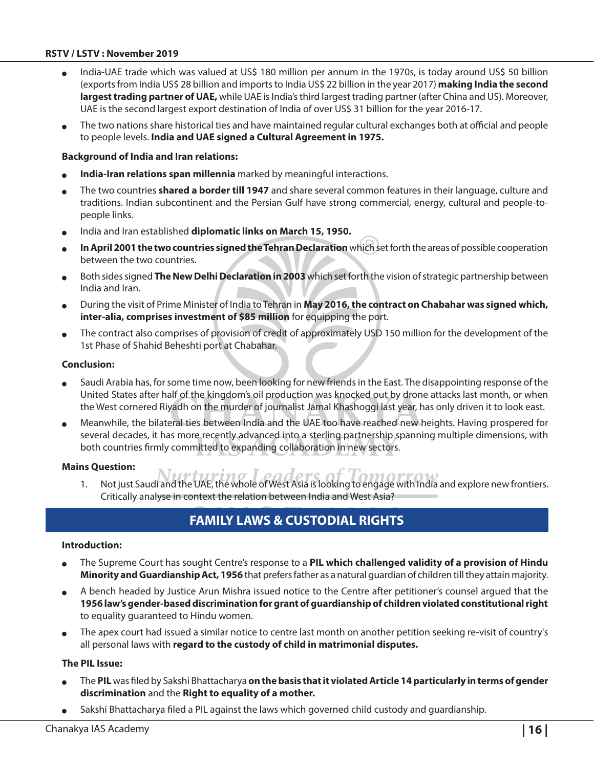- India-UAE trade which was valued at US$ 180 million per annum in the 1970s, is today around US$ 50 billion (exports from India US$ 28 billion and imports to India US$ 22 billion in the year 2017) **making India the second largest trading partner of UAE,** while UAE is India's third largest trading partner (after China and US). Moreover, UAE is the second largest export destination of India of over US$ 31 billion for the year 2016-17.
- The two nations share historical ties and have maintained regular cultural exchanges both at official and people to people levels. **India and UAE signed a Cultural Agreement in 1975.**

**Background of India and Iran relations:**

- **India-Iran relations span millennia** marked by meaningful interactions.
- The two countries **shared a border till 1947** and share several common features in their language, culture and traditions. Indian subcontinent and the Persian Gulf have strong commercial, energy, cultural and people-to-people links.
- India and Iran established **diplomatic links on March 15, 1950.**
- **In April 2001 the two countries signed the Tehran Declaration** which set forth the areas of possible cooperation between the two countries.
- Both sides signed **The New Delhi Declaration in 2003** which set forth the vision of strategic partnership between India and Iran.
- During the visit of Prime Minister of India to Tehran in **May 2016, the contract on Chabahar was signed which, inter-alia, comprises investment of $85 million** for equipping the port.
- The contract also comprises of provision of credit of approximately USD 150 million for the development of the 1st Phase of Shahid Beheshti port at Chabahar.

**Conclusion:**

- Saudi Arabia has, for some time now, been looking for new friends in the East. The disappointing response of the United States after half of the kingdom's oil production was knocked out by drone attacks last month, or when the West cornered Riyadh on the murder of journalist Jamal Khashoggi last year, has only driven it to look east.
- Meanwhile, the bilateral ties between India and the UAE too have reached new heights. Having prospered for several decades, it has more recently advanced into a sterling partnership spanning multiple dimensions, with both countries firmly committed to expanding collaboration in new sectors.

**Mains Question:**

1. Not just Saudi and the UAE, the whole of West Asia is looking to engage with India and explore new frontiers. Critically analyse in context the relation between India and West Asia?

## FAMILY LAWS & CUSTODIAL RIGHTS

**Introduction:**

- The Supreme Court has sought Centre's response to a **PIL which challenged validity of a provision of Hindu Minority and Guardianship Act, 1956** that prefers father as a natural guardian of children till they attain majority.
- A bench headed by Justice Arun Mishra issued notice to the Centre after petitioner's counsel argued that the **1956 law's gender-based discrimination for grant of guardianship of children violated constitutional right** to equality guaranteed to Hindu women.
- The apex court had issued a similar notice to centre last month on another petition seeking re-visit of country's all personal laws with **regard to the custody of child in matrimonial disputes.**

**The PIL Issue:**

- The **PIL** was filed by Sakshi Bhattacharya **on the basis that it violated Article 14 particularly in terms of gender discrimination** and the **Right to equality of a mother.**
- Sakshi Bhattacharya filed a PIL against the laws which governed child custody and guardianship.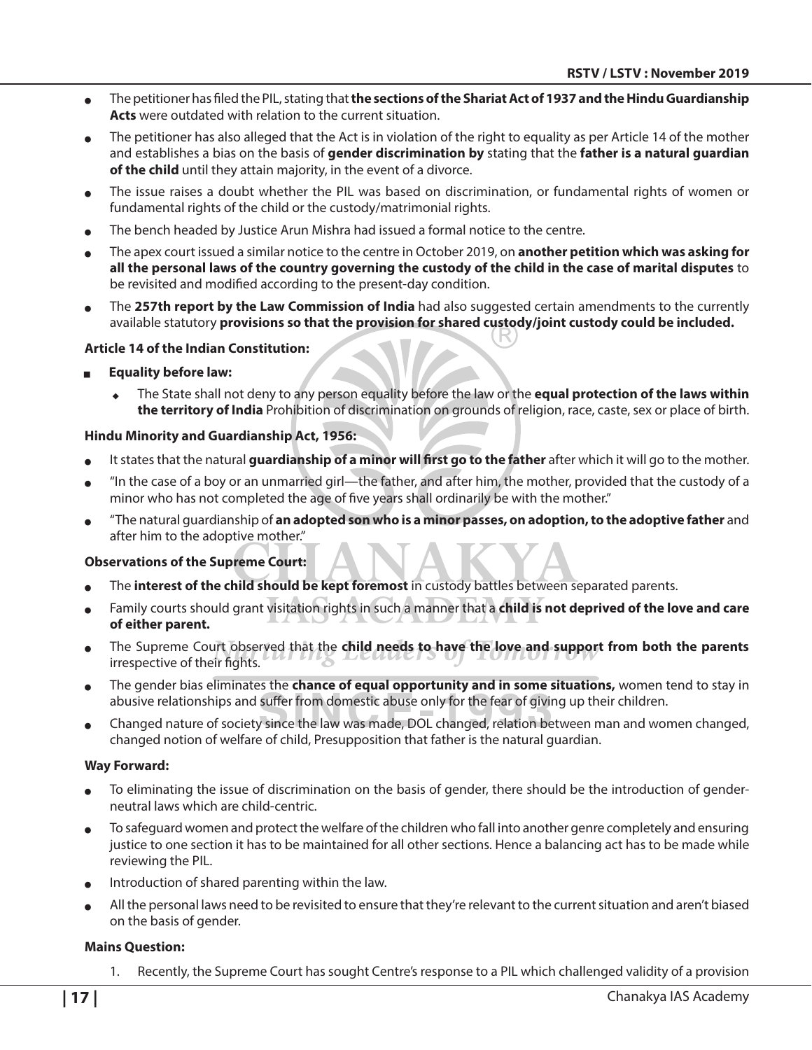- The petitioner has filed the PIL, stating that **the sections of the Shariat Act of 1937 and the Hindu Guardianship Acts** were outdated with relation to the current situation.
- The petitioner has also alleged that the Act is in violation of the right to equality as per Article 14 of the mother and establishes a bias on the basis of **gender discrimination by** stating that the **father is a natural guardian of the child** until they attain majority, in the event of a divorce.
- The issue raises a doubt whether the PIL was based on discrimination, or fundamental rights of women or fundamental rights of the child or the custody/matrimonial rights.
- The bench headed by Justice Arun Mishra had issued a formal notice to the centre.
- The apex court issued a similar notice to the centre in October 2019, on **another petition which was asking for all the personal laws of the country governing the custody of the child in the case of marital disputes** to be revisited and modified according to the present-day condition.
- The **257th report by the Law Commission of India** had also suggested certain amendments to the currently available statutory **provisions so that the provision for shared custody/joint custody could be included.**

**Article 14 of the Indian Constitution:**

- **Equality before law:**
  - The State shall not deny to any person equality before the law or the **equal protection of the laws within the territory of India** Prohibition of discrimination on grounds of religion, race, caste, sex or place of birth.

**Hindu Minority and Guardianship Act, 1956:**

- It states that the natural **guardianship of a minor will first go to the father** after which it will go to the mother.
- "In the case of a boy or an unmarried girl—the father, and after him, the mother, provided that the custody of a minor who has not completed the age of five years shall ordinarily be with the mother."
- "The natural guardianship of **an adopted son who is a minor passes, on adoption, to the adoptive father** and after him to the adoptive mother."

**Observations of the Supreme Court:**

- The **interest of the child should be kept foremost** in custody battles between separated parents.
- Family courts should grant visitation rights in such a manner that a **child is not deprived of the love and care of either parent.**
- The Supreme Court observed that the **child needs to have the love and support from both the parents** irrespective of their fights.
- The gender bias eliminates the **chance of equal opportunity and in some situations,** women tend to stay in abusive relationships and suffer from domestic abuse only for the fear of giving up their children.
- Changed nature of society since the law was made, DOL changed, relation between man and women changed, changed notion of welfare of child, Presupposition that father is the natural guardian.

**Way Forward:**

- To eliminating the issue of discrimination on the basis of gender, there should be the introduction of gender-neutral laws which are child-centric.
- To safeguard women and protect the welfare of the children who fall into another genre completely and ensuring justice to one section it has to be maintained for all other sections. Hence a balancing act has to be made while reviewing the PIL.
- Introduction of shared parenting within the law.
- All the personal laws need to be revisited to ensure that they're relevant to the current situation and aren't biased on the basis of gender.

**Mains Question:**

1. Recently, the Supreme Court has sought Centre's response to a PIL which challenged validity of a provision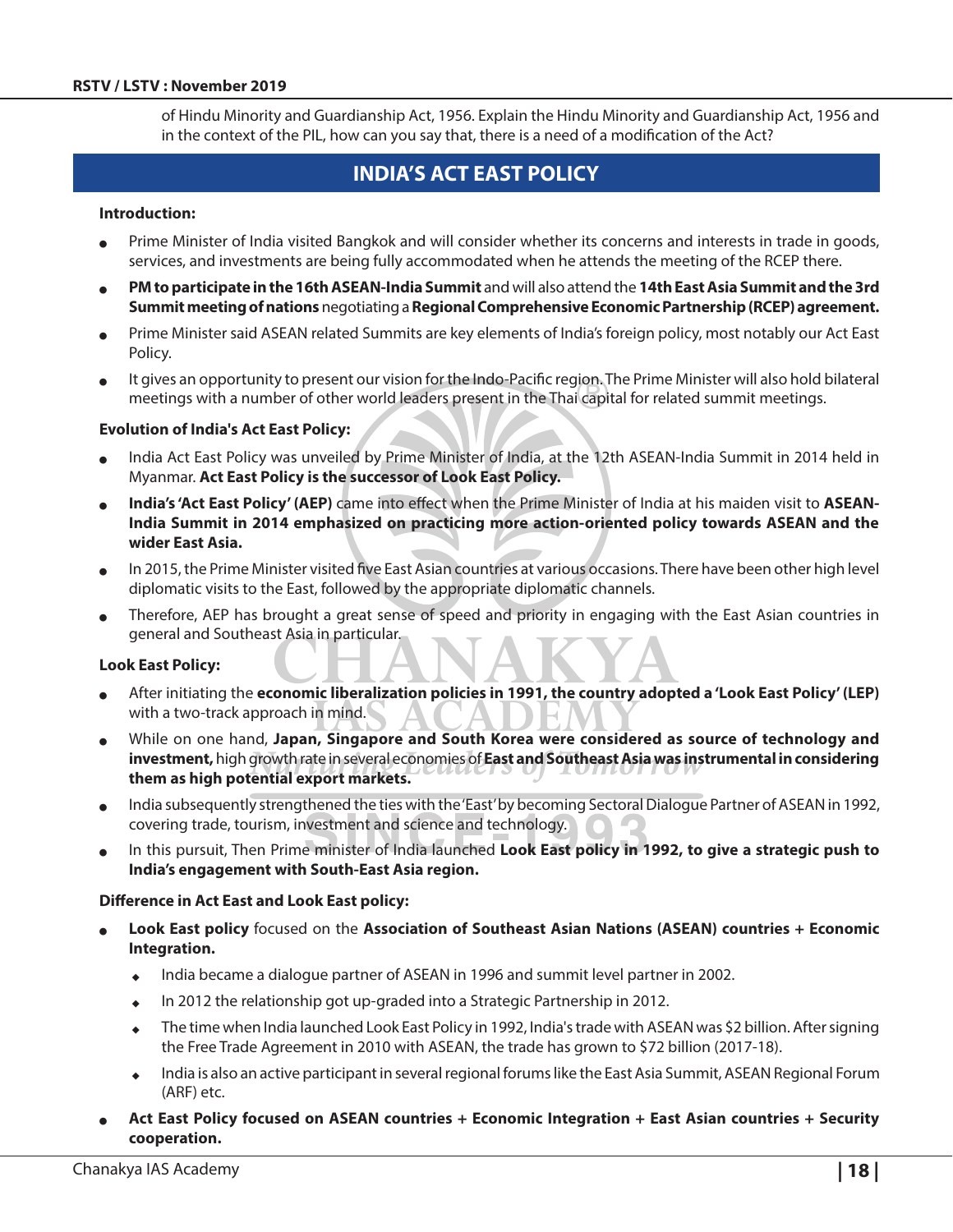of Hindu Minority and Guardianship Act, 1956. Explain the Hindu Minority and Guardianship Act, 1956 and in the context of the PIL, how can you say that, there is a need of a modification of the Act?

## INDIA'S ACT EAST POLICY

**Introduction:**

- Prime Minister of India visited Bangkok and will consider whether its concerns and interests in trade in goods, services, and investments are being fully accommodated when he attends the meeting of the RCEP there.
- **PM to participate in the 16th ASEAN-India Summit** and will also attend the **14th East Asia Summit and the 3rd Summit meeting of nations** negotiating a **Regional Comprehensive Economic Partnership (RCEP) agreement.**
- Prime Minister said ASEAN related Summits are key elements of India's foreign policy, most notably our Act East Policy.
- It gives an opportunity to present our vision for the Indo-Pacific region. The Prime Minister will also hold bilateral meetings with a number of other world leaders present in the Thai capital for related summit meetings.

**Evolution of India's Act East Policy:**

- India Act East Policy was unveiled by Prime Minister of India, at the 12th ASEAN-India Summit in 2014 held in Myanmar. **Act East Policy is the successor of Look East Policy.**
- **India's 'Act East Policy' (AEP)** came into effect when the Prime Minister of India at his maiden visit to **ASEAN-India Summit in 2014 emphasized on practicing more action-oriented policy towards ASEAN and the wider East Asia.**
- In 2015, the Prime Minister visited five East Asian countries at various occasions. There have been other high level diplomatic visits to the East, followed by the appropriate diplomatic channels.
- Therefore, AEP has brought a great sense of speed and priority in engaging with the East Asian countries in general and Southeast Asia in particular.

**Look East Policy:**

- After initiating the **economic liberalization policies in 1991, the country adopted a 'Look East Policy' (LEP)** with a two-track approach in mind.
- While on one hand, **Japan, Singapore and South Korea were considered as source of technology and investment,** high growth rate in several economies of **East and Southeast Asia was instrumental in considering them as high potential export markets.**
- India subsequently strengthened the ties with the 'East' by becoming Sectoral Dialogue Partner of ASEAN in 1992, covering trade, tourism, investment and science and technology.
- In this pursuit, Then Prime minister of India launched **Look East policy in 1992, to give a strategic push to India's engagement with South-East Asia region.**

**Difference in Act East and Look East policy:**

- **Look East policy** focused on the **Association of Southeast Asian Nations (ASEAN) countries + Economic Integration.**
  - India became a dialogue partner of ASEAN in 1996 and summit level partner in 2002.
  - In 2012 the relationship got up-graded into a Strategic Partnership in 2012.
  - The time when India launched Look East Policy in 1992, India's trade with ASEAN was $2 billion. After signing the Free Trade Agreement in 2010 with ASEAN, the trade has grown to $72 billion (2017-18).
  - India is also an active participant in several regional forums like the East Asia Summit, ASEAN Regional Forum (ARF) etc.
- **Act East Policy focused on ASEAN countries + Economic Integration + East Asian countries + Security cooperation.**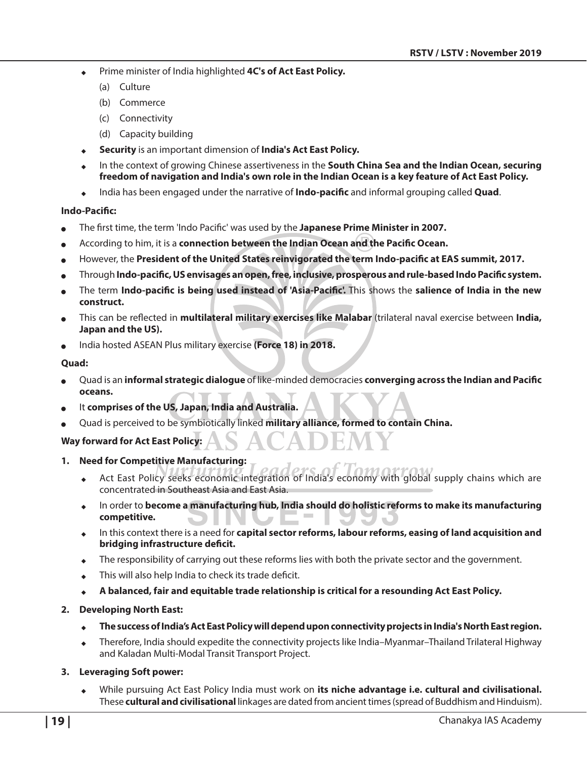- Prime minister of India highlighted **4C's of Act East Policy.**
  - (a) Culture
  - (b) Commerce
  - (c) Connectivity
  - (d) Capacity building
- **Security** is an important dimension of **India's Act East Policy.**
- In the context of growing Chinese assertiveness in the **South China Sea and the Indian Ocean, securing freedom of navigation and India's own role in the Indian Ocean is a key feature of Act East Policy.**
- India has been engaged under the narrative of **Indo-pacific** and informal grouping called **Quad**.

**Indo-Pacific:**

- The first time, the term 'Indo Pacific' was used by the **Japanese Prime Minister in 2007.**
- According to him, it is a **connection between the Indian Ocean and the Pacific Ocean.**
- However, the **President of the United States reinvigorated the term Indo-pacific at EAS summit, 2017.**
- Through **Indo-pacific, US envisages an open, free, inclusive, prosperous and rule-based Indo Pacific system.**
- The term **Indo-pacific is being used instead of 'Asia-Pacific'.** This shows the **salience of India in the new construct.**
- This can be reflected in **multilateral military exercises like Malabar** (trilateral naval exercise between **India, Japan and the US).**
- India hosted ASEAN Plus military exercise **(Force 18) in 2018.**

**Quad:**

- Quad is an **informal strategic dialogue** of like-minded democracies **converging across the Indian and Pacific oceans.**
- It **comprises of the US, Japan, India and Australia.**
- Quad is perceived to be symbiotically linked **military alliance, formed to contain China.**

**Way forward for Act East Policy:**

1. **Need for Competitive Manufacturing:**
   - Act East Policy seeks economic integration of India's economy with global supply chains which are concentrated in Southeast Asia and East Asia.
   - In order to **become a manufacturing hub, India should do holistic reforms to make its manufacturing competitive.**
   - In this context there is a need for **capital sector reforms, labour reforms, easing of land acquisition and bridging infrastructure deficit.**
   - The responsibility of carrying out these reforms lies with both the private sector and the government.
   - This will also help India to check its trade deficit.
   - **A balanced, fair and equitable trade relationship is critical for a resounding Act East Policy.**
2. **Developing North East:**
   - **The success of India's Act East Policy will depend upon connectivity projects in India's North East region.**
   - Therefore, India should expedite the connectivity projects like India–Myanmar–Thailand Trilateral Highway and Kaladan Multi-Modal Transit Transport Project.
3. **Leveraging Soft power:**
   - While pursuing Act East Policy India must work on **its niche advantage i.e. cultural and civilisational.** These **cultural and civilisational** linkages are dated from ancient times (spread of Buddhism and Hinduism).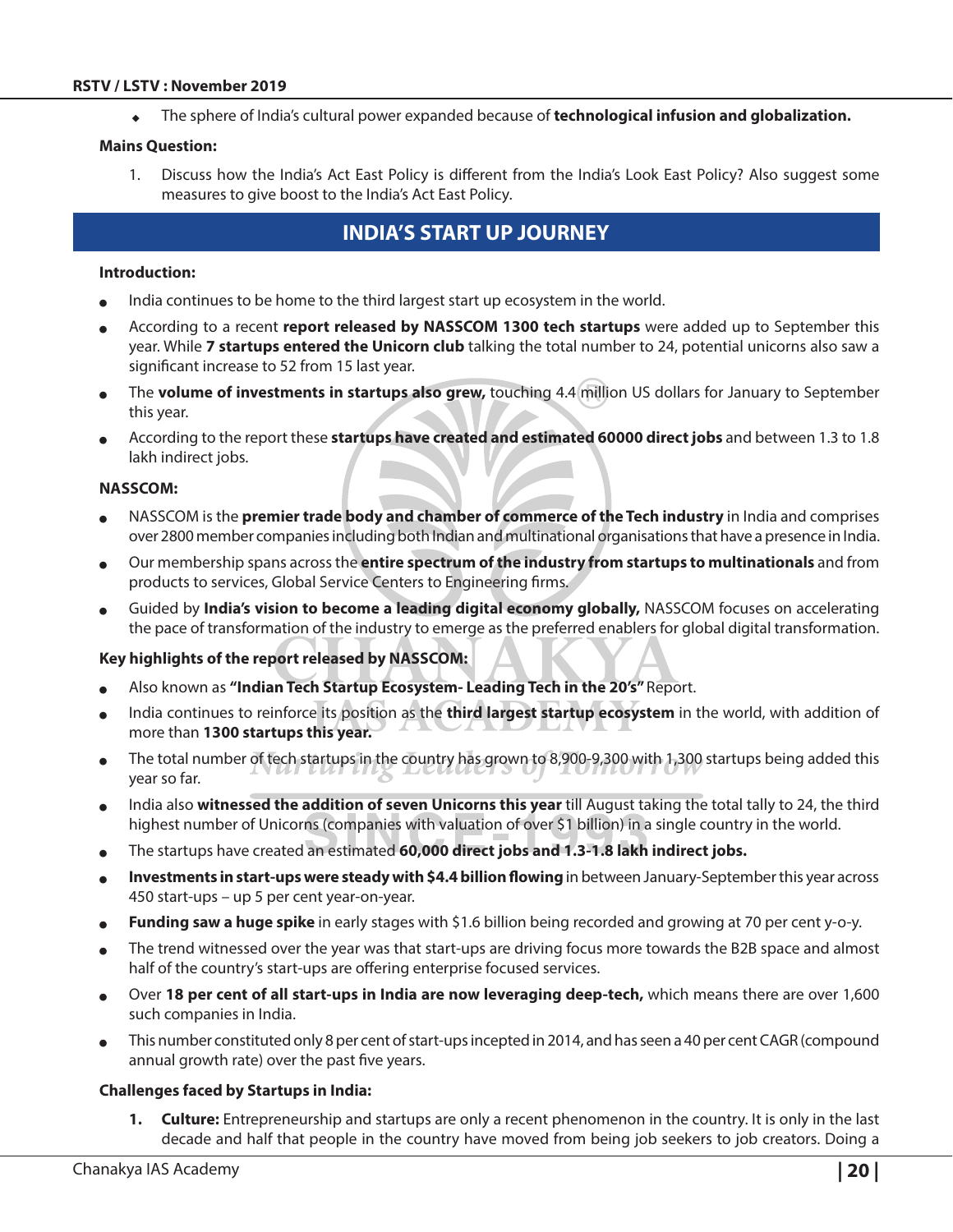- The sphere of India's cultural power expanded because of **technological infusion and globalization.**

**Mains Question:**

1. Discuss how the India's Act East Policy is different from the India's Look East Policy? Also suggest some measures to give boost to the India's Act East Policy.

## INDIA'S START UP JOURNEY

**Introduction:**

- India continues to be home to the third largest start up ecosystem in the world.
- According to a recent **report released by NASSCOM 1300 tech startups** were added up to September this year. While **7 startups entered the Unicorn club** talking the total number to 24, potential unicorns also saw a significant increase to 52 from 15 last year.
- The **volume of investments in startups also grew,** touching 4.4 million US dollars for January to September this year.
- According to the report these **startups have created and estimated 60000 direct jobs** and between 1.3 to 1.8 lakh indirect jobs.

**NASSCOM:**

- NASSCOM is the **premier trade body and chamber of commerce of the Tech industry** in India and comprises over 2800 member companies including both Indian and multinational organisations that have a presence in India.
- Our membership spans across the **entire spectrum of the industry from startups to multinationals** and from products to services, Global Service Centers to Engineering firms.
- Guided by **India's vision to become a leading digital economy globally,** NASSCOM focuses on accelerating the pace of transformation of the industry to emerge as the preferred enablers for global digital transformation.

**Key highlights of the report released by NASSCOM:**

- Also known as **"Indian Tech Startup Ecosystem- Leading Tech in the 20's"** Report.
- India continues to reinforce its position as the **third largest startup ecosystem** in the world, with addition of more than **1300 startups this year.**
- The total number of tech startups in the country has grown to 8,900-9,300 with 1,300 startups being added this year so far.
- India also **witnessed the addition of seven Unicorns this year** till August taking the total tally to 24, the third highest number of Unicorns (companies with valuation of over $1 billion) in a single country in the world.
- The startups have created an estimated **60,000 direct jobs and 1.3-1.8 lakh indirect jobs.**
- **Investments in start-ups were steady with $4.4 billion flowing** in between January-September this year across 450 start-ups – up 5 per cent year-on-year.
- **Funding saw a huge spike** in early stages with $1.6 billion being recorded and growing at 70 per cent y-o-y.
- The trend witnessed over the year was that start-ups are driving focus more towards the B2B space and almost half of the country's start-ups are offering enterprise focused services.
- Over **18 per cent of all start-ups in India are now leveraging deep-tech,** which means there are over 1,600 such companies in India.
- This number constituted only 8 per cent of start-ups incepted in 2014, and has seen a 40 per cent CAGR (compound annual growth rate) over the past five years.

**Challenges faced by Startups in India:**

1. **Culture:** Entrepreneurship and startups are only a recent phenomenon in the country. It is only in the last decade and half that people in the country have moved from being job seekers to job creators. Doing a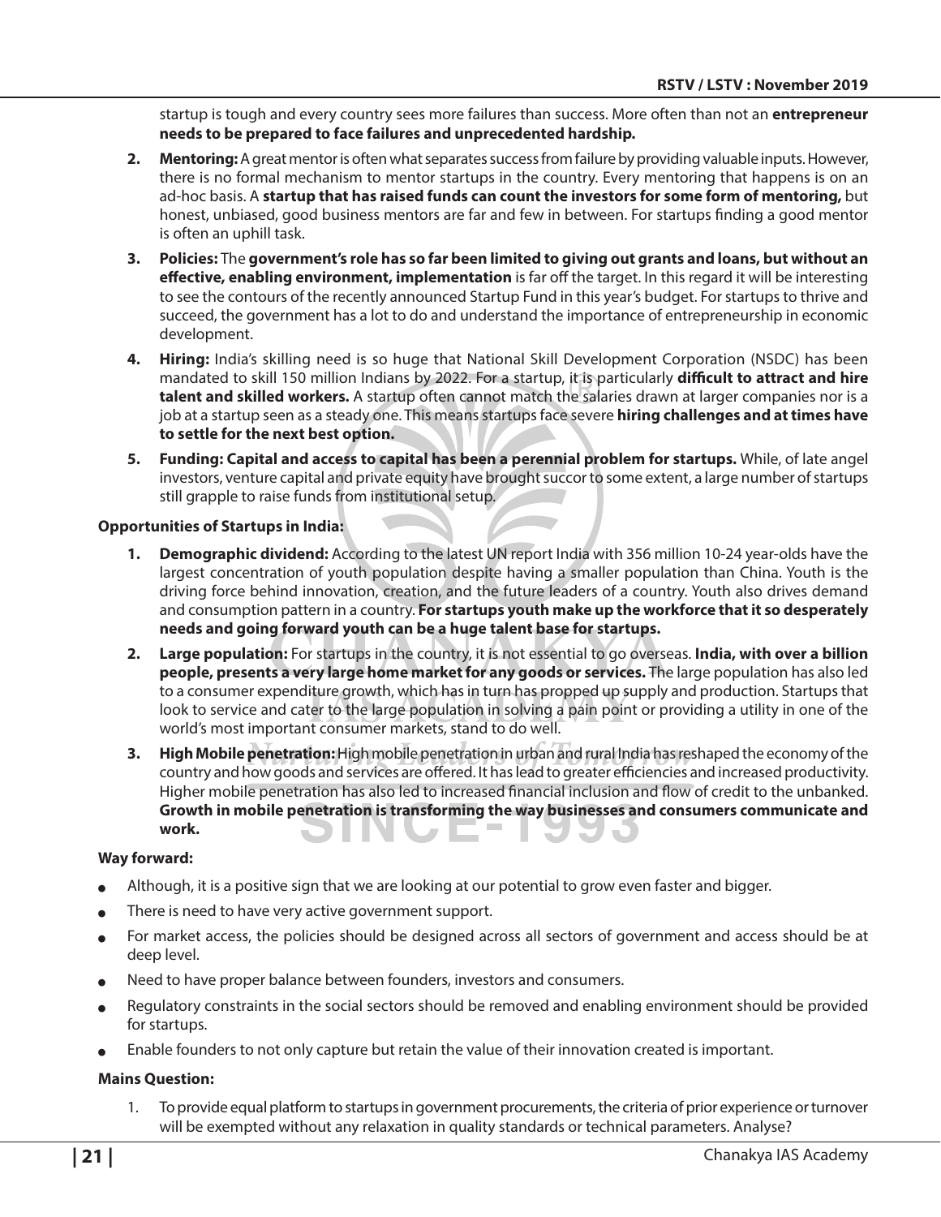startup is tough and every country sees more failures than success. More often than not an **entrepreneur needs to be prepared to face failures and unprecedented hardship.**

2. **Mentoring:** A great mentor is often what separates success from failure by providing valuable inputs. However, there is no formal mechanism to mentor startups in the country. Every mentoring that happens is on an ad-hoc basis. A **startup that has raised funds can count the investors for some form of mentoring,** but honest, unbiased, good business mentors are far and few in between. For startups finding a good mentor is often an uphill task.

3. **Policies:** The **government's role has so far been limited to giving out grants and loans, but without an effective, enabling environment, implementation** is far off the target. In this regard it will be interesting to see the contours of the recently announced Startup Fund in this year's budget. For startups to thrive and succeed, the government has a lot to do and understand the importance of entrepreneurship in economic development.

4. **Hiring:** India's skilling need is so huge that National Skill Development Corporation (NSDC) has been mandated to skill 150 million Indians by 2022. For a startup, it is particularly **difficult to attract and hire talent and skilled workers.** A startup often cannot match the salaries drawn at larger companies nor is a job at a startup seen as a steady one. This means startups face severe **hiring challenges and at times have to settle for the next best option.**

5. **Funding: Capital and access to capital has been a perennial problem for startups.** While, of late angel investors, venture capital and private equity have brought succor to some extent, a large number of startups still grapple to raise funds from institutional setup.

**Opportunities of Startups in India:**

1. **Demographic dividend:** According to the latest UN report India with 356 million 10-24 year-olds have the largest concentration of youth population despite having a smaller population than China. Youth is the driving force behind innovation, creation, and the future leaders of a country. Youth also drives demand and consumption pattern in a country. **For startups youth make up the workforce that it so desperately needs and going forward youth can be a huge talent base for startups.**

2. **Large population:** For startups in the country, it is not essential to go overseas. **India, with over a billion people, presents a very large home market for any goods or services.** The large population has also led to a consumer expenditure growth, which has in turn has propped up supply and production. Startups that look to service and cater to the large population in solving a pain point or providing a utility in one of the world's most important consumer markets, stand to do well.

3. **High Mobile penetration:** High mobile penetration in urban and rural India has reshaped the economy of the country and how goods and services are offered. It has lead to greater efficiencies and increased productivity. Higher mobile penetration has also led to increased financial inclusion and flow of credit to the unbanked. **Growth in mobile penetration is transforming the way businesses and consumers communicate and work.**

**Way forward:**

- Although, it is a positive sign that we are looking at our potential to grow even faster and bigger.
- There is need to have very active government support.
- For market access, the policies should be designed across all sectors of government and access should be at deep level.
- Need to have proper balance between founders, investors and consumers.
- Regulatory constraints in the social sectors should be removed and enabling environment should be provided for startups.
- Enable founders to not only capture but retain the value of their innovation created is important.

**Mains Question:**

1. To provide equal platform to startups in government procurements, the criteria of prior experience or turnover will be exempted without any relaxation in quality standards or technical parameters. Analyse?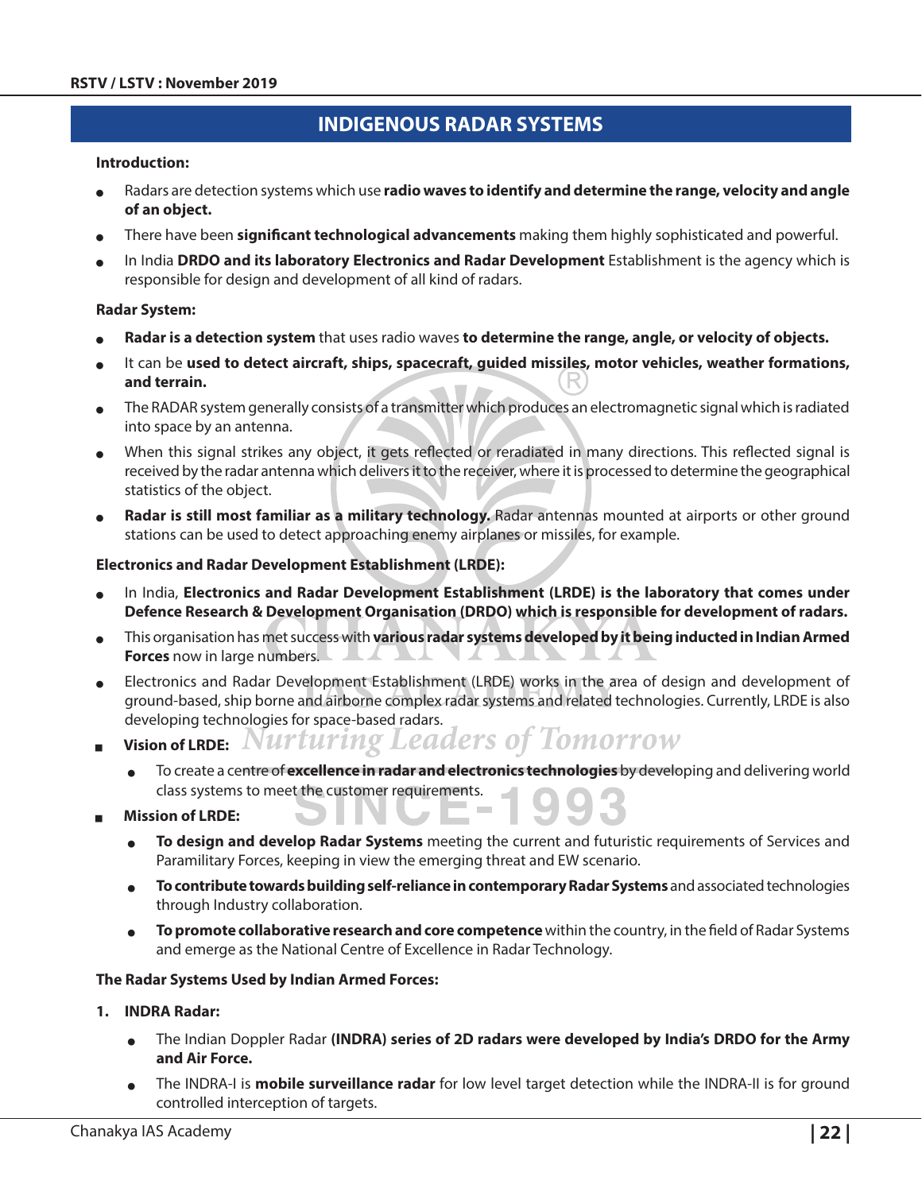## INDIGENOUS RADAR SYSTEMS

**Introduction:**

- Radars are detection systems which use **radio waves to identify and determine the range, velocity and angle of an object.**
- There have been **significant technological advancements** making them highly sophisticated and powerful.
- In India **DRDO and its laboratory Electronics and Radar Development** Establishment is the agency which is responsible for design and development of all kind of radars.

**Radar System:**

- **Radar is a detection system** that uses radio waves **to determine the range, angle, or velocity of objects.**
- It can be **used to detect aircraft, ships, spacecraft, guided missiles, motor vehicles, weather formations, and terrain.**
- The RADAR system generally consists of a transmitter which produces an electromagnetic signal which is radiated into space by an antenna.
- When this signal strikes any object, it gets reflected or reradiated in many directions. This reflected signal is received by the radar antenna which delivers it to the receiver, where it is processed to determine the geographical statistics of the object.
- **Radar is still most familiar as a military technology.** Radar antennas mounted at airports or other ground stations can be used to detect approaching enemy airplanes or missiles, for example.

**Electronics and Radar Development Establishment (LRDE):**

- In India, **Electronics and Radar Development Establishment (LRDE) is the laboratory that comes under Defence Research & Development Organisation (DRDO) which is responsible for development of radars.**
- This organisation has met success with **various radar systems developed by it being inducted in Indian Armed Forces** now in large numbers.
- Electronics and Radar Development Establishment (LRDE) works in the area of design and development of ground-based, ship borne and airborne complex radar systems and related technologies. Currently, LRDE is also developing technologies for space-based radars.
- **Vision of LRDE:**
  - To create a centre of **excellence in radar and electronics technologies** by developing and delivering world class systems to meet the customer requirements.
- **Mission of LRDE:**
  - **To design and develop Radar Systems** meeting the current and futuristic requirements of Services and Paramilitary Forces, keeping in view the emerging threat and EW scenario.
  - **To contribute towards building self-reliance in contemporary Radar Systems** and associated technologies through Industry collaboration.
  - **To promote collaborative research and core competence** within the country, in the field of Radar Systems and emerge as the National Centre of Excellence in Radar Technology.

**The Radar Systems Used by Indian Armed Forces:**

1. **INDRA Radar:**
   - The Indian Doppler Radar **(INDRA) series of 2D radars were developed by India's DRDO for the Army and Air Force.**
   - The INDRA-I is **mobile surveillance radar** for low level target detection while the INDRA-II is for ground controlled interception of targets.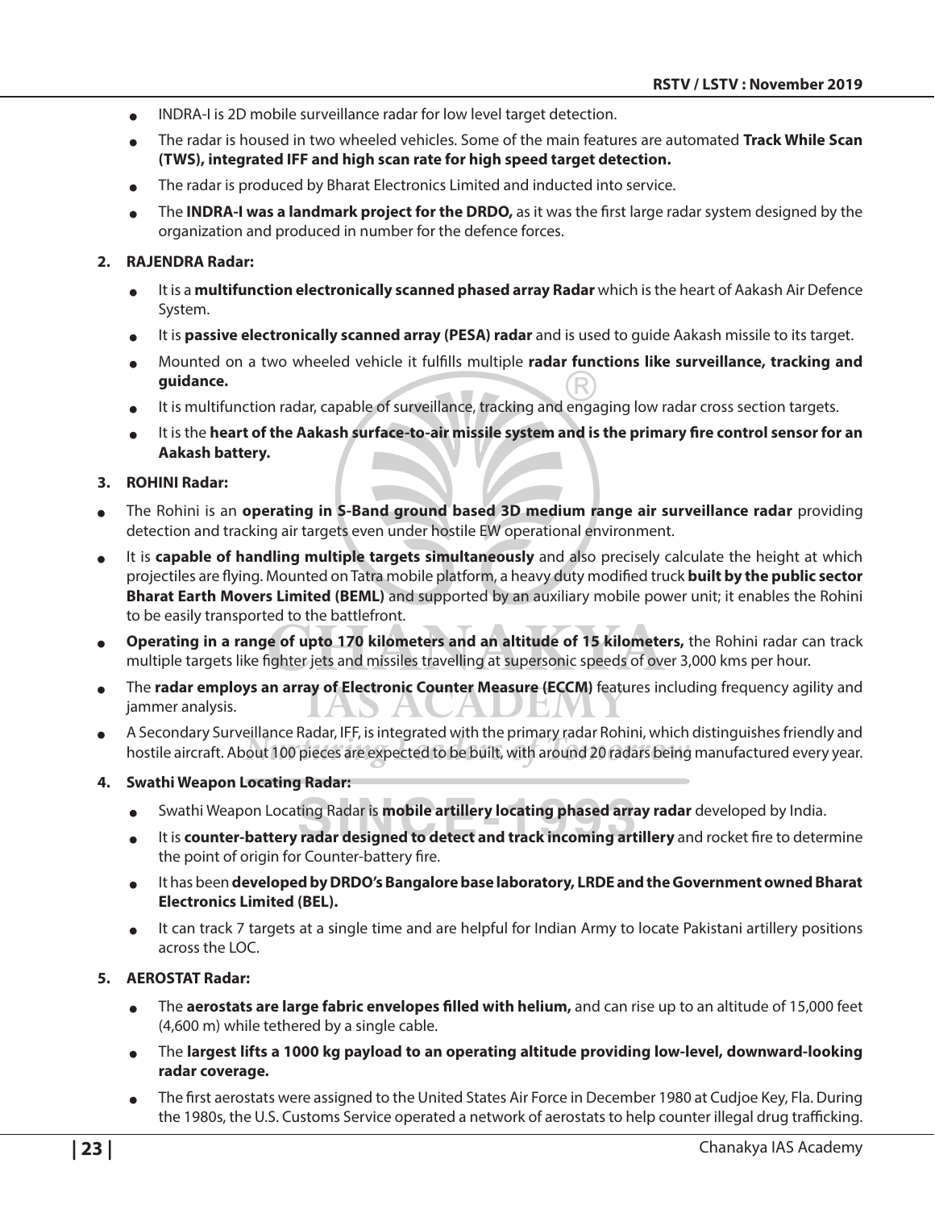- INDRA-I is 2D mobile surveillance radar for low level target detection.
- The radar is housed in two wheeled vehicles. Some of the main features are automated **Track While Scan (TWS), integrated IFF and high scan rate for high speed target detection.**
- The radar is produced by Bharat Electronics Limited and inducted into service.
- The **INDRA-I was a landmark project for the DRDO,** as it was the first large radar system designed by the organization and produced in number for the defence forces.

**2. RAJENDRA Radar:**

- It is a **multifunction electronically scanned phased array Radar** which is the heart of Aakash Air Defence System.
- It is **passive electronically scanned array (PESA) radar** and is used to guide Aakash missile to its target.
- Mounted on a two wheeled vehicle it fulfills multiple **radar functions like surveillance, tracking and guidance.**
- It is multifunction radar, capable of surveillance, tracking and engaging low radar cross section targets.
- It is the **heart of the Aakash surface-to-air missile system and is the primary fire control sensor for an Aakash battery.**

**3. ROHINI Radar:**

- The Rohini is an **operating in S-Band ground based 3D medium range air surveillance radar** providing detection and tracking air targets even under hostile EW operational environment.
- It is **capable of handling multiple targets simultaneously** and also precisely calculate the height at which projectiles are flying. Mounted on Tatra mobile platform, a heavy duty modified truck **built by the public sector Bharat Earth Movers Limited (BEML)** and supported by an auxiliary mobile power unit; it enables the Rohini to be easily transported to the battlefront.
- **Operating in a range of upto 170 kilometers and an altitude of 15 kilometers,** the Rohini radar can track multiple targets like fighter jets and missiles travelling at supersonic speeds of over 3,000 kms per hour.
- The **radar employs an array of Electronic Counter Measure (ECCM)** features including frequency agility and jammer analysis.
- A Secondary Surveillance Radar, IFF, is integrated with the primary radar Rohini, which distinguishes friendly and hostile aircraft. About 100 pieces are expected to be built, with around 20 radars being manufactured every year.

**4. Swathi Weapon Locating Radar:**

- Swathi Weapon Locating Radar is **mobile artillery locating phased array radar** developed by India.
- It is **counter-battery radar designed to detect and track incoming artillery** and rocket fire to determine the point of origin for Counter-battery fire.
- It has been **developed by DRDO's Bangalore base laboratory, LRDE and the Government owned Bharat Electronics Limited (BEL).**
- It can track 7 targets at a single time and are helpful for Indian Army to locate Pakistani artillery positions across the LOC.

**5. AEROSTAT Radar:**

- The **aerostats are large fabric envelopes filled with helium,** and can rise up to an altitude of 15,000 feet (4,600 m) while tethered by a single cable.
- The **largest lifts a 1000 kg payload to an operating altitude providing low-level, downward-looking radar coverage.**
- The first aerostats were assigned to the United States Air Force in December 1980 at Cudjoe Key, Fla. During the 1980s, the U.S. Customs Service operated a network of aerostats to help counter illegal drug trafficking.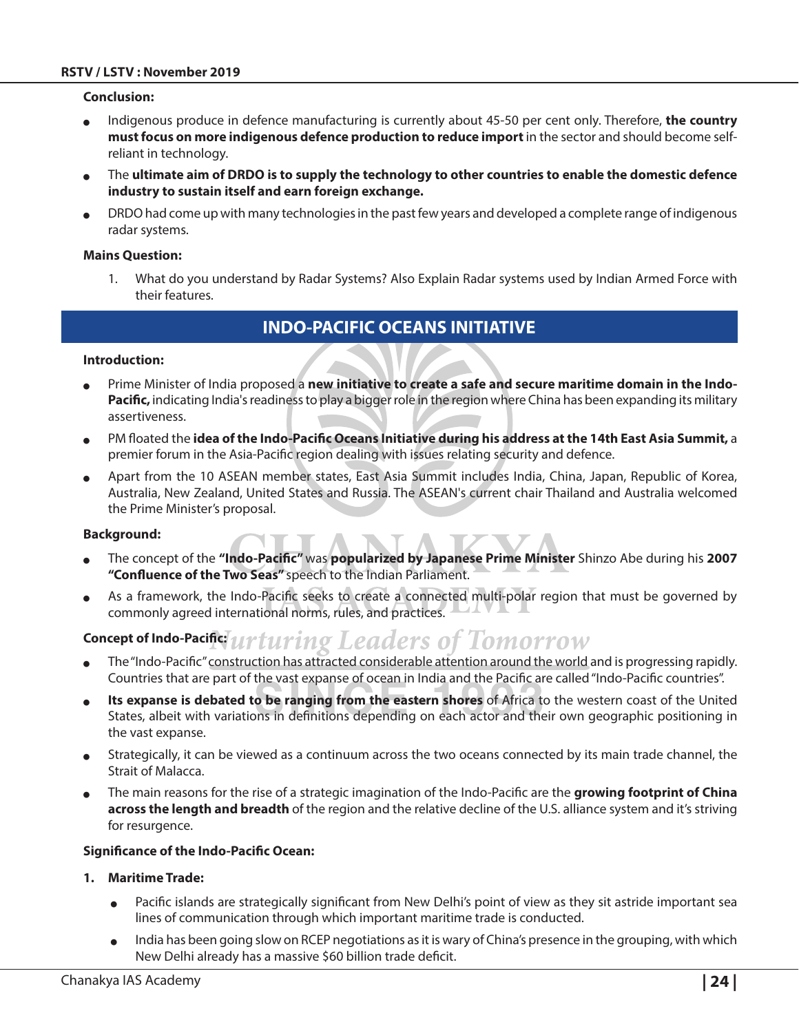**Conclusion:**

- Indigenous produce in defence manufacturing is currently about 45-50 per cent only. Therefore, **the country must focus on more indigenous defence production to reduce import** in the sector and should become self-reliant in technology.
- The **ultimate aim of DRDO is to supply the technology to other countries to enable the domestic defence industry to sustain itself and earn foreign exchange.**
- DRDO had come up with many technologies in the past few years and developed a complete range of indigenous radar systems.

**Mains Question:**

1. What do you understand by Radar Systems? Also Explain Radar systems used by Indian Armed Force with their features.

## INDO-PACIFIC OCEANS INITIATIVE

**Introduction:**

- Prime Minister of India proposed a **new initiative to create a safe and secure maritime domain in the Indo-Pacific,** indicating India's readiness to play a bigger role in the region where China has been expanding its military assertiveness.
- PM floated the **idea of the Indo-Pacific Oceans Initiative during his address at the 14th East Asia Summit,** a premier forum in the Asia-Pacific region dealing with issues relating security and defence.
- Apart from the 10 ASEAN member states, East Asia Summit includes India, China, Japan, Republic of Korea, Australia, New Zealand, United States and Russia. The ASEAN's current chair Thailand and Australia welcomed the Prime Minister's proposal.

**Background:**

- The concept of the **"Indo-Pacific"** was **popularized by Japanese Prime Minister** Shinzo Abe during his **2007 "Confluence of the Two Seas"** speech to the Indian Parliament.
- As a framework, the Indo-Pacific seeks to create a connected multi-polar region that must be governed by commonly agreed international norms, rules, and practices.

**Concept of Indo-Pacific:**

- The "Indo-Pacific" construction has attracted considerable attention around the world and is progressing rapidly. Countries that are part of the vast expanse of ocean in India and the Pacific are called "Indo-Pacific countries".
- **Its expanse is debated to be ranging from the eastern shores** of Africa to the western coast of the United States, albeit with variations in definitions depending on each actor and their own geographic positioning in the vast expanse.
- Strategically, it can be viewed as a continuum across the two oceans connected by its main trade channel, the Strait of Malacca.
- The main reasons for the rise of a strategic imagination of the Indo-Pacific are the **growing footprint of China across the length and breadth** of the region and the relative decline of the U.S. alliance system and it's striving for resurgence.

**Significance of the Indo-Pacific Ocean:**

1. **Maritime Trade:**
   - Pacific islands are strategically significant from New Delhi's point of view as they sit astride important sea lines of communication through which important maritime trade is conducted.
   - India has been going slow on RCEP negotiations as it is wary of China's presence in the grouping, with which New Delhi already has a massive $60 billion trade deficit.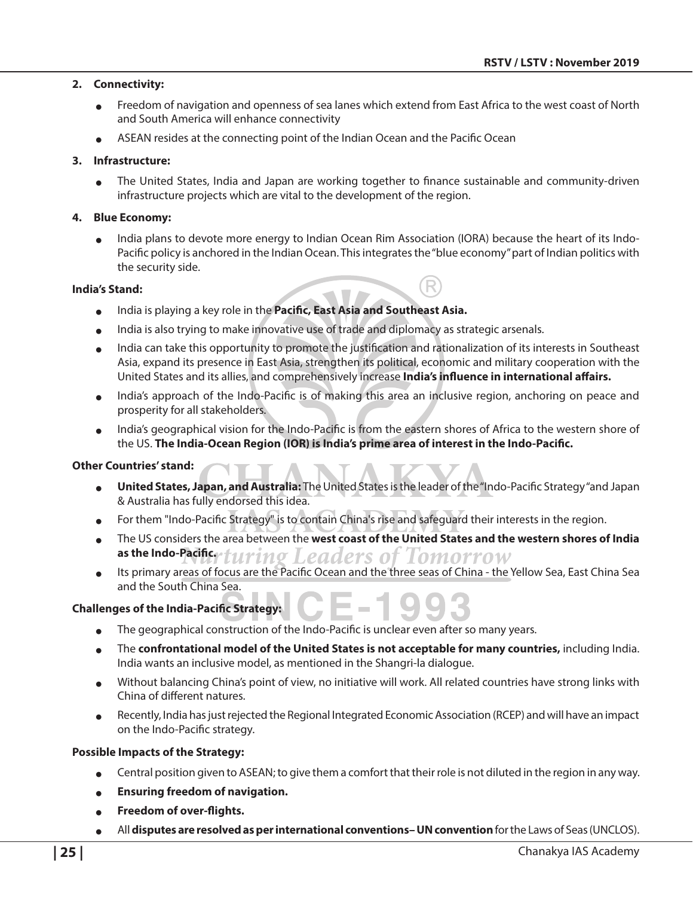**2. Connectivity:**

- Freedom of navigation and openness of sea lanes which extend from East Africa to the west coast of North and South America will enhance connectivity
- ASEAN resides at the connecting point of the Indian Ocean and the Pacific Ocean

**3. Infrastructure:**

- The United States, India and Japan are working together to finance sustainable and community-driven infrastructure projects which are vital to the development of the region.

**4. Blue Economy:**

- India plans to devote more energy to Indian Ocean Rim Association (IORA) because the heart of its Indo-Pacific policy is anchored in the Indian Ocean. This integrates the "blue economy" part of Indian politics with the security side.

**India's Stand:**

- India is playing a key role in the **Pacific, East Asia and Southeast Asia.**
- India is also trying to make innovative use of trade and diplomacy as strategic arsenals.
- India can take this opportunity to promote the justification and rationalization of its interests in Southeast Asia, expand its presence in East Asia, strengthen its political, economic and military cooperation with the United States and its allies, and comprehensively increase **India's influence in international affairs.**
- India's approach of the Indo-Pacific is of making this area an inclusive region, anchoring on peace and prosperity for all stakeholders.
- India's geographical vision for the Indo-Pacific is from the eastern shores of Africa to the western shore of the US. **The India-Ocean Region (IOR) is India's prime area of interest in the Indo-Pacific.**

**Other Countries' stand:**

- **United States, Japan, and Australia:** The United States is the leader of the "Indo-Pacific Strategy "and Japan & Australia has fully endorsed this idea.
- For them "Indo-Pacific Strategy" is to contain China's rise and safeguard their interests in the region.
- The US considers the area between the **west coast of the United States and the western shores of India as the Indo-Pacific.**
- Its primary areas of focus are the Pacific Ocean and the three seas of China - the Yellow Sea, East China Sea and the South China Sea.

**Challenges of the India-Pacific Strategy:**

- The geographical construction of the Indo-Pacific is unclear even after so many years.
- The **confrontational model of the United States is not acceptable for many countries,** including India. India wants an inclusive model, as mentioned in the Shangri-la dialogue.
- Without balancing China's point of view, no initiative will work. All related countries have strong links with China of different natures.
- Recently, India has just rejected the Regional Integrated Economic Association (RCEP) and will have an impact on the Indo-Pacific strategy.

**Possible Impacts of the Strategy:**

- Central position given to ASEAN; to give them a comfort that their role is not diluted in the region in any way.
- **Ensuring freedom of navigation.**
- **Freedom of over-flights.**
- All **disputes are resolved as per international conventions– UN convention** for the Laws of Seas (UNCLOS).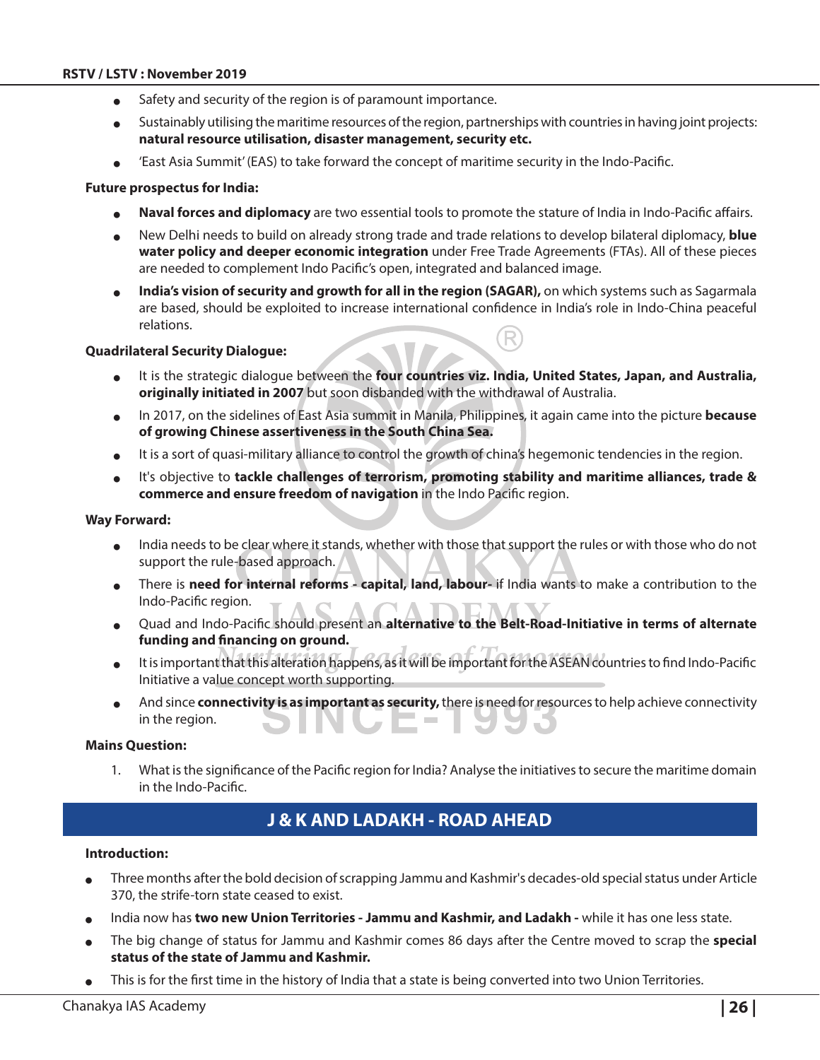- Safety and security of the region is of paramount importance.
- Sustainably utilising the maritime resources of the region, partnerships with countries in having joint projects: **natural resource utilisation, disaster management, security etc.**
- 'East Asia Summit' (EAS) to take forward the concept of maritime security in the Indo-Pacific.

**Future prospectus for India:**

- **Naval forces and diplomacy** are two essential tools to promote the stature of India in Indo-Pacific affairs.
- New Delhi needs to build on already strong trade and trade relations to develop bilateral diplomacy, **blue water policy and deeper economic integration** under Free Trade Agreements (FTAs). All of these pieces are needed to complement Indo Pacific's open, integrated and balanced image.
- **India's vision of security and growth for all in the region (SAGAR),** on which systems such as Sagarmala are based, should be exploited to increase international confidence in India's role in Indo-China peaceful relations.

**Quadrilateral Security Dialogue:**

- It is the strategic dialogue between the **four countries viz. India, United States, Japan, and Australia, originally initiated in 2007** but soon disbanded with the withdrawal of Australia.
- In 2017, on the sidelines of East Asia summit in Manila, Philippines, it again came into the picture **because of growing Chinese assertiveness in the South China Sea.**
- It is a sort of quasi-military alliance to control the growth of china's hegemonic tendencies in the region.
- It's objective to **tackle challenges of terrorism, promoting stability and maritime alliances, trade & commerce and ensure freedom of navigation** in the Indo Pacific region.

**Way Forward:**

- India needs to be clear where it stands, whether with those that support the rules or with those who do not support the rule-based approach.
- There is **need for internal reforms - capital, land, labour-** if India wants to make a contribution to the Indo-Pacific region.
- Quad and Indo-Pacific should present an **alternative to the Belt-Road-Initiative in terms of alternate funding and financing on ground.**
- It is important that this alteration happens, as it will be important for the ASEAN countries to find Indo-Pacific Initiative a value concept worth supporting.
- And since **connectivity is as important as security,** there is need for resources to help achieve connectivity in the region.

**Mains Question:**

1. What is the significance of the Pacific region for India? Analyse the initiatives to secure the maritime domain in the Indo-Pacific.

## J & K AND LADAKH - ROAD AHEAD

**Introduction:**

- Three months after the bold decision of scrapping Jammu and Kashmir's decades-old special status under Article 370, the strife-torn state ceased to exist.
- India now has **two new Union Territories - Jammu and Kashmir, and Ladakh -** while it has one less state.
- The big change of status for Jammu and Kashmir comes 86 days after the Centre moved to scrap the **special status of the state of Jammu and Kashmir.**
- This is for the first time in the history of India that a state is being converted into two Union Territories.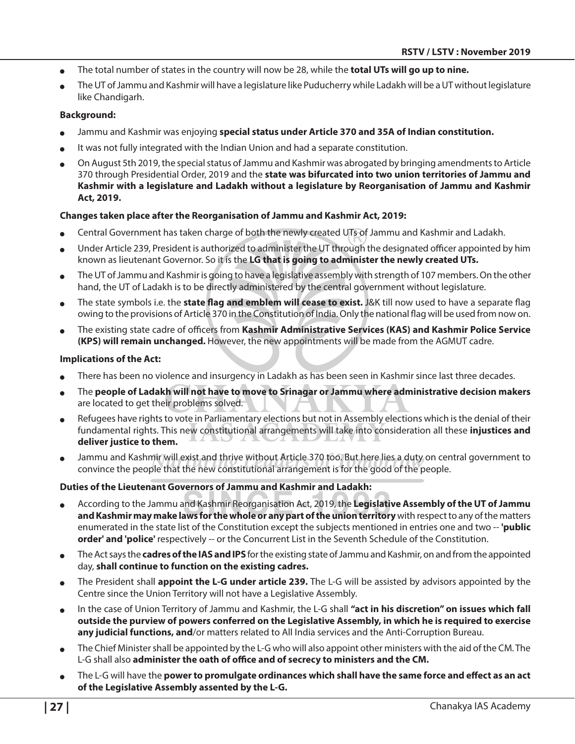- The total number of states in the country will now be 28, while the **total UTs will go up to nine.**
- The UT of Jammu and Kashmir will have a legislature like Puducherry while Ladakh will be a UT without legislature like Chandigarh.

**Background:**

- Jammu and Kashmir was enjoying **special status under Article 370 and 35A of Indian constitution.**
- It was not fully integrated with the Indian Union and had a separate constitution.
- On August 5th 2019, the special status of Jammu and Kashmir was abrogated by bringing amendments to Article 370 through Presidential Order, 2019 and the **state was bifurcated into two union territories of Jammu and Kashmir with a legislature and Ladakh without a legislature by Reorganisation of Jammu and Kashmir Act, 2019.**

**Changes taken place after the Reorganisation of Jammu and Kashmir Act, 2019:**

- Central Government has taken charge of both the newly created UTs of Jammu and Kashmir and Ladakh.
- Under Article 239, President is authorized to administer the UT through the designated officer appointed by him known as lieutenant Governor. So it is the **LG that is going to administer the newly created UTs.**
- The UT of Jammu and Kashmir is going to have a legislative assembly with strength of 107 members. On the other hand, the UT of Ladakh is to be directly administered by the central government without legislature.
- The state symbols i.e. the **state flag and emblem will cease to exist.** J&K till now used to have a separate flag owing to the provisions of Article 370 in the Constitution of India. Only the national flag will be used from now on.
- The existing state cadre of officers from **Kashmir Administrative Services (KAS) and Kashmir Police Service (KPS) will remain unchanged.** However, the new appointments will be made from the AGMUT cadre.

**Implications of the Act:**

- There has been no violence and insurgency in Ladakh as has been seen in Kashmir since last three decades.
- The **people of Ladakh will not have to move to Srinagar or Jammu where administrative decision makers** are located to get their problems solved.
- Refugees have rights to vote in Parliamentary elections but not in Assembly elections which is the denial of their fundamental rights. This new constitutional arrangements will take into consideration all these **injustices and deliver justice to them.**
- Jammu and Kashmir will exist and thrive without Article 370 too. But here lies a duty on central government to convince the people that the new constitutional arrangement is for the good of the people.

**Duties of the Lieutenant Governors of Jammu and Kashmir and Ladakh:**

- According to the Jammu and Kashmir Reorganisation Act, 2019, the **Legislative Assembly of the UT of Jammu and Kashmir may make laws for the whole or any part of the union territory** with respect to any of the matters enumerated in the state list of the Constitution except the subjects mentioned in entries one and two -- **'public order' and 'police'** respectively -- or the Concurrent List in the Seventh Schedule of the Constitution.
- The Act says the **cadres of the IAS and IPS** for the existing state of Jammu and Kashmir, on and from the appointed day, **shall continue to function on the existing cadres.**
- The President shall **appoint the L-G under article 239.** The L-G will be assisted by advisors appointed by the Centre since the Union Territory will not have a Legislative Assembly.
- In the case of Union Territory of Jammu and Kashmir, the L-G shall **"act in his discretion" on issues which fall outside the purview of powers conferred on the Legislative Assembly, in which he is required to exercise any judicial functions, and**/or matters related to All India services and the Anti-Corruption Bureau.
- The Chief Minister shall be appointed by the L-G who will also appoint other ministers with the aid of the CM. The L-G shall also **administer the oath of office and of secrecy to ministers and the CM.**
- The L-G will have the **power to promulgate ordinances which shall have the same force and effect as an act of the Legislative Assembly assented by the L-G.**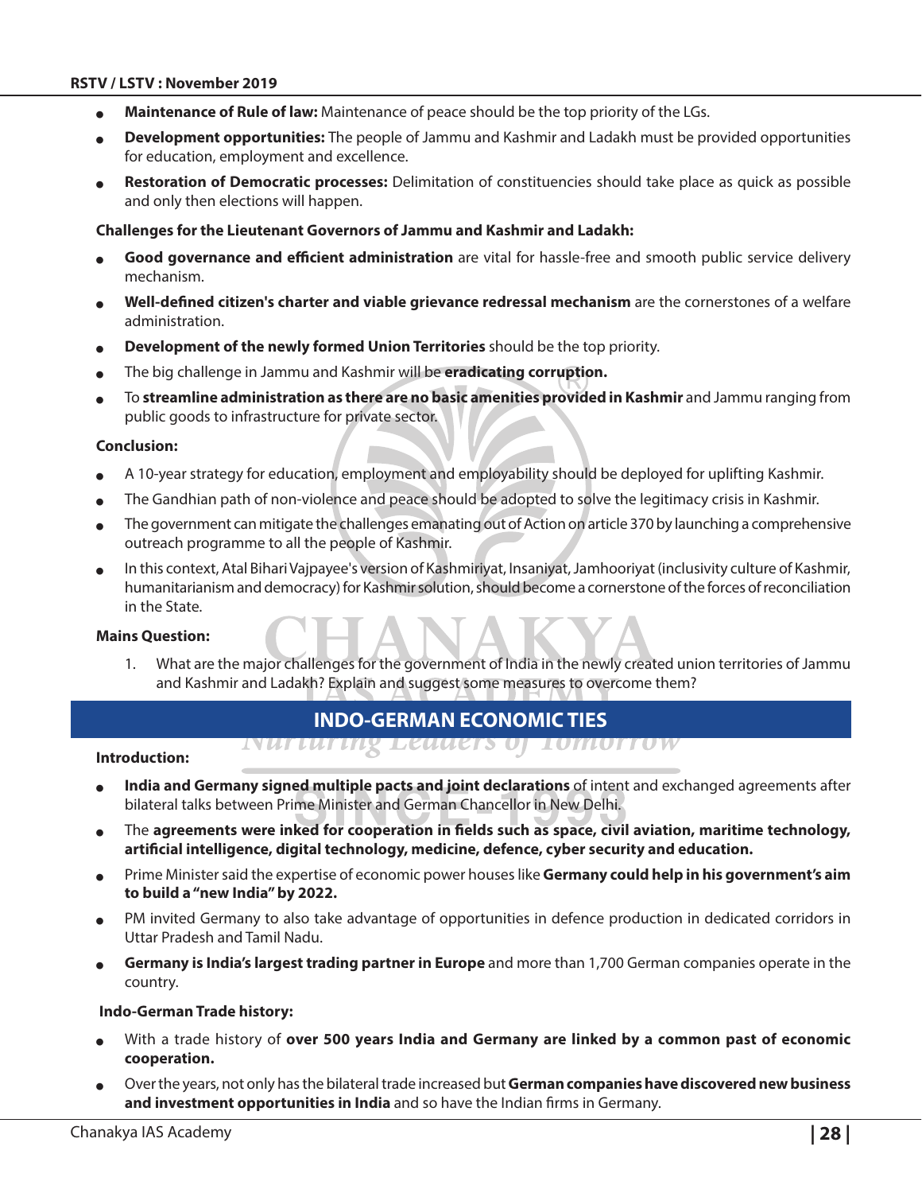- **Maintenance of Rule of law:** Maintenance of peace should be the top priority of the LGs.
- **Development opportunities:** The people of Jammu and Kashmir and Ladakh must be provided opportunities for education, employment and excellence.
- **Restoration of Democratic processes:** Delimitation of constituencies should take place as quick as possible and only then elections will happen.

**Challenges for the Lieutenant Governors of Jammu and Kashmir and Ladakh:**

- **Good governance and efficient administration** are vital for hassle-free and smooth public service delivery mechanism.
- **Well-defined citizen's charter and viable grievance redressal mechanism** are the cornerstones of a welfare administration.
- **Development of the newly formed Union Territories** should be the top priority.
- The big challenge in Jammu and Kashmir will be **eradicating corruption.**
- To **streamline administration as there are no basic amenities provided in Kashmir** and Jammu ranging from public goods to infrastructure for private sector.

**Conclusion:**

- A 10-year strategy for education, employment and employability should be deployed for uplifting Kashmir.
- The Gandhian path of non-violence and peace should be adopted to solve the legitimacy crisis in Kashmir.
- The government can mitigate the challenges emanating out of Action on article 370 by launching a comprehensive outreach programme to all the people of Kashmir.
- In this context, Atal Bihari Vajpayee's version of Kashmiriyat, Insaniyat, Jamhooriyat (inclusivity culture of Kashmir, humanitarianism and democracy) for Kashmir solution, should become a cornerstone of the forces of reconciliation in the State.

**Mains Question:**

1. What are the major challenges for the government of India in the newly created union territories of Jammu and Kashmir and Ladakh? Explain and suggest some measures to overcome them?

## INDO-GERMAN ECONOMIC TIES

**Introduction:**

- **India and Germany signed multiple pacts and joint declarations** of intent and exchanged agreements after bilateral talks between Prime Minister and German Chancellor in New Delhi.
- The **agreements were inked for cooperation in fields such as space, civil aviation, maritime technology, artificial intelligence, digital technology, medicine, defence, cyber security and education.**
- Prime Minister said the expertise of economic power houses like **Germany could help in his government's aim to build a "new India" by 2022.**
- PM invited Germany to also take advantage of opportunities in defence production in dedicated corridors in Uttar Pradesh and Tamil Nadu.
- **Germany is India's largest trading partner in Europe** and more than 1,700 German companies operate in the country.

**Indo-German Trade history:**

- With a trade history of **over 500 years India and Germany are linked by a common past of economic cooperation.**
- Over the years, not only has the bilateral trade increased but **German companies have discovered new business and investment opportunities in India** and so have the Indian firms in Germany.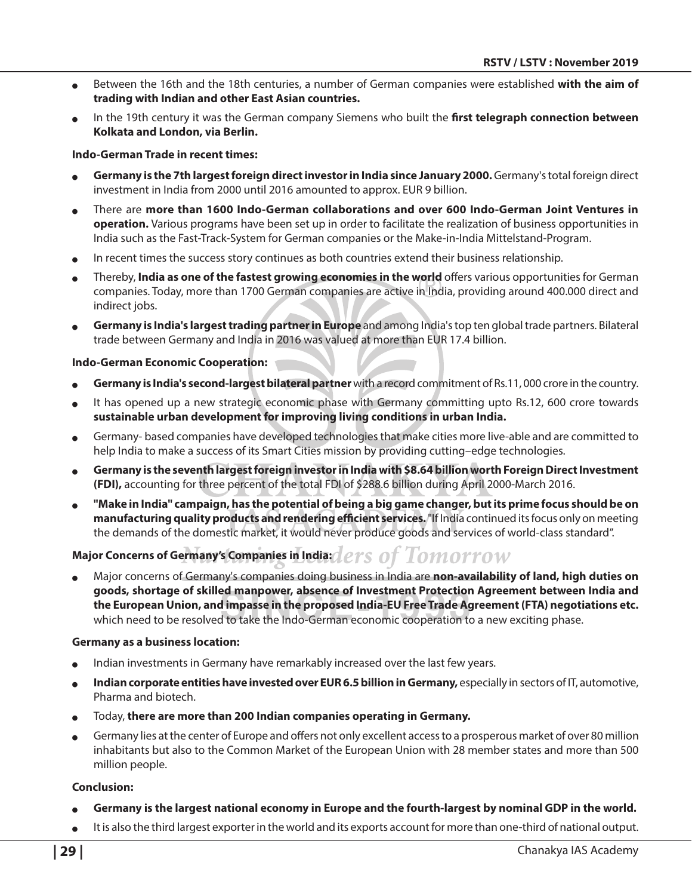- Between the 16th and the 18th centuries, a number of German companies were established **with the aim of trading with Indian and other East Asian countries.**
- In the 19th century it was the German company Siemens who built the **first telegraph connection between Kolkata and London, via Berlin.**

**Indo-German Trade in recent times:**

- **Germany is the 7th largest foreign direct investor in India since January 2000.** Germany's total foreign direct investment in India from 2000 until 2016 amounted to approx. EUR 9 billion.
- There are **more than 1600 Indo-German collaborations and over 600 Indo-German Joint Ventures in operation.** Various programs have been set up in order to facilitate the realization of business opportunities in India such as the Fast-Track-System for German companies or the Make-in-India Mittelstand-Program.
- In recent times the success story continues as both countries extend their business relationship.
- Thereby, **India as one of the fastest growing economies in the world** offers various opportunities for German companies. Today, more than 1700 German companies are active in India, providing around 400.000 direct and indirect jobs.
- **Germany is India's largest trading partner in Europe** and among India's top ten global trade partners. Bilateral trade between Germany and India in 2016 was valued at more than EUR 17.4 billion.

**Indo-German Economic Cooperation:**

- **Germany is India's second-largest bilateral partner** with a record commitment of Rs.11, 000 crore in the country.
- It has opened up a new strategic economic phase with Germany committing upto Rs.12, 600 crore towards **sustainable urban development for improving living conditions in urban India.**
- Germany- based companies have developed technologies that make cities more live-able and are committed to help India to make a success of its Smart Cities mission by providing cutting–edge technologies.
- **Germany is the seventh largest foreign investor in India with $8.64 billion worth Foreign Direct Investment (FDI),** accounting for three percent of the total FDI of $288.6 billion during April 2000-March 2016.
- **"Make in India" campaign, has the potential of being a big game changer, but its prime focus should be on manufacturing quality products and rendering efficient services.** "If India continued its focus only on meeting the demands of the domestic market, it would never produce goods and services of world-class standard".

**Major Concerns of Germany's Companies in India:**

- Major concerns of Germany's companies doing business in India are **non-availability of land, high duties on goods, shortage of skilled manpower, absence of Investment Protection Agreement between India and the European Union, and impasse in the proposed India-EU Free Trade Agreement (FTA) negotiations etc.** which need to be resolved to take the Indo-German economic cooperation to a new exciting phase.

**Germany as a business location:**

- Indian investments in Germany have remarkably increased over the last few years.
- **Indian corporate entities have invested over EUR 6.5 billion in Germany,** especially in sectors of IT, automotive, Pharma and biotech.
- Today, **there are more than 200 Indian companies operating in Germany.**
- Germany lies at the center of Europe and offers not only excellent access to a prosperous market of over 80 million inhabitants but also to the Common Market of the European Union with 28 member states and more than 500 million people.

**Conclusion:**

- **Germany is the largest national economy in Europe and the fourth-largest by nominal GDP in the world.**
- It is also the third largest exporter in the world and its exports account for more than one-third of national output.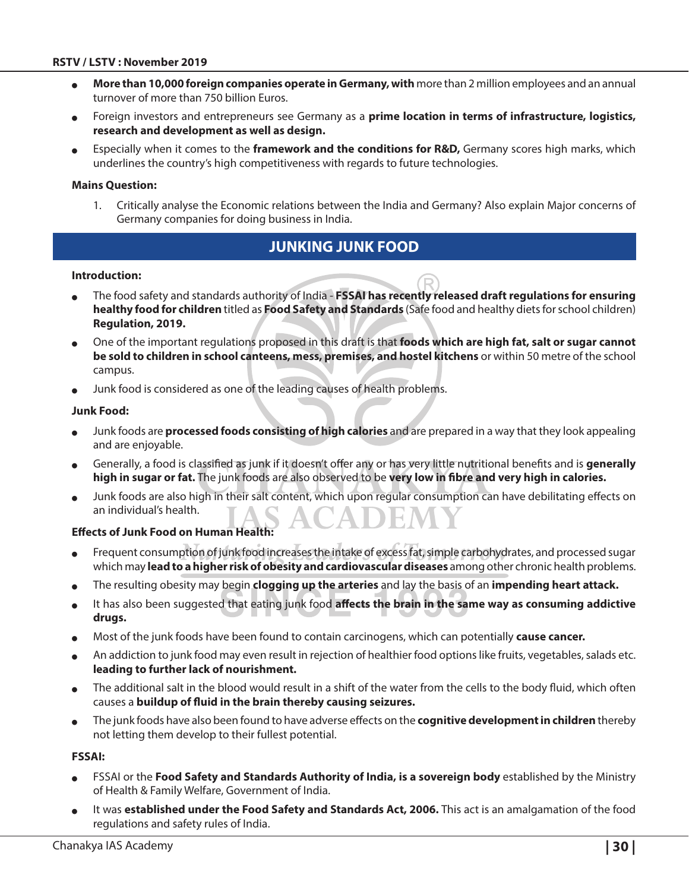- **More than 10,000 foreign companies operate in Germany, with** more than 2 million employees and an annual turnover of more than 750 billion Euros.
- Foreign investors and entrepreneurs see Germany as a **prime location in terms of infrastructure, logistics, research and development as well as design.**
- Especially when it comes to the **framework and the conditions for R&D,** Germany scores high marks, which underlines the country's high competitiveness with regards to future technologies.

**Mains Question:**

1. Critically analyse the Economic relations between the India and Germany? Also explain Major concerns of Germany companies for doing business in India.

## JUNKING JUNK FOOD

**Introduction:**

- The food safety and standards authority of India - **FSSAI has recently released draft regulations for ensuring healthy food for children** titled as **Food Safety and Standards** (Safe food and healthy diets for school children) **Regulation, 2019.**
- One of the important regulations proposed in this draft is that **foods which are high fat, salt or sugar cannot be sold to children in school canteens, mess, premises, and hostel kitchens** or within 50 metre of the school campus.
- Junk food is considered as one of the leading causes of health problems.

**Junk Food:**

- Junk foods are **processed foods consisting of high calories** and are prepared in a way that they look appealing and are enjoyable.
- Generally, a food is classified as junk if it doesn't offer any or has very little nutritional benefits and is **generally high in sugar or fat.** The junk foods are also observed to be **very low in fibre and very high in calories.**
- Junk foods are also high in their salt content, which upon regular consumption can have debilitating effects on an individual's health.

**Effects of Junk Food on Human Health:**

- Frequent consumption of junk food increases the intake of excess fat, simple carbohydrates, and processed sugar which may **lead to a higher risk of obesity and cardiovascular diseases** among other chronic health problems.
- The resulting obesity may begin **clogging up the arteries** and lay the basis of an **impending heart attack.**
- It has also been suggested that eating junk food **affects the brain in the same way as consuming addictive drugs.**
- Most of the junk foods have been found to contain carcinogens, which can potentially **cause cancer.**
- An addiction to junk food may even result in rejection of healthier food options like fruits, vegetables, salads etc. **leading to further lack of nourishment.**
- The additional salt in the blood would result in a shift of the water from the cells to the body fluid, which often causes a **buildup of fluid in the brain thereby causing seizures.**
- The junk foods have also been found to have adverse effects on the **cognitive development in children** thereby not letting them develop to their fullest potential.

**FSSAI:**

- FSSAI or the **Food Safety and Standards Authority of India, is a sovereign body** established by the Ministry of Health & Family Welfare, Government of India.
- It was **established under the Food Safety and Standards Act, 2006.** This act is an amalgamation of the food regulations and safety rules of India.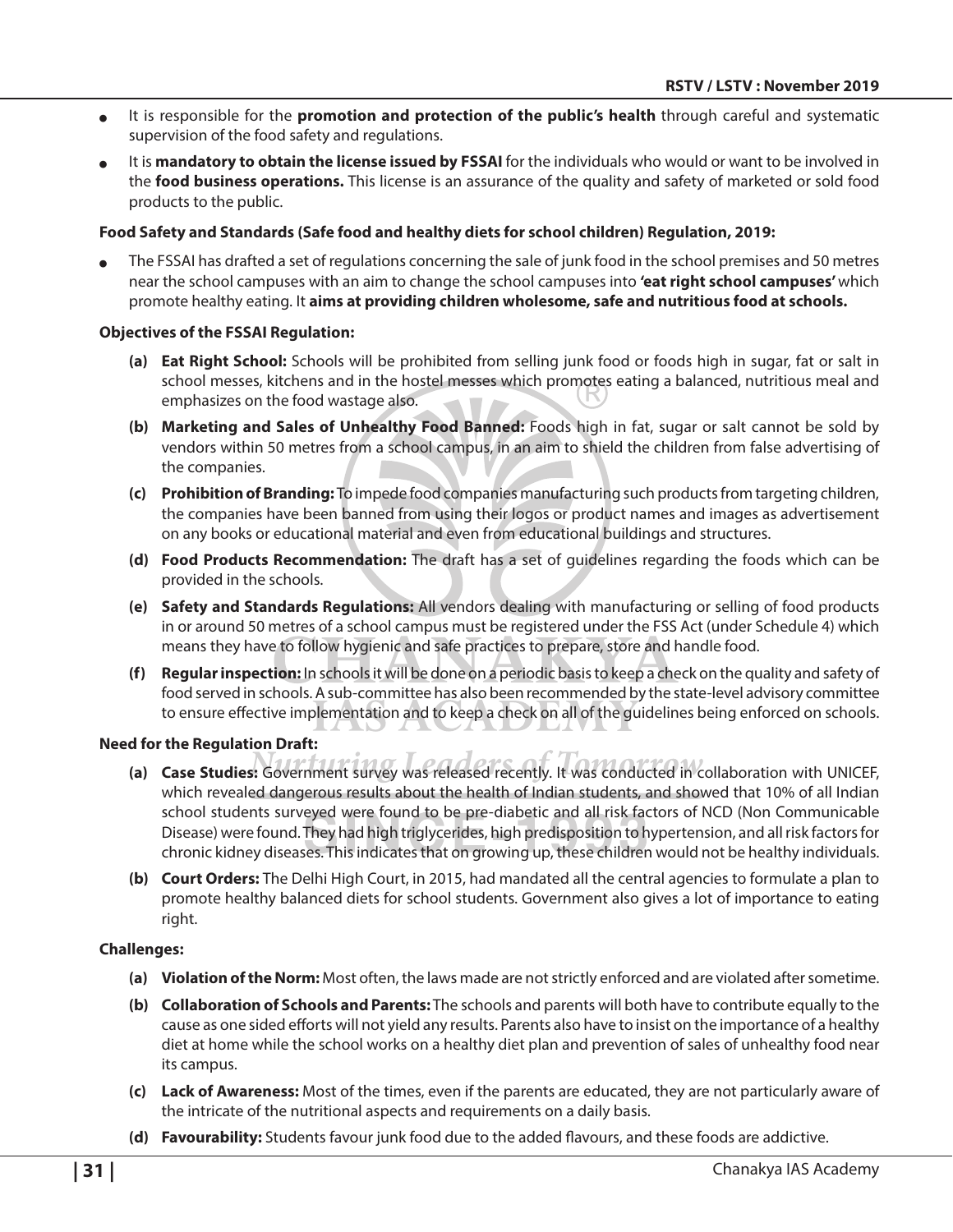- It is responsible for the **promotion and protection of the public's health** through careful and systematic supervision of the food safety and regulations.
- It is **mandatory to obtain the license issued by FSSAI** for the individuals who would or want to be involved in the **food business operations.** This license is an assurance of the quality and safety of marketed or sold food products to the public.

**Food Safety and Standards (Safe food and healthy diets for school children) Regulation, 2019:**

- The FSSAI has drafted a set of regulations concerning the sale of junk food in the school premises and 50 metres near the school campuses with an aim to change the school campuses into **'eat right school campuses'** which promote healthy eating. It **aims at providing children wholesome, safe and nutritious food at schools.**

**Objectives of the FSSAI Regulation:**

**(a) Eat Right School:** Schools will be prohibited from selling junk food or foods high in sugar, fat or salt in school messes, kitchens and in the hostel messes which promotes eating a balanced, nutritious meal and emphasizes on the food wastage also.

**(b) Marketing and Sales of Unhealthy Food Banned:** Foods high in fat, sugar or salt cannot be sold by vendors within 50 metres from a school campus, in an aim to shield the children from false advertising of the companies.

**(c) Prohibition of Branding:** To impede food companies manufacturing such products from targeting children, the companies have been banned from using their logos or product names and images as advertisement on any books or educational material and even from educational buildings and structures.

**(d) Food Products Recommendation:** The draft has a set of guidelines regarding the foods which can be provided in the schools.

**(e) Safety and Standards Regulations:** All vendors dealing with manufacturing or selling of food products in or around 50 metres of a school campus must be registered under the FSS Act (under Schedule 4) which means they have to follow hygienic and safe practices to prepare, store and handle food.

**(f) Regular inspection:** In schools it will be done on a periodic basis to keep a check on the quality and safety of food served in schools. A sub-committee has also been recommended by the state-level advisory committee to ensure effective implementation and to keep a check on all of the guidelines being enforced on schools.

**Need for the Regulation Draft:**

**(a) Case Studies:** Government survey was released recently. It was conducted in collaboration with UNICEF, which revealed dangerous results about the health of Indian students, and showed that 10% of all Indian school students surveyed were found to be pre-diabetic and all risk factors of NCD (Non Communicable Disease) were found. They had high triglycerides, high predisposition to hypertension, and all risk factors for chronic kidney diseases. This indicates that on growing up, these children would not be healthy individuals.

**(b) Court Orders:** The Delhi High Court, in 2015, had mandated all the central agencies to formulate a plan to promote healthy balanced diets for school students. Government also gives a lot of importance to eating right.

**Challenges:**

**(a) Violation of the Norm:** Most often, the laws made are not strictly enforced and are violated after sometime.

**(b) Collaboration of Schools and Parents:** The schools and parents will both have to contribute equally to the cause as one sided efforts will not yield any results. Parents also have to insist on the importance of a healthy diet at home while the school works on a healthy diet plan and prevention of sales of unhealthy food near its campus.

**(c) Lack of Awareness:** Most of the times, even if the parents are educated, they are not particularly aware of the intricate of the nutritional aspects and requirements on a daily basis.

**(d) Favourability:** Students favour junk food due to the added flavours, and these foods are addictive.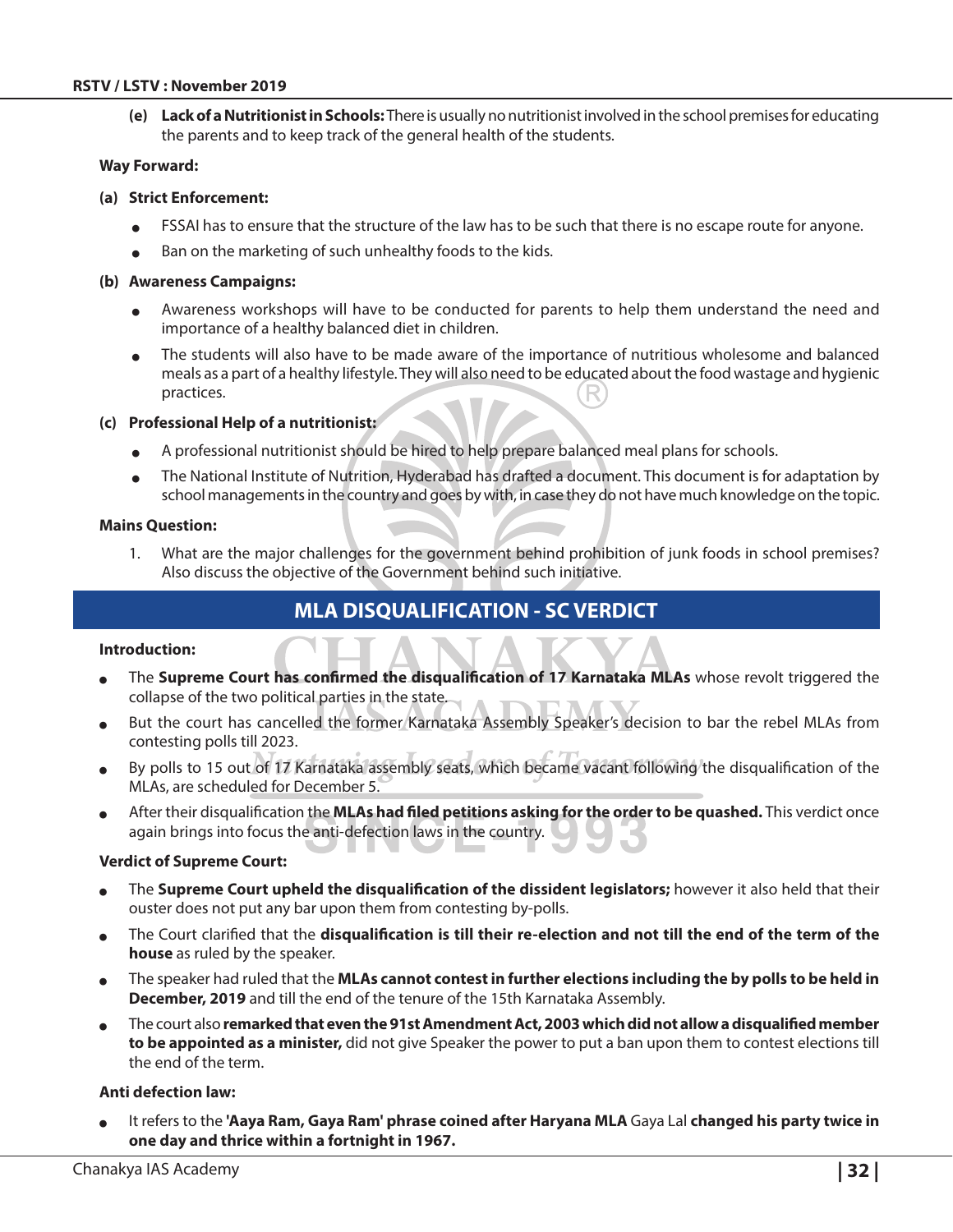**(e) Lack of a Nutritionist in Schools:** There is usually no nutritionist involved in the school premises for educating the parents and to keep track of the general health of the students.

**Way Forward:**

**(a) Strict Enforcement:**

- FSSAI has to ensure that the structure of the law has to be such that there is no escape route for anyone.
- Ban on the marketing of such unhealthy foods to the kids.

**(b) Awareness Campaigns:**

- Awareness workshops will have to be conducted for parents to help them understand the need and importance of a healthy balanced diet in children.
- The students will also have to be made aware of the importance of nutritious wholesome and balanced meals as a part of a healthy lifestyle. They will also need to be educated about the food wastage and hygienic practices.

**(c) Professional Help of a nutritionist:**

- A professional nutritionist should be hired to help prepare balanced meal plans for schools.
- The National Institute of Nutrition, Hyderabad has drafted a document. This document is for adaptation by school managements in the country and goes by with, in case they do not have much knowledge on the topic.

**Mains Question:**

1. What are the major challenges for the government behind prohibition of junk foods in school premises? Also discuss the objective of the Government behind such initiative.

## MLA DISQUALIFICATION - SC VERDICT

**Introduction:**

- The **Supreme Court has confirmed the disqualification of 17 Karnataka MLAs** whose revolt triggered the collapse of the two political parties in the state.
- But the court has cancelled the former Karnataka Assembly Speaker's decision to bar the rebel MLAs from contesting polls till 2023.
- By polls to 15 out of 17 Karnataka assembly seats, which became vacant following the disqualification of the MLAs, are scheduled for December 5.
- After their disqualification the **MLAs had filed petitions asking for the order to be quashed.** This verdict once again brings into focus the anti-defection laws in the country.

**Verdict of Supreme Court:**

- The **Supreme Court upheld the disqualification of the dissident legislators;** however it also held that their ouster does not put any bar upon them from contesting by-polls.
- The Court clarified that the **disqualification is till their re-election and not till the end of the term of the house** as ruled by the speaker.
- The speaker had ruled that the **MLAs cannot contest in further elections including the by polls to be held in December, 2019** and till the end of the tenure of the 15th Karnataka Assembly.
- The court also **remarked that even the 91st Amendment Act, 2003 which did not allow a disqualified member to be appointed as a minister,** did not give Speaker the power to put a ban upon them to contest elections till the end of the term.

**Anti defection law:**

- It refers to the **'Aaya Ram, Gaya Ram' phrase coined after Haryana MLA** Gaya Lal **changed his party twice in one day and thrice within a fortnight in 1967.**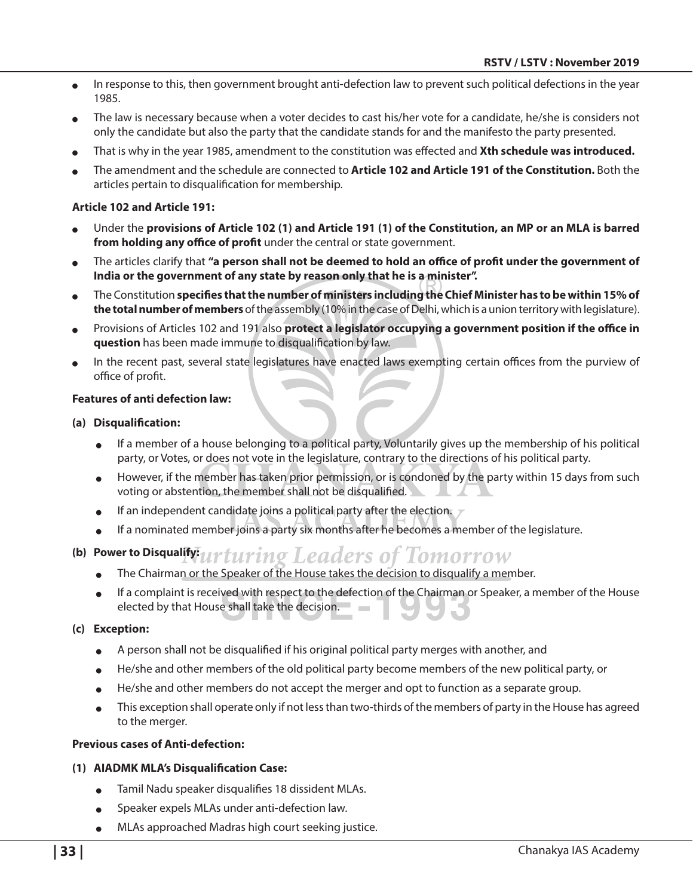- In response to this, then government brought anti-defection law to prevent such political defections in the year 1985.
- The law is necessary because when a voter decides to cast his/her vote for a candidate, he/she is considers not only the candidate but also the party that the candidate stands for and the manifesto the party presented.
- That is why in the year 1985, amendment to the constitution was effected and **Xth schedule was introduced.**
- The amendment and the schedule are connected to **Article 102 and Article 191 of the Constitution.** Both the articles pertain to disqualification for membership.

**Article 102 and Article 191:**

- Under the **provisions of Article 102 (1) and Article 191 (1) of the Constitution, an MP or an MLA is barred from holding any office of profit** under the central or state government.
- The articles clarify that **"a person shall not be deemed to hold an office of profit under the government of India or the government of any state by reason only that he is a minister".**
- The Constitution **specifies that the number of ministers including the Chief Minister has to be within 15% of the total number of members** of the assembly (10% in the case of Delhi, which is a union territory with legislature).
- Provisions of Articles 102 and 191 also **protect a legislator occupying a government position if the office in question** has been made immune to disqualification by law.
- In the recent past, several state legislatures have enacted laws exempting certain offices from the purview of office of profit.

**Features of anti defection law:**

**(a) Disqualification:**

- If a member of a house belonging to a political party, Voluntarily gives up the membership of his political party, or Votes, or does not vote in the legislature, contrary to the directions of his political party.
- However, if the member has taken prior permission, or is condoned by the party within 15 days from such voting or abstention, the member shall not be disqualified.
- If an independent candidate joins a political party after the election.
- If a nominated member joins a party six months after he becomes a member of the legislature.

**(b) Power to Disqualify:**

- The Chairman or the Speaker of the House takes the decision to disqualify a member.
- If a complaint is received with respect to the defection of the Chairman or Speaker, a member of the House elected by that House shall take the decision.

**(c) Exception:**

- A person shall not be disqualified if his original political party merges with another, and
- He/she and other members of the old political party become members of the new political party, or
- He/she and other members do not accept the merger and opt to function as a separate group.
- This exception shall operate only if not less than two-thirds of the members of party in the House has agreed to the merger.

**Previous cases of Anti-defection:**

**(1) AIADMK MLA's Disqualification Case:**

- Tamil Nadu speaker disqualifies 18 dissident MLAs.
- Speaker expels MLAs under anti-defection law.
- MLAs approached Madras high court seeking justice.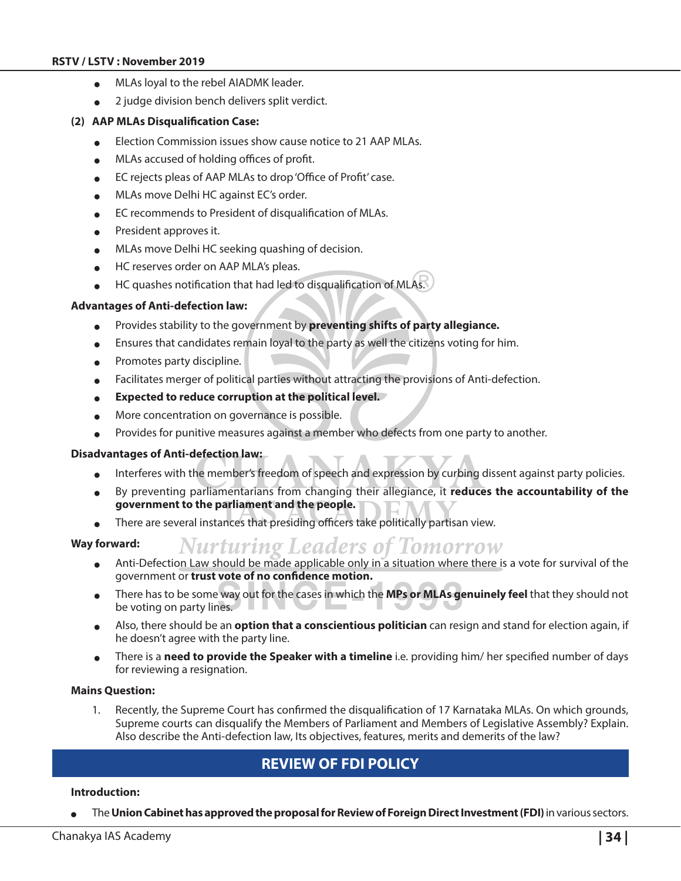- MLAs loyal to the rebel AIADMK leader.
- 2 judge division bench delivers split verdict.

**(2) AAP MLAs Disqualification Case:**

- Election Commission issues show cause notice to 21 AAP MLAs.
- MLAs accused of holding offices of profit.
- EC rejects pleas of AAP MLAs to drop 'Office of Profit' case.
- MLAs move Delhi HC against EC's order.
- EC recommends to President of disqualification of MLAs.
- President approves it.
- MLAs move Delhi HC seeking quashing of decision.
- HC reserves order on AAP MLA's pleas.
- HC quashes notification that had led to disqualification of MLAs.

**Advantages of Anti-defection law:**

- Provides stability to the government by **preventing shifts of party allegiance.**
- Ensures that candidates remain loyal to the party as well the citizens voting for him.
- Promotes party discipline.
- Facilitates merger of political parties without attracting the provisions of Anti-defection.
- **Expected to reduce corruption at the political level.**
- More concentration on governance is possible.
- Provides for punitive measures against a member who defects from one party to another.

**Disadvantages of Anti-defection law:**

- Interferes with the member's freedom of speech and expression by curbing dissent against party policies.
- By preventing parliamentarians from changing their allegiance, it **reduces the accountability of the government to the parliament and the people.**
- There are several instances that presiding officers take politically partisan view.

**Way forward:**

- Anti-Defection Law should be made applicable only in a situation where there is a vote for survival of the government or **trust vote of no confidence motion.**
- There has to be some way out for the cases in which the **MPs or MLAs genuinely feel** that they should not be voting on party lines.
- Also, there should be an **option that a conscientious politician** can resign and stand for election again, if he doesn't agree with the party line.
- There is a **need to provide the Speaker with a timeline** i.e. providing him/ her specified number of days for reviewing a resignation.

**Mains Question:**

1. Recently, the Supreme Court has confirmed the disqualification of 17 Karnataka MLAs. On which grounds, Supreme courts can disqualify the Members of Parliament and Members of Legislative Assembly? Explain. Also describe the Anti-defection law, Its objectives, features, merits and demerits of the law?

## REVIEW OF FDI POLICY

**Introduction:**

- The **Union Cabinet has approved the proposal for Review of Foreign Direct Investment (FDI)** in various sectors.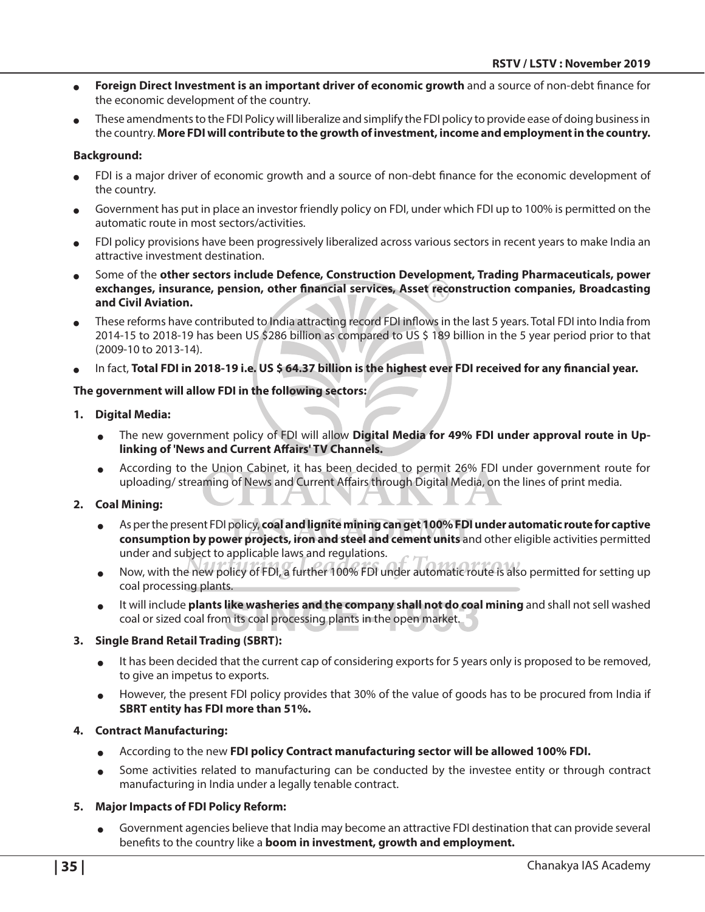- **Foreign Direct Investment is an important driver of economic growth** and a source of non-debt finance for the economic development of the country.
- These amendments to the FDI Policy will liberalize and simplify the FDI policy to provide ease of doing business in the country. **More FDI will contribute to the growth of investment, income and employment in the country.**

**Background:**

- FDI is a major driver of economic growth and a source of non-debt finance for the economic development of the country.
- Government has put in place an investor friendly policy on FDI, under which FDI up to 100% is permitted on the automatic route in most sectors/activities.
- FDI policy provisions have been progressively liberalized across various sectors in recent years to make India an attractive investment destination.
- Some of the **other sectors include Defence, Construction Development, Trading Pharmaceuticals, power exchanges, insurance, pension, other financial services, Asset reconstruction companies, Broadcasting and Civil Aviation.**
- These reforms have contributed to India attracting record FDI inflows in the last 5 years. Total FDI into India from 2014-15 to 2018-19 has been US $286 billion as compared to US $ 189 billion in the 5 year period prior to that (2009-10 to 2013-14).
- In fact, **Total FDI in 2018-19 i.e. US $ 64.37 billion is the highest ever FDI received for any financial year.**

**The government will allow FDI in the following sectors:**

1. **Digital Media:**
   - The new government policy of FDI will allow **Digital Media for 49% FDI under approval route in Up-linking of 'News and Current Affairs' TV Channels.**
   - According to the Union Cabinet, it has been decided to permit 26% FDI under government route for uploading/ streaming of News and Current Affairs through Digital Media, on the lines of print media.
2. **Coal Mining:**
   - As per the present FDI policy, **coal and lignite mining can get 100% FDI under automatic route for captive consumption by power projects, iron and steel and cement units** and other eligible activities permitted under and subject to applicable laws and regulations.
   - Now, with the new policy of FDI, a further 100% FDI under automatic route is also permitted for setting up coal processing plants.
   - It will include **plants like washeries and the company shall not do coal mining** and shall not sell washed coal or sized coal from its coal processing plants in the open market.
3. **Single Brand Retail Trading (SBRT):**
   - It has been decided that the current cap of considering exports for 5 years only is proposed to be removed, to give an impetus to exports.
   - However, the present FDI policy provides that 30% of the value of goods has to be procured from India if **SBRT entity has FDI more than 51%.**
4. **Contract Manufacturing:**
   - According to the new **FDI policy Contract manufacturing sector will be allowed 100% FDI.**
   - Some activities related to manufacturing can be conducted by the investee entity or through contract manufacturing in India under a legally tenable contract.
5. **Major Impacts of FDI Policy Reform:**
   - Government agencies believe that India may become an attractive FDI destination that can provide several benefits to the country like a **boom in investment, growth and employment.**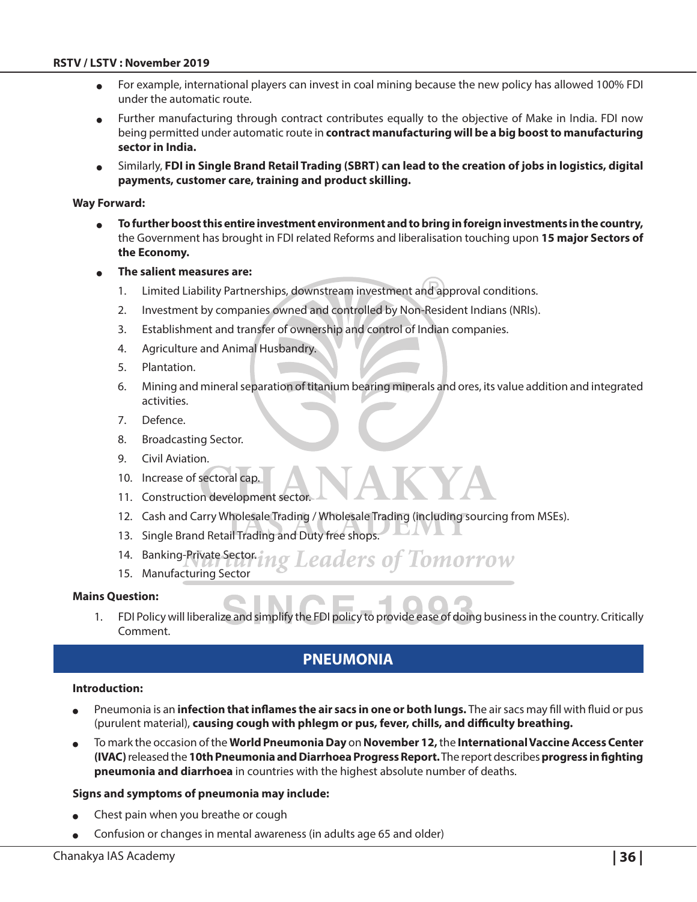- For example, international players can invest in coal mining because the new policy has allowed 100% FDI under the automatic route.
- Further manufacturing through contract contributes equally to the objective of Make in India. FDI now being permitted under automatic route in **contract manufacturing will be a big boost to manufacturing sector in India.**
- Similarly, **FDI in Single Brand Retail Trading (SBRT) can lead to the creation of jobs in logistics, digital payments, customer care, training and product skilling.**

**Way Forward:**

- **To further boost this entire investment environment and to bring in foreign investments in the country,** the Government has brought in FDI related Reforms and liberalisation touching upon **15 major Sectors of the Economy.**
- **The salient measures are:**
  1. Limited Liability Partnerships, downstream investment and approval conditions.
  2. Investment by companies owned and controlled by Non-Resident Indians (NRIs).
  3. Establishment and transfer of ownership and control of Indian companies.
  4. Agriculture and Animal Husbandry.
  5. Plantation.
  6. Mining and mineral separation of titanium bearing minerals and ores, its value addition and integrated activities.
  7. Defence.
  8. Broadcasting Sector.
  9. Civil Aviation.
  10. Increase of sectoral cap.
  11. Construction development sector.
  12. Cash and Carry Wholesale Trading / Wholesale Trading (including sourcing from MSEs).
  13. Single Brand Retail Trading and Duty free shops.
  14. Banking-Private Sector.
  15. Manufacturing Sector

**Mains Question:**

1. FDI Policy will liberalize and simplify the FDI policy to provide ease of doing business in the country. Critically Comment.

## PNEUMONIA

**Introduction:**

- Pneumonia is an **infection that inflames the air sacs in one or both lungs.** The air sacs may fill with fluid or pus (purulent material), **causing cough with phlegm or pus, fever, chills, and difficulty breathing.**
- To mark the occasion of the **World Pneumonia Day** on **November 12,** the **International Vaccine Access Center (IVAC)** released the **10th Pneumonia and Diarrhoea Progress Report.** The report describes **progress in fighting pneumonia and diarrhoea** in countries with the highest absolute number of deaths.

**Signs and symptoms of pneumonia may include:**

- Chest pain when you breathe or cough
- Confusion or changes in mental awareness (in adults age 65 and older)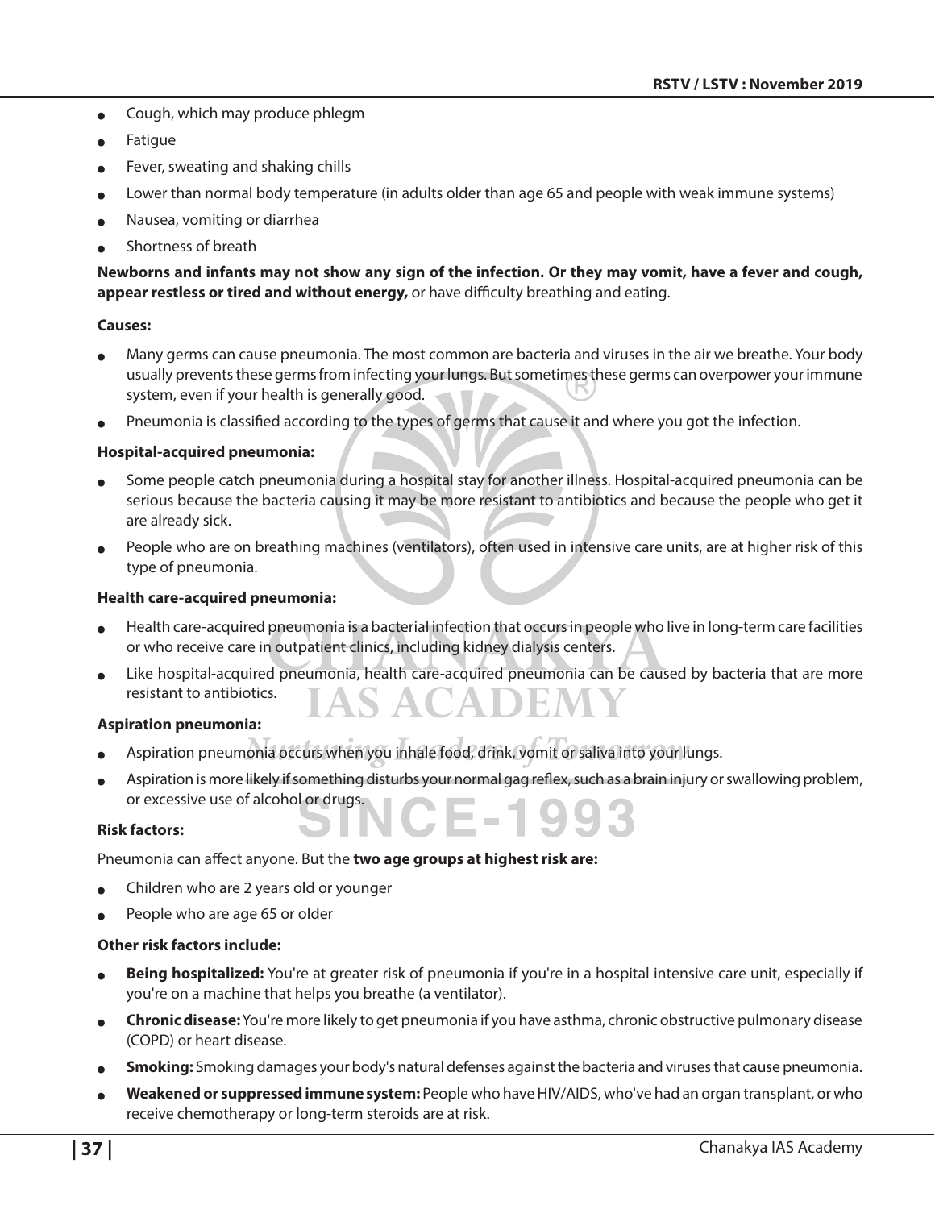- Cough, which may produce phlegm
- Fatigue
- Fever, sweating and shaking chills
- Lower than normal body temperature (in adults older than age 65 and people with weak immune systems)
- Nausea, vomiting or diarrhea
- Shortness of breath

**Newborns and infants may not show any sign of the infection. Or they may vomit, have a fever and cough, appear restless or tired and without energy,** or have difficulty breathing and eating.

**Causes:**

- Many germs can cause pneumonia. The most common are bacteria and viruses in the air we breathe. Your body usually prevents these germs from infecting your lungs. But sometimes these germs can overpower your immune system, even if your health is generally good.
- Pneumonia is classified according to the types of germs that cause it and where you got the infection.

**Hospital-acquired pneumonia:**

- Some people catch pneumonia during a hospital stay for another illness. Hospital-acquired pneumonia can be serious because the bacteria causing it may be more resistant to antibiotics and because the people who get it are already sick.
- People who are on breathing machines (ventilators), often used in intensive care units, are at higher risk of this type of pneumonia.

**Health care-acquired pneumonia:**

- Health care-acquired pneumonia is a bacterial infection that occurs in people who live in long-term care facilities or who receive care in outpatient clinics, including kidney dialysis centers.
- Like hospital-acquired pneumonia, health care-acquired pneumonia can be caused by bacteria that are more resistant to antibiotics.

**Aspiration pneumonia:**

- Aspiration pneumonia occurs when you inhale food, drink, vomit or saliva into your lungs.
- Aspiration is more likely if something disturbs your normal gag reflex, such as a brain injury or swallowing problem, or excessive use of alcohol or drugs.

**Risk factors:**

Pneumonia can affect anyone. But the **two age groups at highest risk are:**

- Children who are 2 years old or younger
- People who are age 65 or older

**Other risk factors include:**

- **Being hospitalized:** You're at greater risk of pneumonia if you're in a hospital intensive care unit, especially if you're on a machine that helps you breathe (a ventilator).
- **Chronic disease:** You're more likely to get pneumonia if you have asthma, chronic obstructive pulmonary disease (COPD) or heart disease.
- **Smoking:** Smoking damages your body's natural defenses against the bacteria and viruses that cause pneumonia.
- **Weakened or suppressed immune system:** People who have HIV/AIDS, who've had an organ transplant, or who receive chemotherapy or long-term steroids are at risk.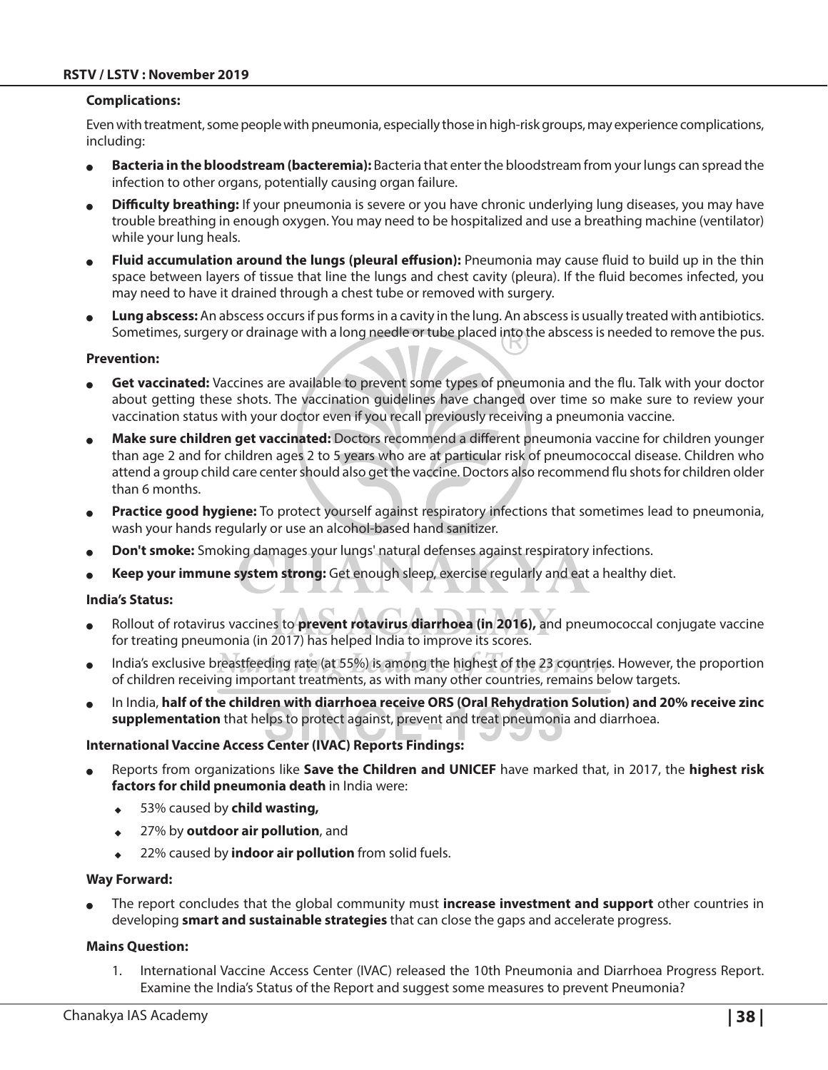### Complications:

Even with treatment, some people with pneumonia, especially those in high-risk groups, may experience complications, including:

- **Bacteria in the bloodstream (bacteremia):** Bacteria that enter the bloodstream from your lungs can spread the infection to other organs, potentially causing organ failure.
- **Difficulty breathing:** If your pneumonia is severe or you have chronic underlying lung diseases, you may have trouble breathing in enough oxygen. You may need to be hospitalized and use a breathing machine (ventilator) while your lung heals.
- **Fluid accumulation around the lungs (pleural effusion):** Pneumonia may cause fluid to build up in the thin space between layers of tissue that line the lungs and chest cavity (pleura). If the fluid becomes infected, you may need to have it drained through a chest tube or removed with surgery.
- **Lung abscess:** An abscess occurs if pus forms in a cavity in the lung. An abscess is usually treated with antibiotics. Sometimes, surgery or drainage with a long needle or tube placed into the abscess is needed to remove the pus.

### Prevention:

- **Get vaccinated:** Vaccines are available to prevent some types of pneumonia and the flu. Talk with your doctor about getting these shots. The vaccination guidelines have changed over time so make sure to review your vaccination status with your doctor even if you recall previously receiving a pneumonia vaccine.
- **Make sure children get vaccinated:** Doctors recommend a different pneumonia vaccine for children younger than age 2 and for children ages 2 to 5 years who are at particular risk of pneumococcal disease. Children who attend a group child care center should also get the vaccine. Doctors also recommend flu shots for children older than 6 months.
- **Practice good hygiene:** To protect yourself against respiratory infections that sometimes lead to pneumonia, wash your hands regularly or use an alcohol-based hand sanitizer.
- **Don't smoke:** Smoking damages your lungs' natural defenses against respiratory infections.
- **Keep your immune system strong:** Get enough sleep, exercise regularly and eat a healthy diet.

### India's Status:

- Rollout of rotavirus vaccines to **prevent rotavirus diarrhoea (in 2016),** and pneumococcal conjugate vaccine for treating pneumonia (in 2017) has helped India to improve its scores.
- India's exclusive breastfeeding rate (at 55%) is among the highest of the 23 countries. However, the proportion of children receiving important treatments, as with many other countries, remains below targets.
- In India, **half of the children with diarrhoea receive ORS (Oral Rehydration Solution) and 20% receive zinc supplementation** that helps to protect against, prevent and treat pneumonia and diarrhoea.

### International Vaccine Access Center (IVAC) Reports Findings:

- Reports from organizations like **Save the Children and UNICEF** have marked that, in 2017, the **highest risk factors for child pneumonia death** in India were:
  - 53% caused by **child wasting,**
  - 27% by **outdoor air pollution**, and
  - 22% caused by **indoor air pollution** from solid fuels.

### Way Forward:

- The report concludes that the global community must **increase investment and support** other countries in developing **smart and sustainable strategies** that can close the gaps and accelerate progress.

### Mains Question:

1. International Vaccine Access Center (IVAC) released the 10th Pneumonia and Diarrhoea Progress Report. Examine the India's Status of the Report and suggest some measures to prevent Pneumonia?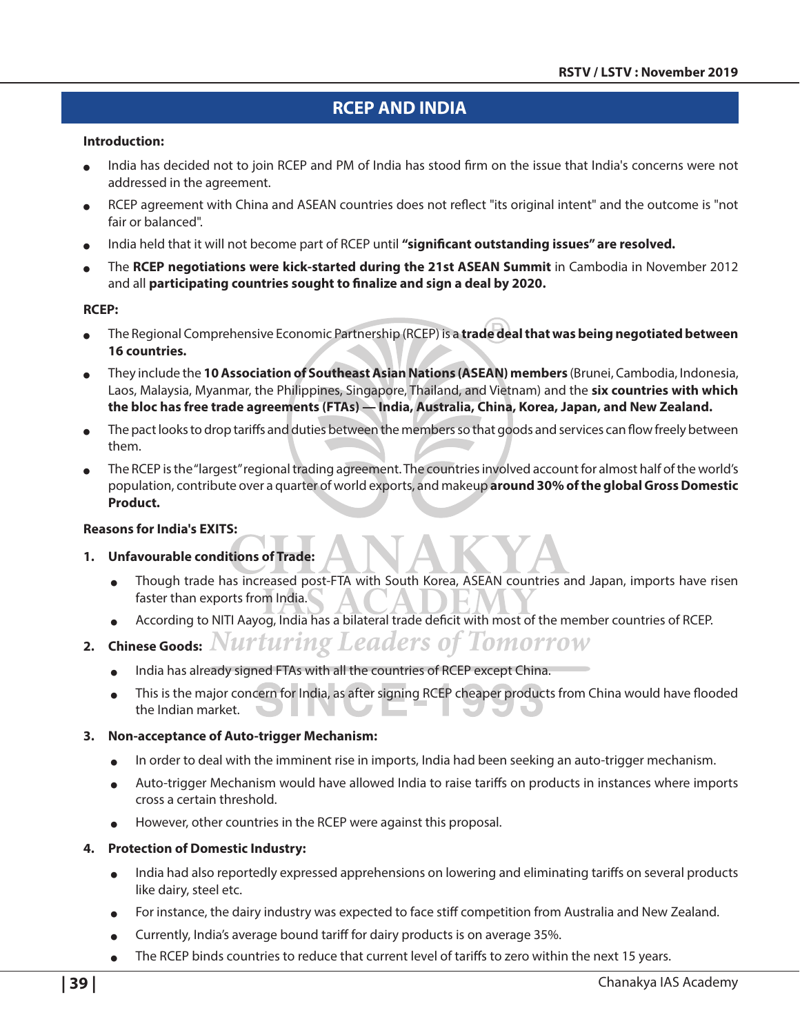# RCEP AND INDIA

**Introduction:**

- India has decided not to join RCEP and PM of India has stood firm on the issue that India's concerns were not addressed in the agreement.
- RCEP agreement with China and ASEAN countries does not reflect "its original intent" and the outcome is "not fair or balanced".
- India held that it will not become part of RCEP until **"significant outstanding issues" are resolved.**
- The **RCEP negotiations were kick-started during the 21st ASEAN Summit** in Cambodia in November 2012 and all **participating countries sought to finalize and sign a deal by 2020.**

**RCEP:**

- The Regional Comprehensive Economic Partnership (RCEP) is a **trade deal that was being negotiated between 16 countries.**
- They include the **10 Association of Southeast Asian Nations (ASEAN) members** (Brunei, Cambodia, Indonesia, Laos, Malaysia, Myanmar, the Philippines, Singapore, Thailand, and Vietnam) and the **six countries with which the bloc has free trade agreements (FTAs) — India, Australia, China, Korea, Japan, and New Zealand.**
- The pact looks to drop tariffs and duties between the members so that goods and services can flow freely between them.
- The RCEP is the "largest" regional trading agreement. The countries involved account for almost half of the world's population, contribute over a quarter of world exports, and makeup **around 30% of the global Gross Domestic Product.**

**Reasons for India's EXITS:**

1. **Unfavourable conditions of Trade:**
   - Though trade has increased post-FTA with South Korea, ASEAN countries and Japan, imports have risen faster than exports from India.
   - According to NITI Aayog, India has a bilateral trade deficit with most of the member countries of RCEP.
2. **Chinese Goods:**
   - India has already signed FTAs with all the countries of RCEP except China.
   - This is the major concern for India, as after signing RCEP cheaper products from China would have flooded the Indian market.
3. **Non-acceptance of Auto-trigger Mechanism:**
   - In order to deal with the imminent rise in imports, India had been seeking an auto-trigger mechanism.
   - Auto-trigger Mechanism would have allowed India to raise tariffs on products in instances where imports cross a certain threshold.
   - However, other countries in the RCEP were against this proposal.
4. **Protection of Domestic Industry:**
   - India had also reportedly expressed apprehensions on lowering and eliminating tariffs on several products like dairy, steel etc.
   - For instance, the dairy industry was expected to face stiff competition from Australia and New Zealand.
   - Currently, India's average bound tariff for dairy products is on average 35%.
   - The RCEP binds countries to reduce that current level of tariffs to zero within the next 15 years.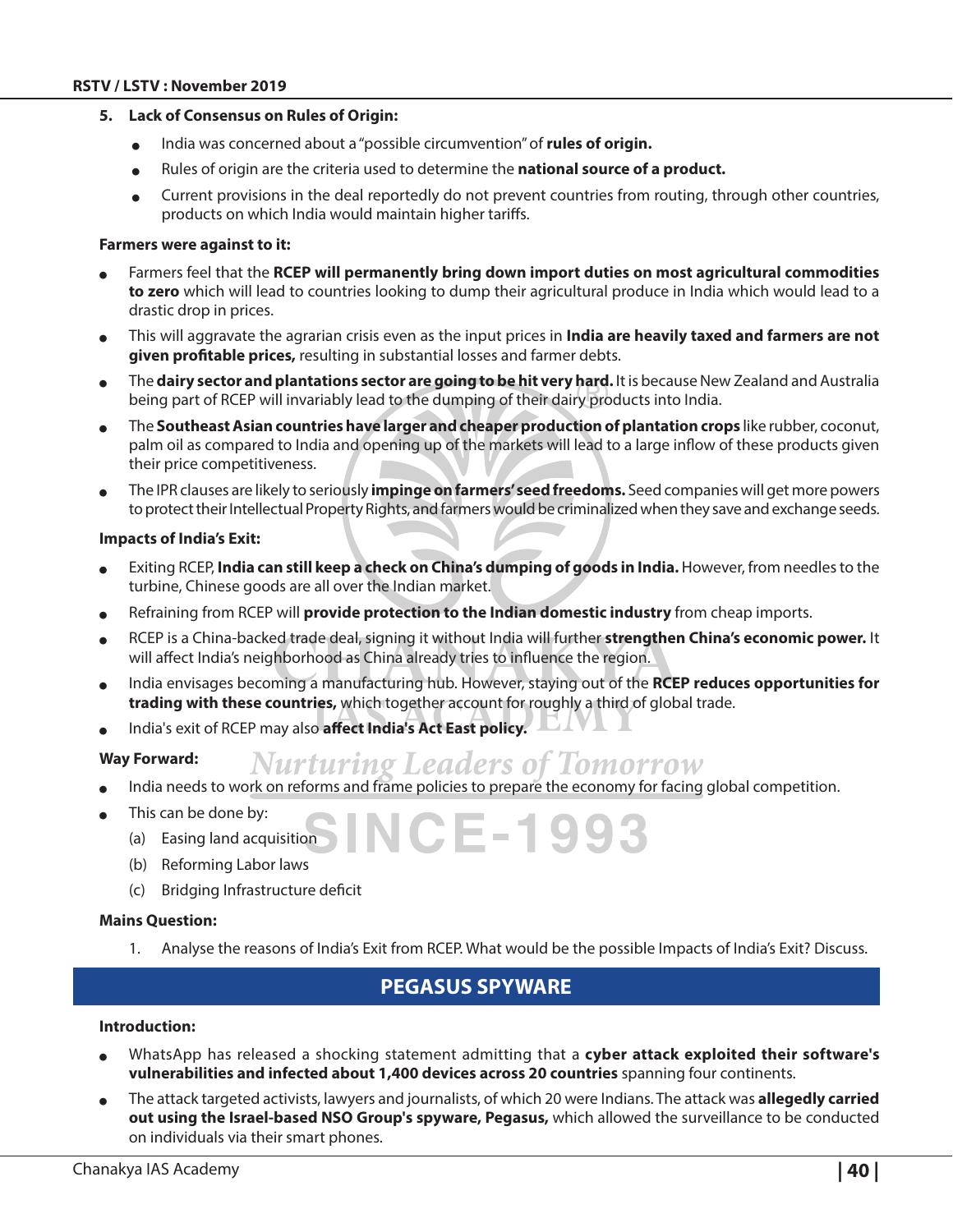**5. Lack of Consensus on Rules of Origin:**

- India was concerned about a "possible circumvention" of **rules of origin.**
- Rules of origin are the criteria used to determine the **national source of a product.**
- Current provisions in the deal reportedly do not prevent countries from routing, through other countries, products on which India would maintain higher tariffs.

**Farmers were against to it:**

- Farmers feel that the **RCEP will permanently bring down import duties on most agricultural commodities to zero** which will lead to countries looking to dump their agricultural produce in India which would lead to a drastic drop in prices.
- This will aggravate the agrarian crisis even as the input prices in **India are heavily taxed and farmers are not given profitable prices,** resulting in substantial losses and farmer debts.
- The **dairy sector and plantations sector are going to be hit very hard.** It is because New Zealand and Australia being part of RCEP will invariably lead to the dumping of their dairy products into India.
- The **Southeast Asian countries have larger and cheaper production of plantation crops** like rubber, coconut, palm oil as compared to India and opening up of the markets will lead to a large inflow of these products given their price competitiveness.
- The IPR clauses are likely to seriously **impinge on farmers' seed freedoms.** Seed companies will get more powers to protect their Intellectual Property Rights, and farmers would be criminalized when they save and exchange seeds.

**Impacts of India's Exit:**

- Exiting RCEP, **India can still keep a check on China's dumping of goods in India.** However, from needles to the turbine, Chinese goods are all over the Indian market.
- Refraining from RCEP will **provide protection to the Indian domestic industry** from cheap imports.
- RCEP is a China-backed trade deal, signing it without India will further **strengthen China's economic power.** It will affect India's neighborhood as China already tries to influence the region.
- India envisages becoming a manufacturing hub. However, staying out of the **RCEP reduces opportunities for trading with these countries,** which together account for roughly a third of global trade.
- India's exit of RCEP may also **affect India's Act East policy.**

**Way Forward:**

- India needs to work on reforms and frame policies to prepare the economy for facing global competition.
- This can be done by:
  - (a) Easing land acquisition
  - (b) Reforming Labor laws
  - (c) Bridging Infrastructure deficit

**Mains Question:**

1. Analyse the reasons of India's Exit from RCEP. What would be the possible Impacts of India's Exit? Discuss.

## PEGASUS SPYWARE

**Introduction:**

- WhatsApp has released a shocking statement admitting that a **cyber attack exploited their software's vulnerabilities and infected about 1,400 devices across 20 countries** spanning four continents.
- The attack targeted activists, lawyers and journalists, of which 20 were Indians. The attack was **allegedly carried out using the Israel-based NSO Group's spyware, Pegasus,** which allowed the surveillance to be conducted on individuals via their smart phones.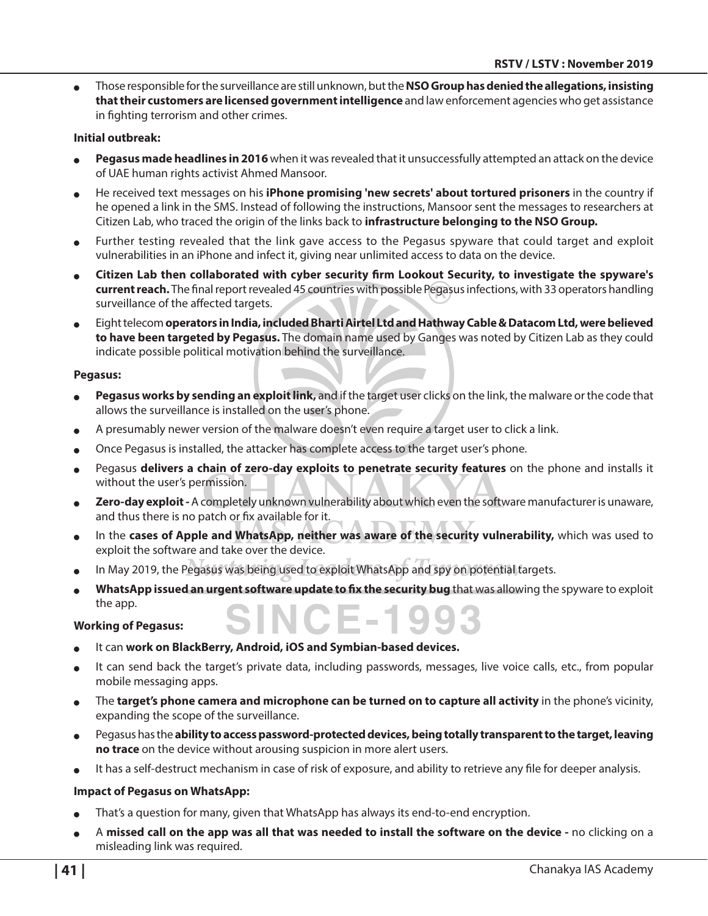- Those responsible for the surveillance are still unknown, but the **NSO Group has denied the allegations, insisting that their customers are licensed government intelligence** and law enforcement agencies who get assistance in fighting terrorism and other crimes.

**Initial outbreak:**

- **Pegasus made headlines in 2016** when it was revealed that it unsuccessfully attempted an attack on the device of UAE human rights activist Ahmed Mansoor.
- He received text messages on his **iPhone promising 'new secrets' about tortured prisoners** in the country if he opened a link in the SMS. Instead of following the instructions, Mansoor sent the messages to researchers at Citizen Lab, who traced the origin of the links back to **infrastructure belonging to the NSO Group.**
- Further testing revealed that the link gave access to the Pegasus spyware that could target and exploit vulnerabilities in an iPhone and infect it, giving near unlimited access to data on the device.
- **Citizen Lab then collaborated with cyber security firm Lookout Security, to investigate the spyware's current reach.** The final report revealed 45 countries with possible Pegasus infections, with 33 operators handling surveillance of the affected targets.
- Eight telecom **operators in India, included Bharti Airtel Ltd and Hathway Cable & Datacom Ltd, were believed to have been targeted by Pegasus.** The domain name used by Ganges was noted by Citizen Lab as they could indicate possible political motivation behind the surveillance.

**Pegasus:**

- **Pegasus works by sending an exploit link,** and if the target user clicks on the link, the malware or the code that allows the surveillance is installed on the user's phone.
- A presumably newer version of the malware doesn't even require a target user to click a link.
- Once Pegasus is installed, the attacker has complete access to the target user's phone.
- Pegasus **delivers a chain of zero-day exploits to penetrate security features** on the phone and installs it without the user's permission.
- **Zero-day exploit -** A completely unknown vulnerability about which even the software manufacturer is unaware, and thus there is no patch or fix available for it.
- In the **cases of Apple and WhatsApp, neither was aware of the security vulnerability,** which was used to exploit the software and take over the device.
- In May 2019, the Pegasus was being used to exploit WhatsApp and spy on potential targets.
- **WhatsApp issued an urgent software update to fix the security bug** that was allowing the spyware to exploit the app.

**Working of Pegasus:**

- It can **work on BlackBerry, Android, iOS and Symbian-based devices.**
- It can send back the target's private data, including passwords, messages, live voice calls, etc., from popular mobile messaging apps.
- The **target's phone camera and microphone can be turned on to capture all activity** in the phone's vicinity, expanding the scope of the surveillance.
- Pegasus has the **ability to access password-protected devices, being totally transparent to the target, leaving no trace** on the device without arousing suspicion in more alert users.
- It has a self-destruct mechanism in case of risk of exposure, and ability to retrieve any file for deeper analysis.

**Impact of Pegasus on WhatsApp:**

- That's a question for many, given that WhatsApp has always its end-to-end encryption.
- A **missed call on the app was all that was needed to install the software on the device -** no clicking on a misleading link was required.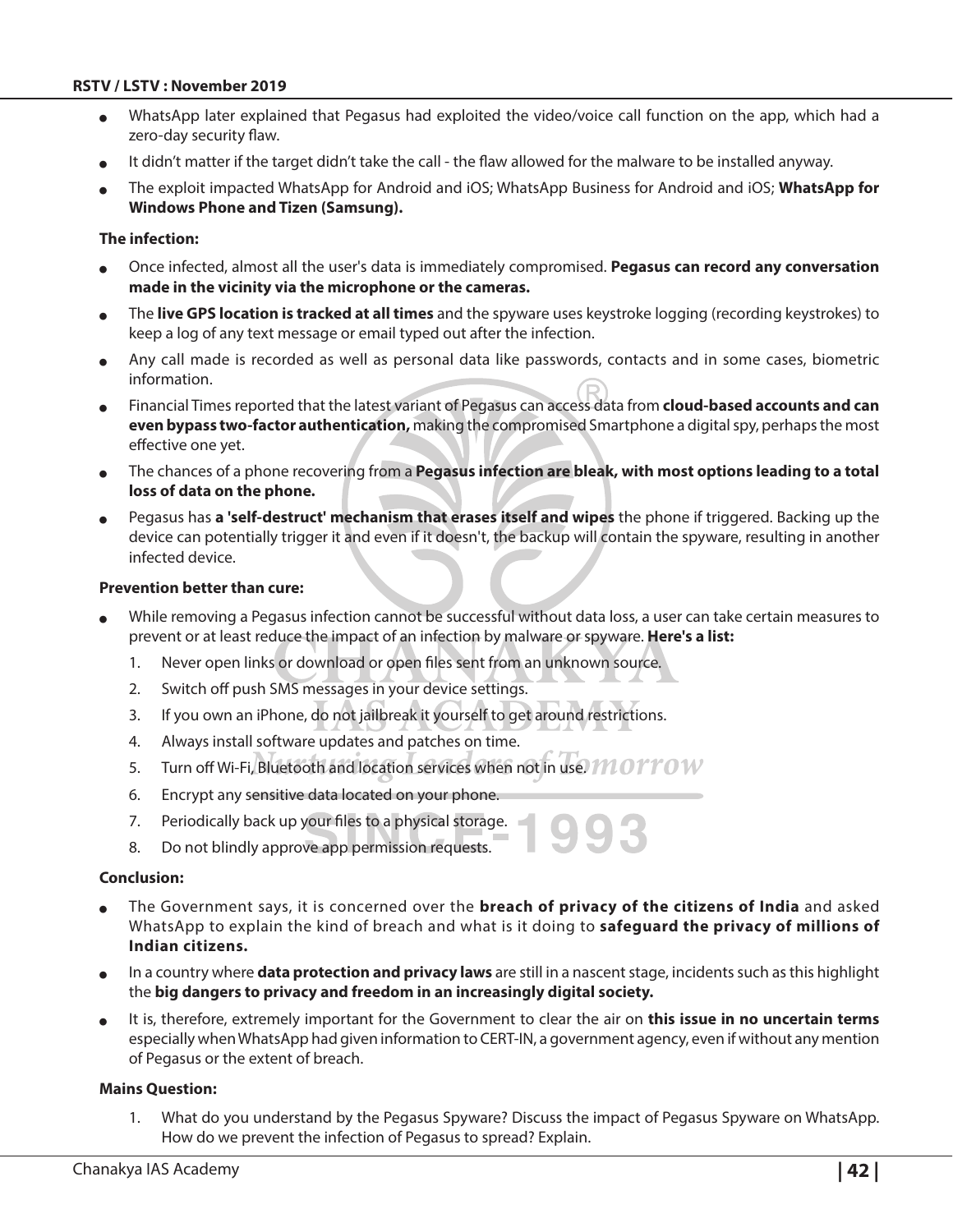- WhatsApp later explained that Pegasus had exploited the video/voice call function on the app, which had a zero-day security flaw.
- It didn't matter if the target didn't take the call - the flaw allowed for the malware to be installed anyway.
- The exploit impacted WhatsApp for Android and iOS; WhatsApp Business for Android and iOS; **WhatsApp for Windows Phone and Tizen (Samsung).**

**The infection:**

- Once infected, almost all the user's data is immediately compromised. **Pegasus can record any conversation made in the vicinity via the microphone or the cameras.**
- The **live GPS location is tracked at all times** and the spyware uses keystroke logging (recording keystrokes) to keep a log of any text message or email typed out after the infection.
- Any call made is recorded as well as personal data like passwords, contacts and in some cases, biometric information.
- Financial Times reported that the latest variant of Pegasus can access data from **cloud-based accounts and can even bypass two-factor authentication,** making the compromised Smartphone a digital spy, perhaps the most effective one yet.
- The chances of a phone recovering from a **Pegasus infection are bleak, with most options leading to a total loss of data on the phone.**
- Pegasus has **a 'self-destruct' mechanism that erases itself and wipes** the phone if triggered. Backing up the device can potentially trigger it and even if it doesn't, the backup will contain the spyware, resulting in another infected device.

**Prevention better than cure:**

- While removing a Pegasus infection cannot be successful without data loss, a user can take certain measures to prevent or at least reduce the impact of an infection by malware or spyware. **Here's a list:**
  1. Never open links or download or open files sent from an unknown source.
  2. Switch off push SMS messages in your device settings.
  3. If you own an iPhone, do not jailbreak it yourself to get around restrictions.
  4. Always install software updates and patches on time.
  5. Turn off Wi-Fi, Bluetooth and location services when not in use.
  6. Encrypt any sensitive data located on your phone.
  7. Periodically back up your files to a physical storage.
  8. Do not blindly approve app permission requests.

**Conclusion:**

- The Government says, it is concerned over the **breach of privacy of the citizens of India** and asked WhatsApp to explain the kind of breach and what is it doing to **safeguard the privacy of millions of Indian citizens.**
- In a country where **data protection and privacy laws** are still in a nascent stage, incidents such as this highlight the **big dangers to privacy and freedom in an increasingly digital society.**
- It is, therefore, extremely important for the Government to clear the air on **this issue in no uncertain terms** especially when WhatsApp had given information to CERT-IN, a government agency, even if without any mention of Pegasus or the extent of breach.

**Mains Question:**

1. What do you understand by the Pegasus Spyware? Discuss the impact of Pegasus Spyware on WhatsApp. How do we prevent the infection of Pegasus to spread? Explain.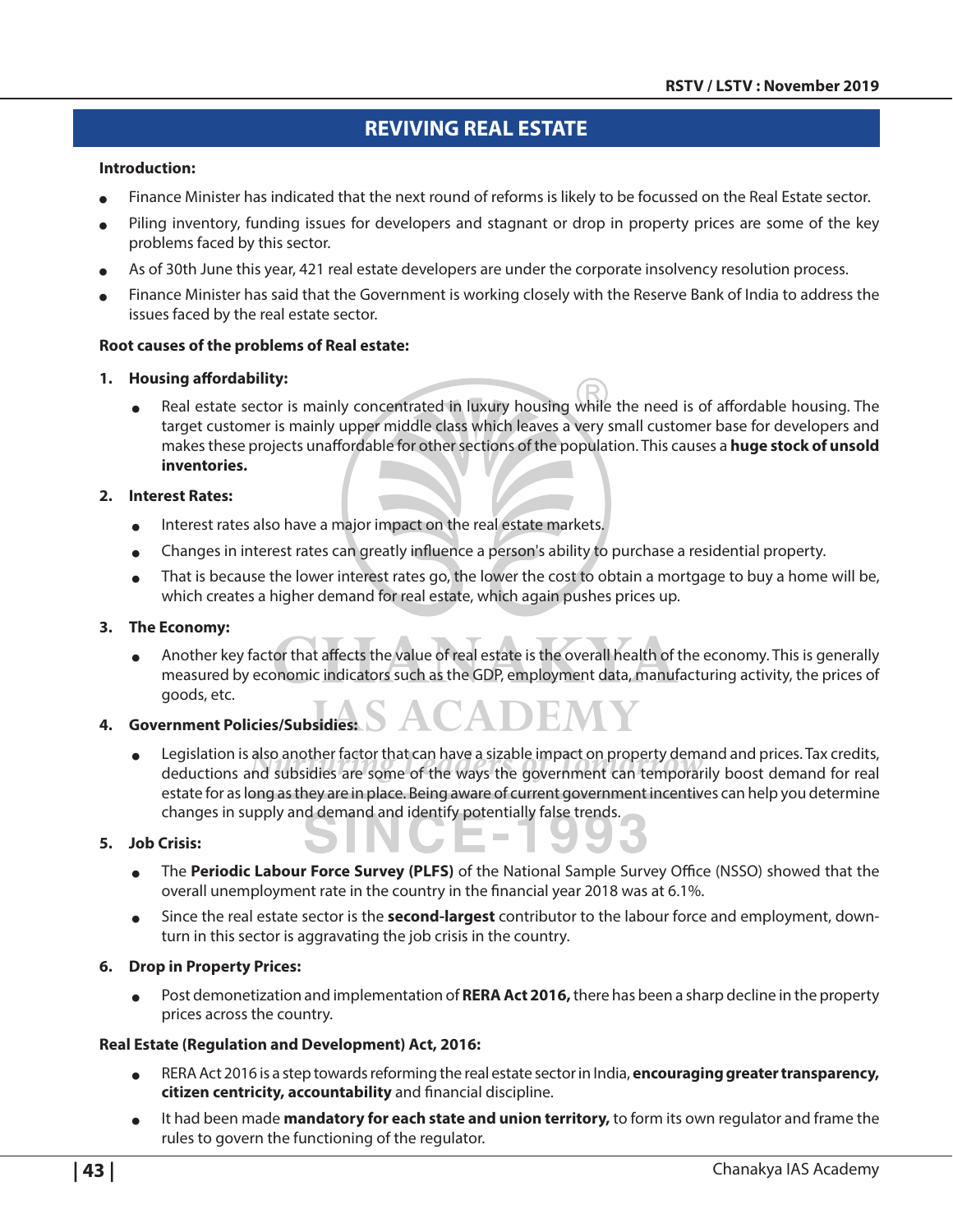# REVIVING REAL ESTATE

**Introduction:**

- Finance Minister has indicated that the next round of reforms is likely to be focussed on the Real Estate sector.
- Piling inventory, funding issues for developers and stagnant or drop in property prices are some of the key problems faced by this sector.
- As of 30th June this year, 421 real estate developers are under the corporate insolvency resolution process.
- Finance Minister has said that the Government is working closely with the Reserve Bank of India to address the issues faced by the real estate sector.

**Root causes of the problems of Real estate:**

1. **Housing affordability:**
   - Real estate sector is mainly concentrated in luxury housing while the need is of affordable housing. The target customer is mainly upper middle class which leaves a very small customer base for developers and makes these projects unaffordable for other sections of the population. This causes a **huge stock of unsold inventories.**

2. **Interest Rates:**
   - Interest rates also have a major impact on the real estate markets.
   - Changes in interest rates can greatly influence a person's ability to purchase a residential property.
   - That is because the lower interest rates go, the lower the cost to obtain a mortgage to buy a home will be, which creates a higher demand for real estate, which again pushes prices up.

3. **The Economy:**
   - Another key factor that affects the value of real estate is the overall health of the economy. This is generally measured by economic indicators such as the GDP, employment data, manufacturing activity, the prices of goods, etc.

4. **Government Policies/Subsidies:**
   - Legislation is also another factor that can have a sizable impact on property demand and prices. Tax credits, deductions and subsidies are some of the ways the government can temporarily boost demand for real estate for as long as they are in place. Being aware of current government incentives can help you determine changes in supply and demand and identify potentially false trends.

5. **Job Crisis:**
   - The **Periodic Labour Force Survey (PLFS)** of the National Sample Survey Office (NSSO) showed that the overall unemployment rate in the country in the financial year 2018 was at 6.1%.
   - Since the real estate sector is the **second-largest** contributor to the labour force and employment, downturn in this sector is aggravating the job crisis in the country.

6. **Drop in Property Prices:**
   - Post demonetization and implementation of **RERA Act 2016,** there has been a sharp decline in the property prices across the country.

**Real Estate (Regulation and Development) Act, 2016:**

- RERA Act 2016 is a step towards reforming the real estate sector in India, **encouraging greater transparency, citizen centricity, accountability** and financial discipline.
- It had been made **mandatory for each state and union territory,** to form its own regulator and frame the rules to govern the functioning of the regulator.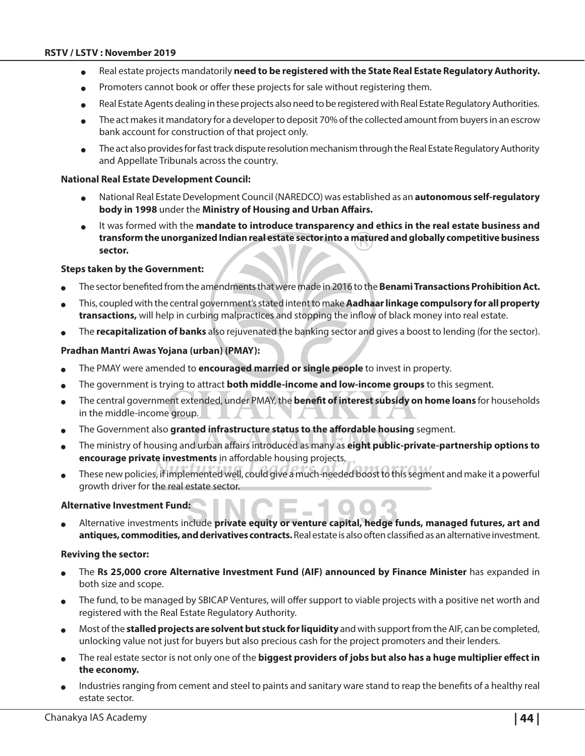- Real estate projects mandatorily **need to be registered with the State Real Estate Regulatory Authority.**
- Promoters cannot book or offer these projects for sale without registering them.
- Real Estate Agents dealing in these projects also need to be registered with Real Estate Regulatory Authorities.
- The act makes it mandatory for a developer to deposit 70% of the collected amount from buyers in an escrow bank account for construction of that project only.
- The act also provides for fast track dispute resolution mechanism through the Real Estate Regulatory Authority and Appellate Tribunals across the country.

**National Real Estate Development Council:**

- National Real Estate Development Council (NAREDCO) was established as an **autonomous self-regulatory body in 1998** under the **Ministry of Housing and Urban Affairs.**
- It was formed with the **mandate to introduce transparency and ethics in the real estate business and transform the unorganized Indian real estate sector into a matured and globally competitive business sector.**

**Steps taken by the Government:**

- The sector benefited from the amendments that were made in 2016 to the **Benami Transactions Prohibition Act.**
- This, coupled with the central government's stated intent to make **Aadhaar linkage compulsory for all property transactions,** will help in curbing malpractices and stopping the inflow of black money into real estate.
- The **recapitalization of banks** also rejuvenated the banking sector and gives a boost to lending (for the sector).

**Pradhan Mantri Awas Yojana (urban) (PMAY):**

- The PMAY were amended to **encouraged married or single people** to invest in property.
- The government is trying to attract **both middle-income and low-income groups** to this segment.
- The central government extended, under PMAY, the **benefit of interest subsidy on home loans** for households in the middle-income group.
- The Government also **granted infrastructure status to the affordable housing** segment.
- The ministry of housing and urban affairs introduced as many as **eight public-private-partnership options to encourage private investments** in affordable housing projects.
- These new policies, if implemented well, could give a much-needed boost to this segment and make it a powerful growth driver for the real estate sector.

**Alternative Investment Fund:**

- Alternative investments include **private equity or venture capital, hedge funds, managed futures, art and antiques, commodities, and derivatives contracts.** Real estate is also often classified as an alternative investment.

**Reviving the sector:**

- The **Rs 25,000 crore Alternative Investment Fund (AIF) announced by Finance Minister** has expanded in both size and scope.
- The fund, to be managed by SBICAP Ventures, will offer support to viable projects with a positive net worth and registered with the Real Estate Regulatory Authority.
- Most of the **stalled projects are solvent but stuck for liquidity** and with support from the AIF, can be completed, unlocking value not just for buyers but also precious cash for the project promoters and their lenders.
- The real estate sector is not only one of the **biggest providers of jobs but also has a huge multiplier effect in the economy.**
- Industries ranging from cement and steel to paints and sanitary ware stand to reap the benefits of a healthy real estate sector.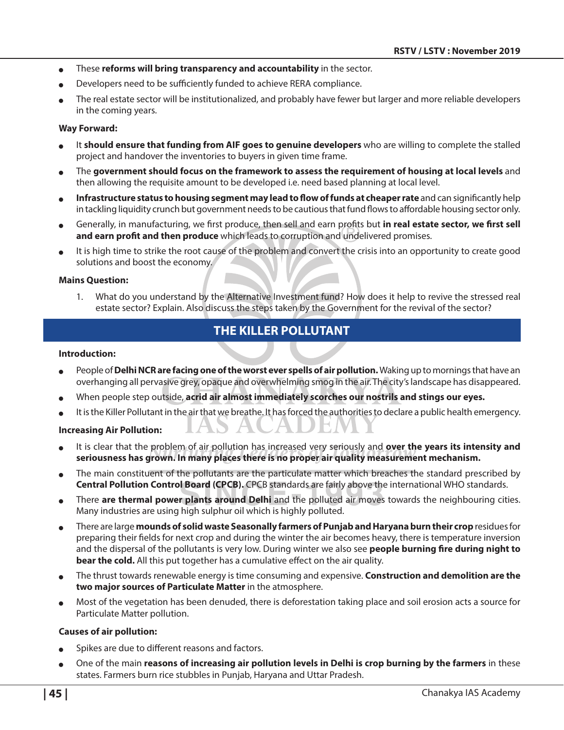- These **reforms will bring transparency and accountability** in the sector.
- Developers need to be sufficiently funded to achieve RERA compliance.
- The real estate sector will be institutionalized, and probably have fewer but larger and more reliable developers in the coming years.

**Way Forward:**

- It **should ensure that funding from AIF goes to genuine developers** who are willing to complete the stalled project and handover the inventories to buyers in given time frame.
- The **government should focus on the framework to assess the requirement of housing at local levels** and then allowing the requisite amount to be developed i.e. need based planning at local level.
- **Infrastructure status to housing segment may lead to flow of funds at cheaper rate** and can significantly help in tackling liquidity crunch but government needs to be cautious that fund flows to affordable housing sector only.
- Generally, in manufacturing, we first produce, then sell and earn profits but **in real estate sector, we first sell and earn profit and then produce** which leads to corruption and undelivered promises.
- It is high time to strike the root cause of the problem and convert the crisis into an opportunity to create good solutions and boost the economy.

**Mains Question:**

1. What do you understand by the Alternative Investment fund? How does it help to revive the stressed real estate sector? Explain. Also discuss the steps taken by the Government for the revival of the sector?

## THE KILLER POLLUTANT

**Introduction:**

- People of **Delhi NCR are facing one of the worst ever spells of air pollution.** Waking up to mornings that have an overhanging all pervasive grey, opaque and overwhelming smog in the air. The city's landscape has disappeared.
- When people step outside, **acrid air almost immediately scorches our nostrils and stings our eyes.**
- It is the Killer Pollutant in the air that we breathe. It has forced the authorities to declare a public health emergency.

**Increasing Air Pollution:**

- It is clear that the problem of air pollution has increased very seriously and **over the years its intensity and seriousness has grown. In many places there is no proper air quality measurement mechanism.**
- The main constituent of the pollutants are the particulate matter which breaches the standard prescribed by **Central Pollution Control Board (CPCB).** CPCB standards are fairly above the international WHO standards.
- There **are thermal power plants around Delhi** and the polluted air moves towards the neighbouring cities. Many industries are using high sulphur oil which is highly polluted.
- There are large **mounds of solid waste Seasonally farmers of Punjab and Haryana burn their crop** residues for preparing their fields for next crop and during the winter the air becomes heavy, there is temperature inversion and the dispersal of the pollutants is very low. During winter we also see **people burning fire during night to bear the cold.** All this put together has a cumulative effect on the air quality.
- The thrust towards renewable energy is time consuming and expensive. **Construction and demolition are the two major sources of Particulate Matter** in the atmosphere.
- Most of the vegetation has been denuded, there is deforestation taking place and soil erosion acts a source for Particulate Matter pollution.

**Causes of air pollution:**

- Spikes are due to different reasons and factors.
- One of the main **reasons of increasing air pollution levels in Delhi is crop burning by the farmers** in these states. Farmers burn rice stubbles in Punjab, Haryana and Uttar Pradesh.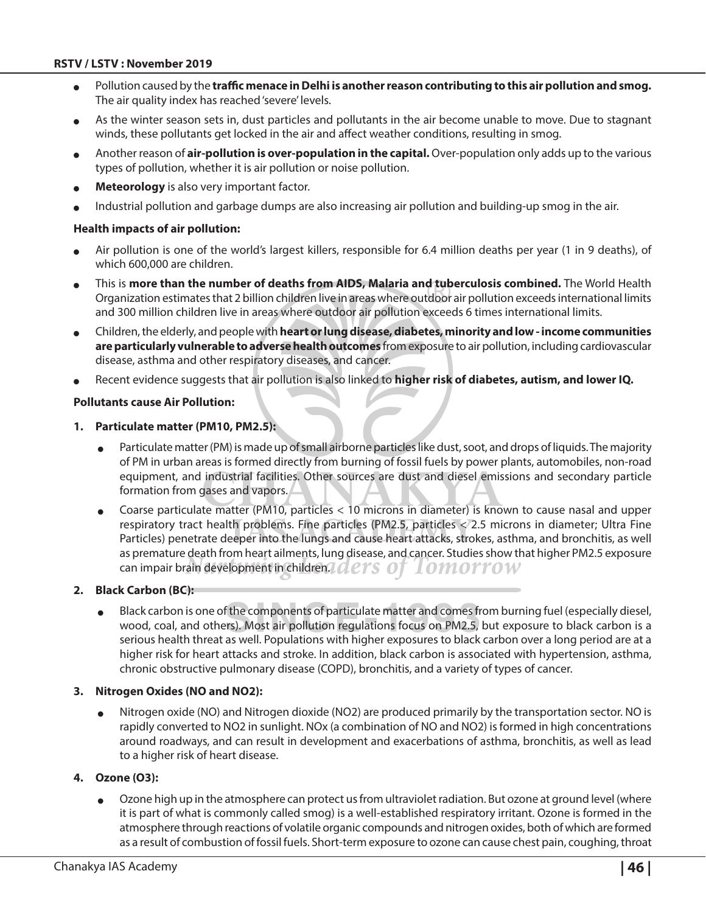- Pollution caused by the **traffic menace in Delhi is another reason contributing to this air pollution and smog.** The air quality index has reached 'severe' levels.
- As the winter season sets in, dust particles and pollutants in the air become unable to move. Due to stagnant winds, these pollutants get locked in the air and affect weather conditions, resulting in smog.
- Another reason of **air-pollution is over-population in the capital.** Over-population only adds up to the various types of pollution, whether it is air pollution or noise pollution.
- **Meteorology** is also very important factor.
- Industrial pollution and garbage dumps are also increasing air pollution and building-up smog in the air.

**Health impacts of air pollution:**

- Air pollution is one of the world's largest killers, responsible for 6.4 million deaths per year (1 in 9 deaths), of which 600,000 are children.
- This is **more than the number of deaths from AIDS, Malaria and tuberculosis combined.** The World Health Organization estimates that 2 billion children live in areas where outdoor air pollution exceeds international limits and 300 million children live in areas where outdoor air pollution exceeds 6 times international limits.
- Children, the elderly, and people with **heart or lung disease, diabetes, minority and low - income communities are particularly vulnerable to adverse health outcomes** from exposure to air pollution, including cardiovascular disease, asthma and other respiratory diseases, and cancer.
- Recent evidence suggests that air pollution is also linked to **higher risk of diabetes, autism, and lower IQ.**

**Pollutants cause Air Pollution:**

1. **Particulate matter (PM10, PM2.5):**
    - Particulate matter (PM) is made up of small airborne particles like dust, soot, and drops of liquids. The majority of PM in urban areas is formed directly from burning of fossil fuels by power plants, automobiles, non-road equipment, and industrial facilities. Other sources are dust and diesel emissions and secondary particle formation from gases and vapors.
    - Coarse particulate matter (PM10, particles < 10 microns in diameter) is known to cause nasal and upper respiratory tract health problems. Fine particles (PM2.5, particles < 2.5 microns in diameter; Ultra Fine Particles) penetrate deeper into the lungs and cause heart attacks, strokes, asthma, and bronchitis, as well as premature death from heart ailments, lung disease, and cancer. Studies show that higher PM2.5 exposure can impair brain development in children.
2. **Black Carbon (BC):**
    - Black carbon is one of the components of particulate matter and comes from burning fuel (especially diesel, wood, coal, and others). Most air pollution regulations focus on PM2.5, but exposure to black carbon is a serious health threat as well. Populations with higher exposures to black carbon over a long period are at a higher risk for heart attacks and stroke. In addition, black carbon is associated with hypertension, asthma, chronic obstructive pulmonary disease (COPD), bronchitis, and a variety of types of cancer.
3. **Nitrogen Oxides (NO and $NO_2$):**
    - Nitrogen oxide (NO) and Nitrogen dioxide ($NO_2$) are produced primarily by the transportation sector. NO is rapidly converted to $NO_2$ in sunlight. NOx (a combination of NO and $NO_2$) is formed in high concentrations around roadways, and can result in development and exacerbations of asthma, bronchitis, as well as lead to a higher risk of heart disease.
4. **Ozone ($O_3$):**
    - Ozone high up in the atmosphere can protect us from ultraviolet radiation. But ozone at ground level (where it is part of what is commonly called smog) is a well-established respiratory irritant. Ozone is formed in the atmosphere through reactions of volatile organic compounds and nitrogen oxides, both of which are formed as a result of combustion of fossil fuels. Short-term exposure to ozone can cause chest pain, coughing, throat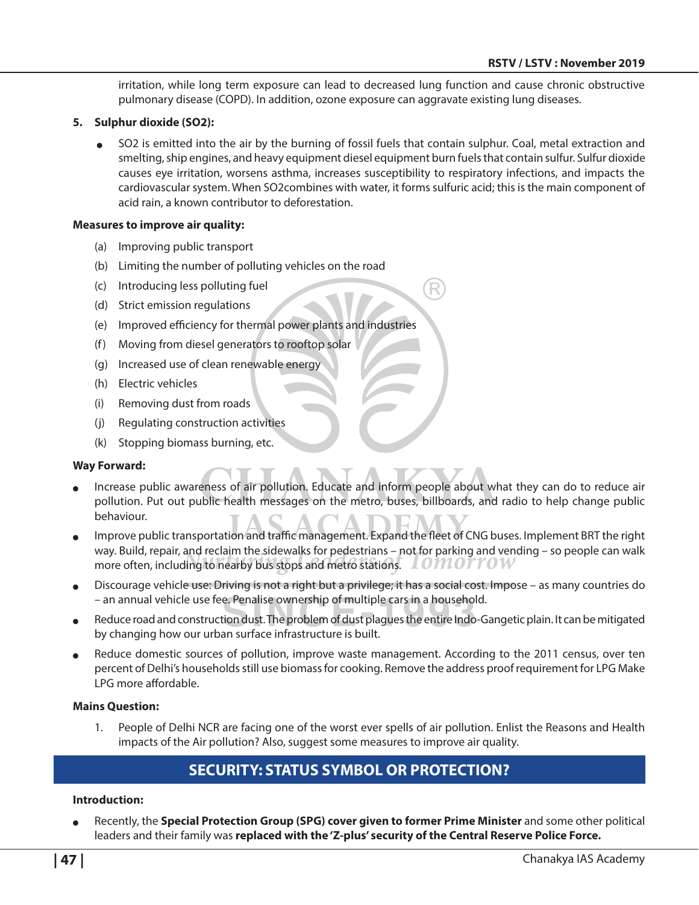irritation, while long term exposure can lead to decreased lung function and cause chronic obstructive pulmonary disease (COPD). In addition, ozone exposure can aggravate existing lung diseases.

**5. Sulphur dioxide ($SO_2$):**

- $SO_2$ is emitted into the air by the burning of fossil fuels that contain sulphur. Coal, metal extraction and smelting, ship engines, and heavy equipment diesel equipment burn fuels that contain sulfur. Sulfur dioxide causes eye irritation, worsens asthma, increases susceptibility to respiratory infections, and impacts the cardiovascular system. When $SO_2$combines with water, it forms sulfuric acid; this is the main component of acid rain, a known contributor to deforestation.

**Measures to improve air quality:**

(a) Improving public transport

(b) Limiting the number of polluting vehicles on the road

(c) Introducing less polluting fuel

(d) Strict emission regulations

(e) Improved efficiency for thermal power plants and industries

(f) Moving from diesel generators to rooftop solar

(g) Increased use of clean renewable energy

(h) Electric vehicles

(i) Removing dust from roads

(j) Regulating construction activities

(k) Stopping biomass burning, etc.

**Way Forward:**

- Increase public awareness of air pollution. Educate and inform people about what they can do to reduce air pollution. Put out public health messages on the metro, buses, billboards, and radio to help change public behaviour.
- Improve public transportation and traffic management. Expand the fleet of CNG buses. Implement BRT the right way. Build, repair, and reclaim the sidewalks for pedestrians – not for parking and vending – so people can walk more often, including to nearby bus stops and metro stations.
- Discourage vehicle use: Driving is not a right but a privilege; it has a social cost. Impose – as many countries do – an annual vehicle use fee. Penalise ownership of multiple cars in a household.
- Reduce road and construction dust. The problem of dust plagues the entire Indo-Gangetic plain. It can be mitigated by changing how our urban surface infrastructure is built.
- Reduce domestic sources of pollution, improve waste management. According to the 2011 census, over ten percent of Delhi's households still use biomass for cooking. Remove the address proof requirement for LPG Make LPG more affordable.

**Mains Question:**

1. People of Delhi NCR are facing one of the worst ever spells of air pollution. Enlist the Reasons and Health impacts of the Air pollution? Also, suggest some measures to improve air quality.

## SECURITY: STATUS SYMBOL OR PROTECTION?

**Introduction:**

- Recently, the **Special Protection Group (SPG) cover given to former Prime Minister** and some other political leaders and their family was **replaced with the 'Z-plus' security of the Central Reserve Police Force.**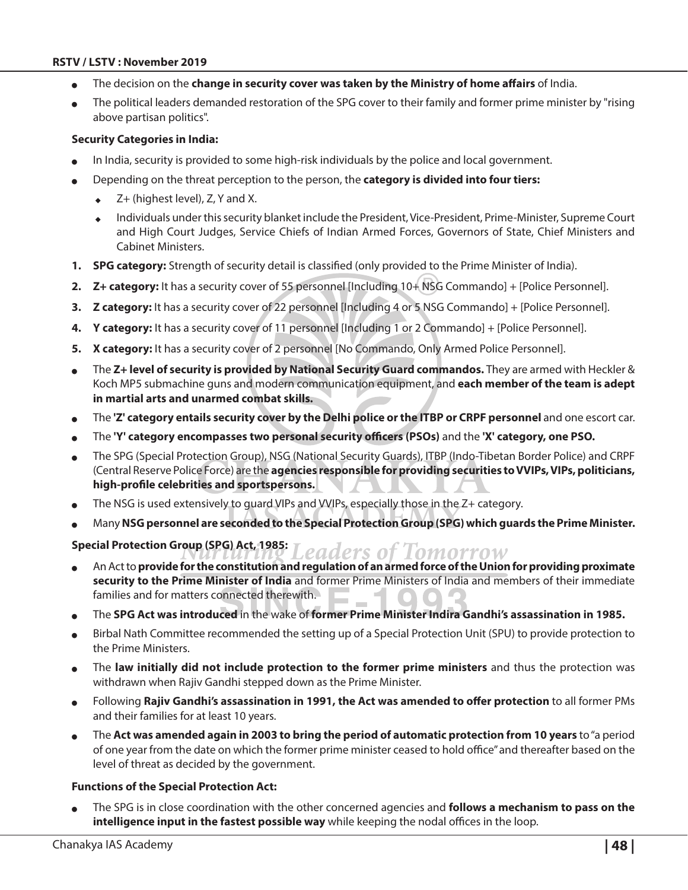- The decision on the **change in security cover was taken by the Ministry of home affairs** of India.
- The political leaders demanded restoration of the SPG cover to their family and former prime minister by "rising above partisan politics".

**Security Categories in India:**

- In India, security is provided to some high-risk individuals by the police and local government.
- Depending on the threat perception to the person, the **category is divided into four tiers:**
    - Z+ (highest level), Z, Y and X.
    - Individuals under this security blanket include the President, Vice-President, Prime-Minister, Supreme Court and High Court Judges, Service Chiefs of Indian Armed Forces, Governors of State, Chief Ministers and Cabinet Ministers.

1. **SPG category:** Strength of security detail is classified (only provided to the Prime Minister of India).
2. **Z+ category:** It has a security cover of 55 personnel [Including 10+ NSG Commando] + [Police Personnel].
3. **Z category:** It has a security cover of 22 personnel [Including 4 or 5 NSG Commando] + [Police Personnel].
4. **Y category:** It has a security cover of 11 personnel [Including 1 or 2 Commando] + [Police Personnel].
5. **X category:** It has a security cover of 2 personnel [No Commando, Only Armed Police Personnel].

- The **Z+ level of security is provided by National Security Guard commandos.** They are armed with Heckler & Koch MP5 submachine guns and modern communication equipment, and **each member of the team is adept in martial arts and unarmed combat skills.**
- The **'Z' category entails security cover by the Delhi police or the ITBP or CRPF personnel** and one escort car.
- The **'Y' category encompasses two personal security officers (PSOs)** and the **'X' category, one PSO.**
- The SPG (Special Protection Group), NSG (National Security Guards), ITBP (Indo-Tibetan Border Police) and CRPF (Central Reserve Police Force) are the **agencies responsible for providing securities to VVIPs, VIPs, politicians, high-profile celebrities and sportspersons.**
- The NSG is used extensively to guard VIPs and VVIPs, especially those in the Z+ category.
- Many **NSG personnel are seconded to the Special Protection Group (SPG) which guards the Prime Minister.**

**Special Protection Group (SPG) Act, 1985:**

- An Act to **provide for the constitution and regulation of an armed force of the Union for providing proximate security to the Prime Minister of India** and former Prime Ministers of India and members of their immediate families and for matters connected therewith.
- The **SPG Act was introduced** in the wake of **former Prime Minister Indira Gandhi's assassination in 1985.**
- Birbal Nath Committee recommended the setting up of a Special Protection Unit (SPU) to provide protection to the Prime Ministers.
- The **law initially did not include protection to the former prime ministers** and thus the protection was withdrawn when Rajiv Gandhi stepped down as the Prime Minister.
- Following **Rajiv Gandhi's assassination in 1991, the Act was amended to offer protection** to all former PMs and their families for at least 10 years.
- The **Act was amended again in 2003 to bring the period of automatic protection from 10 years** to "a period of one year from the date on which the former prime minister ceased to hold office" and thereafter based on the level of threat as decided by the government.

**Functions of the Special Protection Act:**

- The SPG is in close coordination with the other concerned agencies and **follows a mechanism to pass on the intelligence input in the fastest possible way** while keeping the nodal offices in the loop.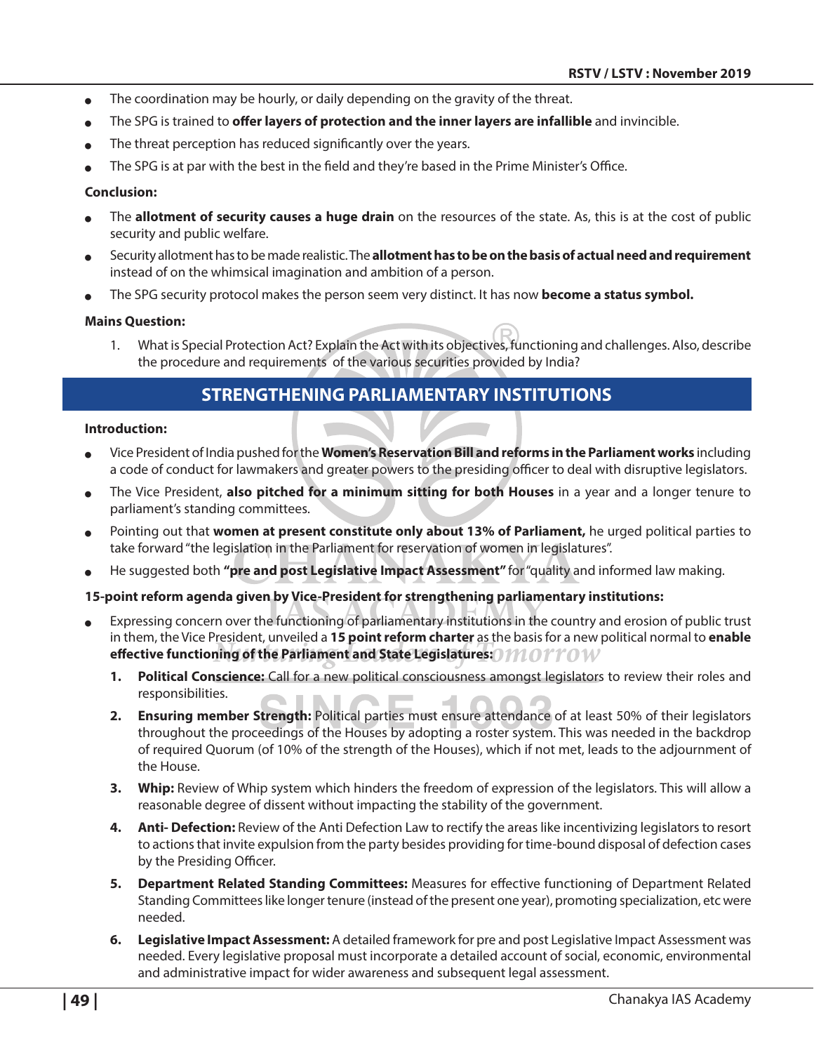- The coordination may be hourly, or daily depending on the gravity of the threat.
- The SPG is trained to **offer layers of protection and the inner layers are infallible** and invincible.
- The threat perception has reduced significantly over the years.
- The SPG is at par with the best in the field and they're based in the Prime Minister's Office.

**Conclusion:**

- The **allotment of security causes a huge drain** on the resources of the state. As, this is at the cost of public security and public welfare.
- Security allotment has to be made realistic. The **allotment has to be on the basis of actual need and requirement** instead of on the whimsical imagination and ambition of a person.
- The SPG security protocol makes the person seem very distinct. It has now **become a status symbol.**

**Mains Question:**

1. What is Special Protection Act? Explain the Act with its objectives, functioning and challenges. Also, describe the procedure and requirements of the various securities provided by India?

## STRENGTHENING PARLIAMENTARY INSTITUTIONS

**Introduction:**

- Vice President of India pushed for the **Women's Reservation Bill and reforms in the Parliament works** including a code of conduct for lawmakers and greater powers to the presiding officer to deal with disruptive legislators.
- The Vice President, **also pitched for a minimum sitting for both Houses** in a year and a longer tenure to parliament's standing committees.
- Pointing out that **women at present constitute only about 13% of Parliament,** he urged political parties to take forward "the legislation in the Parliament for reservation of women in legislatures".
- He suggested both **"pre and post Legislative Impact Assessment"** for "quality and informed law making.

**15-point reform agenda given by Vice-President for strengthening parliamentary institutions:**

- Expressing concern over the functioning of parliamentary institutions in the country and erosion of public trust in them, the Vice President, unveiled a **15 point reform charter** as the basis for a new political normal to **enable effective functioning of the Parliament and State Legislatures:**

    1. **Political Conscience:** Call for a new political consciousness amongst legislators to review their roles and responsibilities.
    2. **Ensuring member Strength:** Political parties must ensure attendance of at least 50% of their legislators throughout the proceedings of the Houses by adopting a roster system. This was needed in the backdrop of required Quorum (of 10% of the strength of the Houses), which if not met, leads to the adjournment of the House.
    3. **Whip:** Review of Whip system which hinders the freedom of expression of the legislators. This will allow a reasonable degree of dissent without impacting the stability of the government.
    4. **Anti- Defection:** Review of the Anti Defection Law to rectify the areas like incentivizing legislators to resort to actions that invite expulsion from the party besides providing for time-bound disposal of defection cases by the Presiding Officer.
    5. **Department Related Standing Committees:** Measures for effective functioning of Department Related Standing Committees like longer tenure (instead of the present one year), promoting specialization, etc were needed.
    6. **Legislative Impact Assessment:** A detailed framework for pre and post Legislative Impact Assessment was needed. Every legislative proposal must incorporate a detailed account of social, economic, environmental and administrative impact for wider awareness and subsequent legal assessment.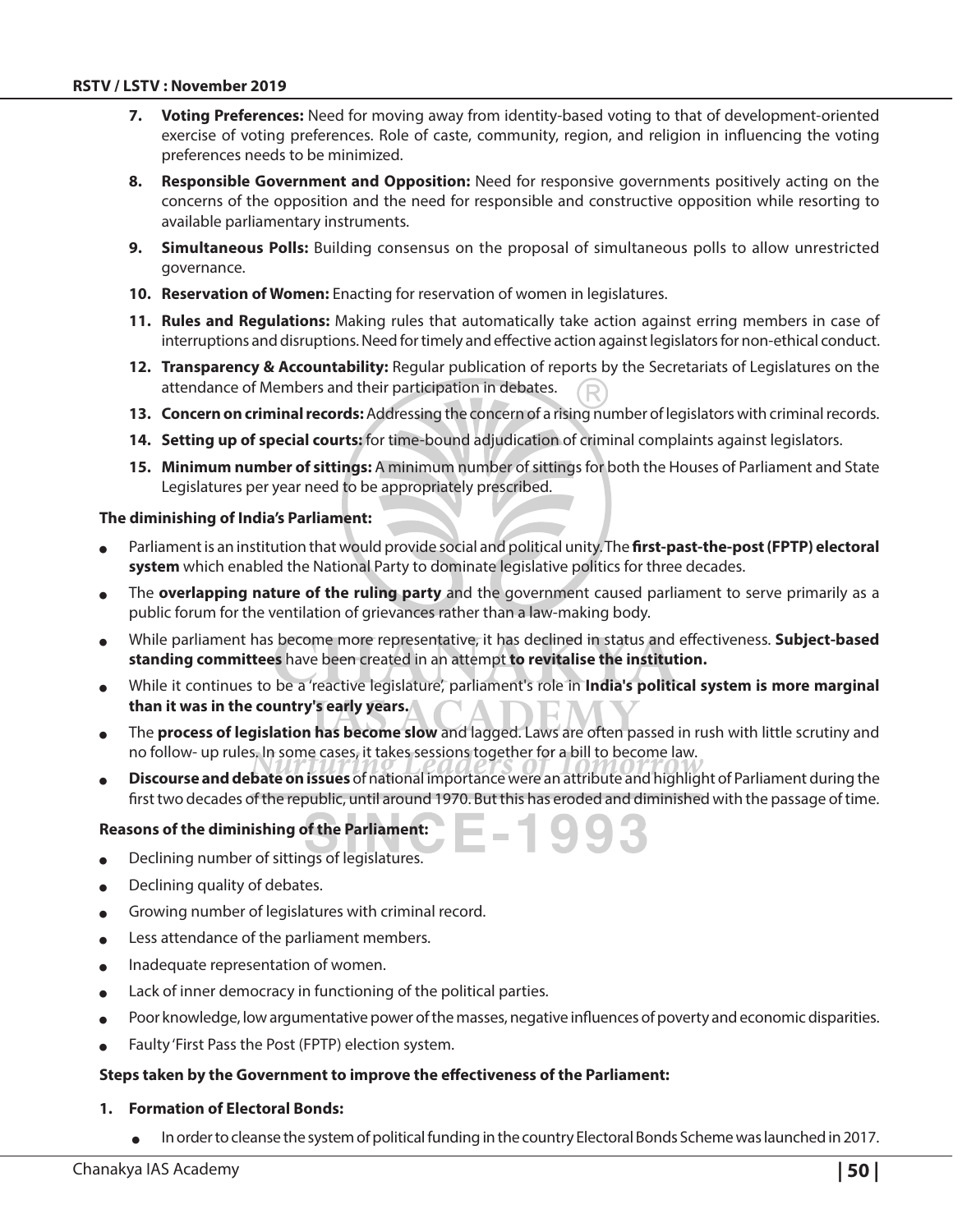7. **Voting Preferences:** Need for moving away from identity-based voting to that of development-oriented exercise of voting preferences. Role of caste, community, region, and religion in influencing the voting preferences needs to be minimized.

8. **Responsible Government and Opposition:** Need for responsive governments positively acting on the concerns of the opposition and the need for responsible and constructive opposition while resorting to available parliamentary instruments.

9. **Simultaneous Polls:** Building consensus on the proposal of simultaneous polls to allow unrestricted governance.

10. **Reservation of Women:** Enacting for reservation of women in legislatures.

11. **Rules and Regulations:** Making rules that automatically take action against erring members in case of interruptions and disruptions. Need for timely and effective action against legislators for non-ethical conduct.

12. **Transparency & Accountability:** Regular publication of reports by the Secretariats of Legislatures on the attendance of Members and their participation in debates.

13. **Concern on criminal records:** Addressing the concern of a rising number of legislators with criminal records.

14. **Setting up of special courts:** for time-bound adjudication of criminal complaints against legislators.

15. **Minimum number of sittings:** A minimum number of sittings for both the Houses of Parliament and State Legislatures per year need to be appropriately prescribed.

**The diminishing of India's Parliament:**

- Parliament is an institution that would provide social and political unity. The **first-past-the-post (FPTP) electoral system** which enabled the National Party to dominate legislative politics for three decades.
- The **overlapping nature of the ruling party** and the government caused parliament to serve primarily as a public forum for the ventilation of grievances rather than a law-making body.
- While parliament has become more representative, it has declined in status and effectiveness. **Subject-based standing committees** have been created in an attempt **to revitalise the institution.**
- While it continues to be a 'reactive legislature', parliament's role in **India's political system is more marginal than it was in the country's early years.**
- The **process of legislation has become slow** and lagged. Laws are often passed in rush with little scrutiny and no follow- up rules. In some cases, it takes sessions together for a bill to become law.
- **Discourse and debate on issues** of national importance were an attribute and highlight of Parliament during the first two decades of the republic, until around 1970. But this has eroded and diminished with the passage of time.

**Reasons of the diminishing of the Parliament:**

- Declining number of sittings of legislatures.
- Declining quality of debates.
- Growing number of legislatures with criminal record.
- Less attendance of the parliament members.
- Inadequate representation of women.
- Lack of inner democracy in functioning of the political parties.
- Poor knowledge, low argumentative power of the masses, negative influences of poverty and economic disparities.
- Faulty 'First Pass the Post (FPTP) election system.

**Steps taken by the Government to improve the effectiveness of the Parliament:**

1. **Formation of Electoral Bonds:**
   - In order to cleanse the system of political funding in the country Electoral Bonds Scheme was launched in 2017.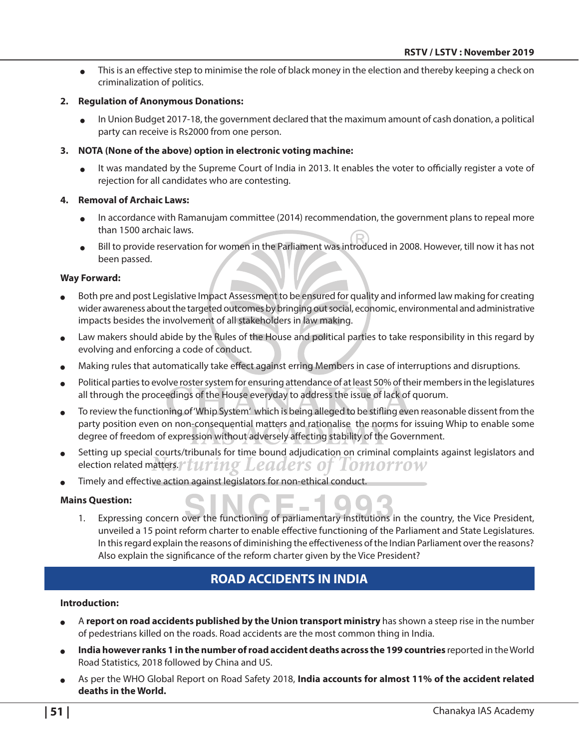- This is an effective step to minimise the role of black money in the election and thereby keeping a check on criminalization of politics.

2. **Regulation of Anonymous Donations:**
   - In Union Budget 2017-18, the government declared that the maximum amount of cash donation, a political party can receive is Rs2000 from one person.

3. **NOTA (None of the above) option in electronic voting machine:**
   - It was mandated by the Supreme Court of India in 2013. It enables the voter to officially register a vote of rejection for all candidates who are contesting.

4. **Removal of Archaic Laws:**
   - In accordance with Ramanujam committee (2014) recommendation, the government plans to repeal more than 1500 archaic laws.
   - Bill to provide reservation for women in the Parliament was introduced in 2008. However, till now it has not been passed.

**Way Forward:**

- Both pre and post Legislative Impact Assessment to be ensured for quality and informed law making for creating wider awareness about the targeted outcomes by bringing out social, economic, environmental and administrative impacts besides the involvement of all stakeholders in law making.
- Law makers should abide by the Rules of the House and political parties to take responsibility in this regard by evolving and enforcing a code of conduct.
- Making rules that automatically take effect against erring Members in case of interruptions and disruptions.
- Political parties to evolve roster system for ensuring attendance of at least 50% of their members in the legislatures all through the proceedings of the House everyday to address the issue of lack of quorum.
- To review the functioning of 'Whip System' which is being alleged to be stifling even reasonable dissent from the party position even on non-consequential matters and rationalise the norms for issuing Whip to enable some degree of freedom of expression without adversely affecting stability of the Government.
- Setting up special courts/tribunals for time bound adjudication on criminal complaints against legislators and election related matters.
- Timely and effective action against legislators for non-ethical conduct.

**Mains Question:**

1. Expressing concern over the functioning of parliamentary institutions in the country, the Vice President, unveiled a 15 point reform charter to enable effective functioning of the Parliament and State Legislatures. In this regard explain the reasons of diminishing the effectiveness of the Indian Parliament over the reasons? Also explain the significance of the reform charter given by the Vice President?

## ROAD ACCIDENTS IN INDIA

**Introduction:**

- A **report on road accidents published by the Union transport ministry** has shown a steep rise in the number of pedestrians killed on the roads. Road accidents are the most common thing in India.
- **India however ranks 1 in the number of road accident deaths across the 199 countries** reported in the World Road Statistics, 2018 followed by China and US.
- As per the WHO Global Report on Road Safety 2018, **India accounts for almost 11% of the accident related deaths in the World.**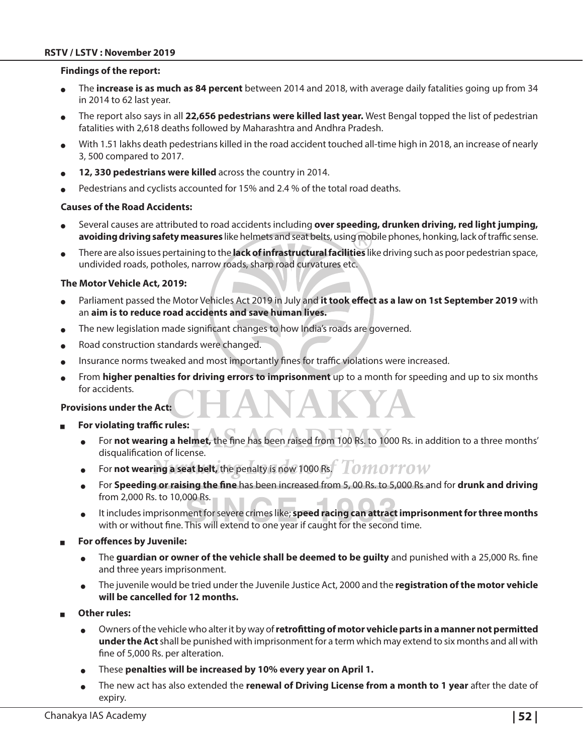**Findings of the report:**

- The **increase is as much as 84 percent** between 2014 and 2018, with average daily fatalities going up from 34 in 2014 to 62 last year.
- The report also says in all **22,656 pedestrians were killed last year.** West Bengal topped the list of pedestrian fatalities with 2,618 deaths followed by Maharashtra and Andhra Pradesh.
- With 1.51 lakhs death pedestrians killed in the road accident touched all-time high in 2018, an increase of nearly 3, 500 compared to 2017.
- **12, 330 pedestrians were killed** across the country in 2014.
- Pedestrians and cyclists accounted for 15% and 2.4 % of the total road deaths.

**Causes of the Road Accidents:**

- Several causes are attributed to road accidents including **over speeding, drunken driving, red light jumping, avoiding driving safety measures** like helmets and seat belts, using mobile phones, honking, lack of traffic sense.
- There are also issues pertaining to the **lack of infrastructural facilities** like driving such as poor pedestrian space, undivided roads, potholes, narrow roads, sharp road curvatures etc.

**The Motor Vehicle Act, 2019:**

- Parliament passed the Motor Vehicles Act 2019 in July and **it took effect as a law on 1st September 2019** with an **aim is to reduce road accidents and save human lives.**
- The new legislation made significant changes to how India's roads are governed.
- Road construction standards were changed.
- Insurance norms tweaked and most importantly fines for traffic violations were increased.
- From **higher penalties for driving errors to imprisonment** up to a month for speeding and up to six months for accidents.

**Provisions under the Act:**

- **For violating traffic rules:**
  - For **not wearing a helmet,** the fine has been raised from 100 Rs. to 1000 Rs. in addition to a three months' disqualification of license.
  - For **not wearing a seat belt,** the penalty is now 1000 Rs.
  - For **Speeding or raising the fine** has been increased from 5, 00 Rs. to 5,000 Rs and for **drunk and driving** from 2,000 Rs. to 10,000 Rs.
  - It includes imprisonment for severe crimes like; **speed racing can attract imprisonment for three months** with or without fine. This will extend to one year if caught for the second time.
- **For offences by Juvenile:**
  - The **guardian or owner of the vehicle shall be deemed to be guilty** and punished with a 25,000 Rs. fine and three years imprisonment.
  - The juvenile would be tried under the Juvenile Justice Act, 2000 and the **registration of the motor vehicle will be cancelled for 12 months.**
- **Other rules:**
  - Owners of the vehicle who alter it by way of **retrofitting of motor vehicle parts in a manner not permitted under the Act** shall be punished with imprisonment for a term which may extend to six months and all with fine of 5,000 Rs. per alteration.
  - These **penalties will be increased by 10% every year on April 1.**
  - The new act has also extended the **renewal of Driving License from a month to 1 year** after the date of expiry.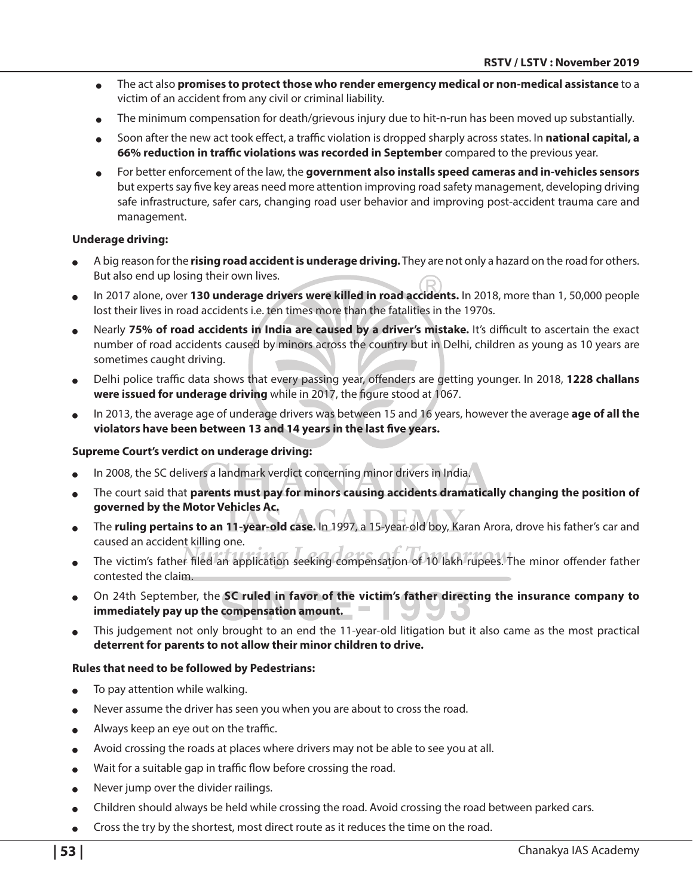- The act also **promises to protect those who render emergency medical or non-medical assistance** to a victim of an accident from any civil or criminal liability.
- The minimum compensation for death/grievous injury due to hit-n-run has been moved up substantially.
- Soon after the new act took effect, a traffic violation is dropped sharply across states. In **national capital, a 66% reduction in traffic violations was recorded in September** compared to the previous year.
- For better enforcement of the law, the **government also installs speed cameras and in-vehicles sensors** but experts say five key areas need more attention improving road safety management, developing driving safe infrastructure, safer cars, changing road user behavior and improving post-accident trauma care and management.

**Underage driving:**

- A big reason for the **rising road accident is underage driving.** They are not only a hazard on the road for others. But also end up losing their own lives.
- In 2017 alone, over **130 underage drivers were killed in road accidents.** In 2018, more than 1, 50,000 people lost their lives in road accidents i.e. ten times more than the fatalities in the 1970s.
- Nearly **75% of road accidents in India are caused by a driver's mistake.** It's difficult to ascertain the exact number of road accidents caused by minors across the country but in Delhi, children as young as 10 years are sometimes caught driving.
- Delhi police traffic data shows that every passing year, offenders are getting younger. In 2018, **1228 challans were issued for underage driving** while in 2017, the figure stood at 1067.
- In 2013, the average age of underage drivers was between 15 and 16 years, however the average **age of all the violators have been between 13 and 14 years in the last five years.**

**Supreme Court's verdict on underage driving:**

- In 2008, the SC delivers a landmark verdict concerning minor drivers in India.
- The court said that **parents must pay for minors causing accidents dramatically changing the position of governed by the Motor Vehicles Ac.**
- The **ruling pertains to an 11-year-old case.** In 1997, a 15-year-old boy, Karan Arora, drove his father's car and caused an accident killing one.
- The victim's father filed an application seeking compensation of 10 lakh rupees. The minor offender father contested the claim.
- On 24th September, the **SC ruled in favor of the victim's father directing the insurance company to immediately pay up the compensation amount.**
- This judgement not only brought to an end the 11-year-old litigation but it also came as the most practical **deterrent for parents to not allow their minor children to drive.**

**Rules that need to be followed by Pedestrians:**

- To pay attention while walking.
- Never assume the driver has seen you when you are about to cross the road.
- Always keep an eye out on the traffic.
- Avoid crossing the roads at places where drivers may not be able to see you at all.
- Wait for a suitable gap in traffic flow before crossing the road.
- Never jump over the divider railings.
- Children should always be held while crossing the road. Avoid crossing the road between parked cars.
- Cross the try by the shortest, most direct route as it reduces the time on the road.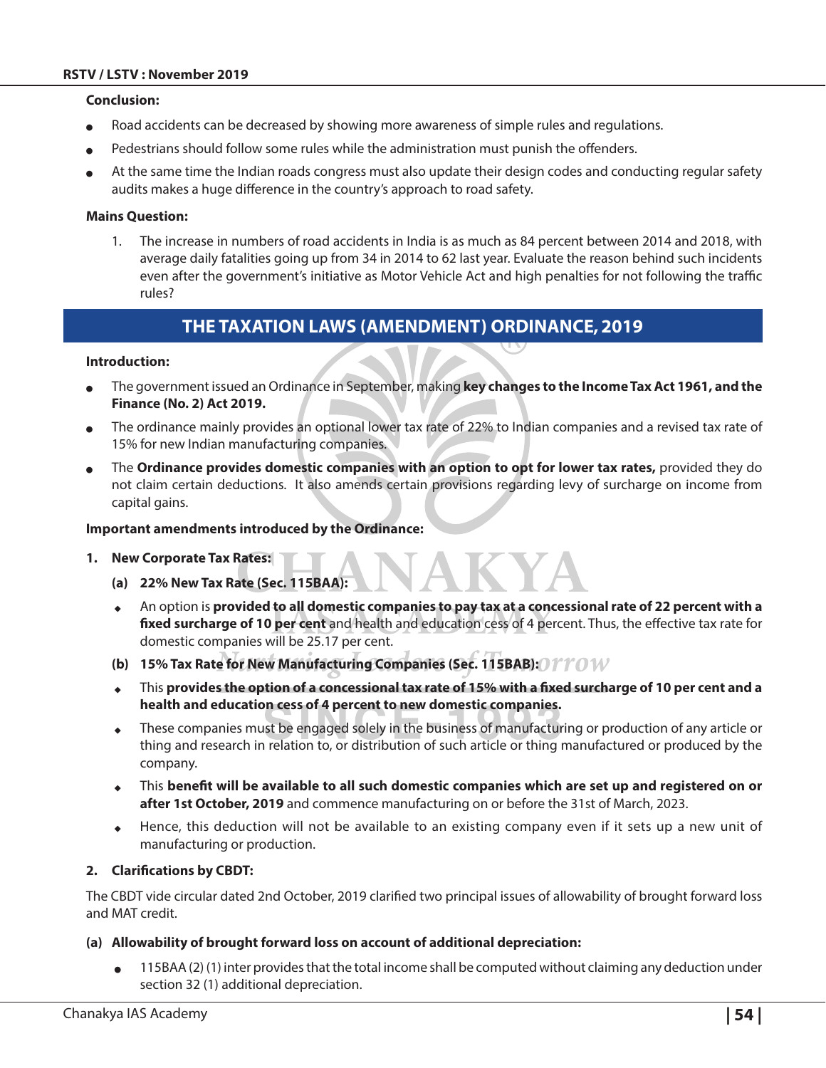**Conclusion:**

- Road accidents can be decreased by showing more awareness of simple rules and regulations.
- Pedestrians should follow some rules while the administration must punish the offenders.
- At the same time the Indian roads congress must also update their design codes and conducting regular safety audits makes a huge difference in the country's approach to road safety.

**Mains Question:**

1. The increase in numbers of road accidents in India is as much as 84 percent between 2014 and 2018, with average daily fatalities going up from 34 in 2014 to 62 last year. Evaluate the reason behind such incidents even after the government's initiative as Motor Vehicle Act and high penalties for not following the traffic rules?

## THE TAXATION LAWS (AMENDMENT) ORDINANCE, 2019

**Introduction:**

- The government issued an Ordinance in September, making **key changes to the Income Tax Act 1961, and the Finance (No. 2) Act 2019.**
- The ordinance mainly provides an optional lower tax rate of 22% to Indian companies and a revised tax rate of 15% for new Indian manufacturing companies.
- The **Ordinance provides domestic companies with an option to opt for lower tax rates,** provided they do not claim certain deductions. It also amends certain provisions regarding levy of surcharge on income from capital gains.

**Important amendments introduced by the Ordinance:**

1. **New Corporate Tax Rates:**

   **(a) 22% New Tax Rate (Sec. 115BAA):**

   - An option is **provided to all domestic companies to pay tax at a concessional rate of 22 percent with a fixed surcharge of 10 per cent** and health and education cess of 4 percent. Thus, the effective tax rate for domestic companies will be 25.17 per cent.

   **(b) 15% Tax Rate for New Manufacturing Companies (Sec. 115BAB):**

   - This **provides the option of a concessional tax rate of 15% with a fixed surcharge of 10 per cent and a health and education cess of 4 percent to new domestic companies.**
   - These companies must be engaged solely in the business of manufacturing or production of any article or thing and research in relation to, or distribution of such article or thing manufactured or produced by the company.
   - This **benefit will be available to all such domestic companies which are set up and registered on or after 1st October, 2019** and commence manufacturing on or before the 31st of March, 2023.
   - Hence, this deduction will not be available to an existing company even if it sets up a new unit of manufacturing or production.

2. **Clarifications by CBDT:**

The CBDT vide circular dated 2nd October, 2019 clarified two principal issues of allowability of brought forward loss and MAT credit.

**(a) Allowability of brought forward loss on account of additional depreciation:**

- 115BAA (2) (1) inter provides that the total income shall be computed without claiming any deduction under section 32 (1) additional depreciation.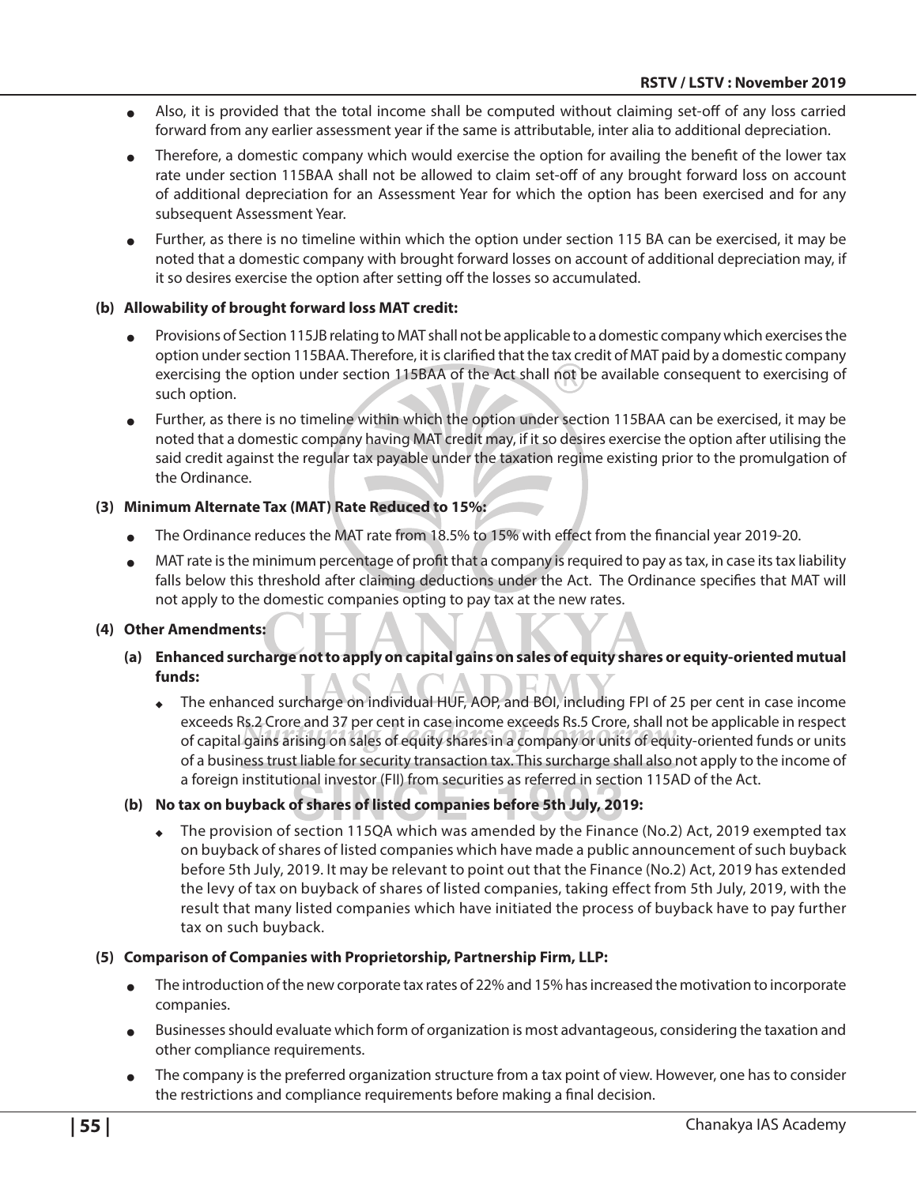- Also, it is provided that the total income shall be computed without claiming set-off of any loss carried forward from any earlier assessment year if the same is attributable, inter alia to additional depreciation.
- Therefore, a domestic company which would exercise the option for availing the benefit of the lower tax rate under section 115BAA shall not be allowed to claim set-off of any brought forward loss on account of additional depreciation for an Assessment Year for which the option has been exercised and for any subsequent Assessment Year.
- Further, as there is no timeline within which the option under section 115 BA can be exercised, it may be noted that a domestic company with brought forward losses on account of additional depreciation may, if it so desires exercise the option after setting off the losses so accumulated.

**(b) Allowability of brought forward loss MAT credit:**

- Provisions of Section 115JB relating to MAT shall not be applicable to a domestic company which exercises the option under section 115BAA. Therefore, it is clarified that the tax credit of MAT paid by a domestic company exercising the option under section 115BAA of the Act shall not be available consequent to exercising of such option.
- Further, as there is no timeline within which the option under section 115BAA can be exercised, it may be noted that a domestic company having MAT credit may, if it so desires exercise the option after utilising the said credit against the regular tax payable under the taxation regime existing prior to the promulgation of the Ordinance.

### (3) Minimum Alternate Tax (MAT) Rate Reduced to 15%:

- The Ordinance reduces the MAT rate from 18.5% to 15% with effect from the financial year 2019-20.
- MAT rate is the minimum percentage of profit that a company is required to pay as tax, in case its tax liability falls below this threshold after claiming deductions under the Act. The Ordinance specifies that MAT will not apply to the domestic companies opting to pay tax at the new rates.

### (4) Other Amendments:

**(a) Enhanced surcharge not to apply on capital gains on sales of equity shares or equity-oriented mutual funds:**

- The enhanced surcharge on individual HUF, AOP, and BOI, including FPI of 25 per cent in case income exceeds Rs.2 Crore and 37 per cent in case income exceeds Rs.5 Crore, shall not be applicable in respect of capital gains arising on sales of equity shares in a company or units of equity-oriented funds or units of a business trust liable for security transaction tax. This surcharge shall also not apply to the income of a foreign institutional investor (FII) from securities as referred in section 115AD of the Act.

**(b) No tax on buyback of shares of listed companies before 5th July, 2019:**

- The provision of section 115QA which was amended by the Finance (No.2) Act, 2019 exempted tax on buyback of shares of listed companies which have made a public announcement of such buyback before 5th July, 2019. It may be relevant to point out that the Finance (No.2) Act, 2019 has extended the levy of tax on buyback of shares of listed companies, taking effect from 5th July, 2019, with the result that many listed companies which have initiated the process of buyback have to pay further tax on such buyback.

### (5) Comparison of Companies with Proprietorship, Partnership Firm, LLP:

- The introduction of the new corporate tax rates of 22% and 15% has increased the motivation to incorporate companies.
- Businesses should evaluate which form of organization is most advantageous, considering the taxation and other compliance requirements.
- The company is the preferred organization structure from a tax point of view. However, one has to consider the restrictions and compliance requirements before making a final decision.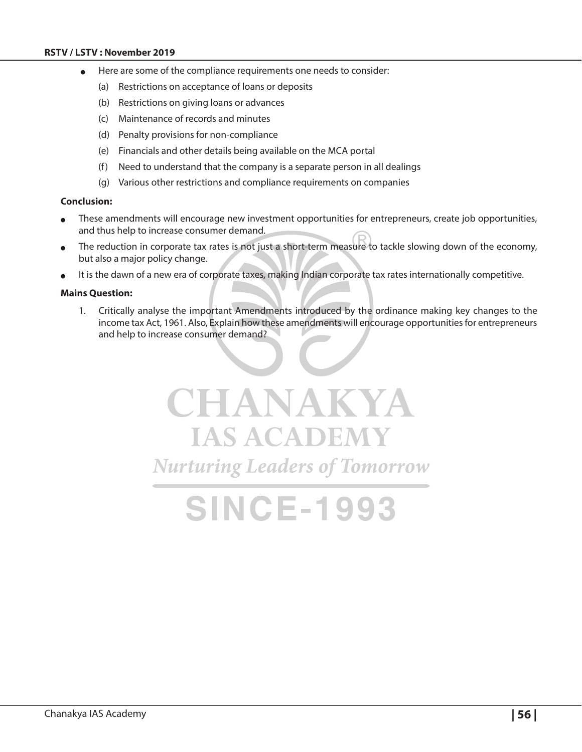- Here are some of the compliance requirements one needs to consider:
  - (a) Restrictions on acceptance of loans or deposits
  - (b) Restrictions on giving loans or advances
  - (c) Maintenance of records and minutes
  - (d) Penalty provisions for non-compliance
  - (e) Financials and other details being available on the MCA portal
  - (f) Need to understand that the company is a separate person in all dealings
  - (g) Various other restrictions and compliance requirements on companies

**Conclusion:**

- These amendments will encourage new investment opportunities for entrepreneurs, create job opportunities, and thus help to increase consumer demand.
- The reduction in corporate tax rates is not just a short-term measure to tackle slowing down of the economy, but also a major policy change.
- It is the dawn of a new era of corporate taxes, making Indian corporate tax rates internationally competitive.

**Mains Question:**

1. Critically analyse the important Amendments introduced by the ordinance making key changes to the income tax Act, 1961. Also, Explain how these amendments will encourage opportunities for entrepreneurs and help to increase consumer demand?